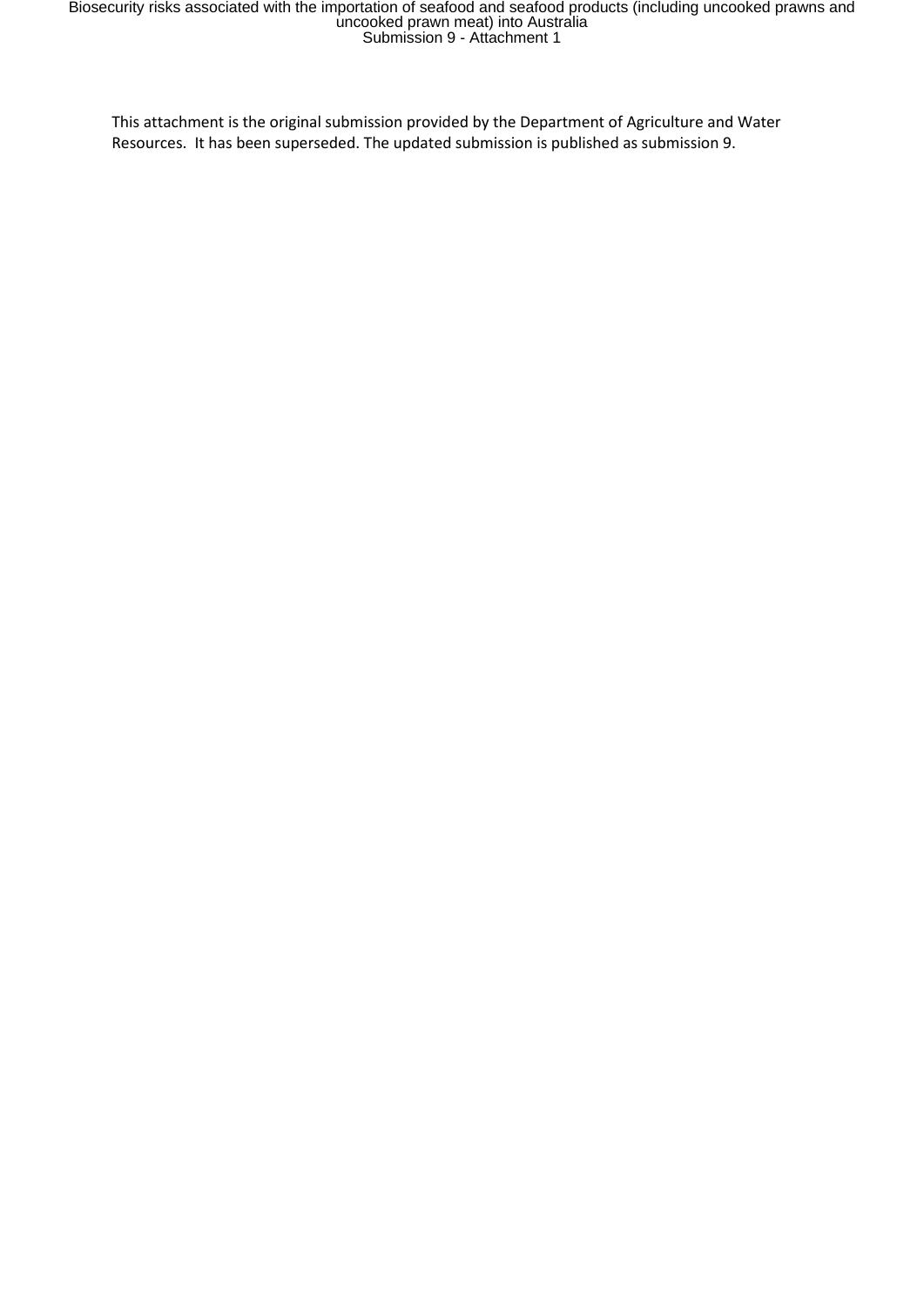This attachment is the original submission provided by the Department of Agriculture and Water Resources. It has been superseded. The updated submission is published as submission 9.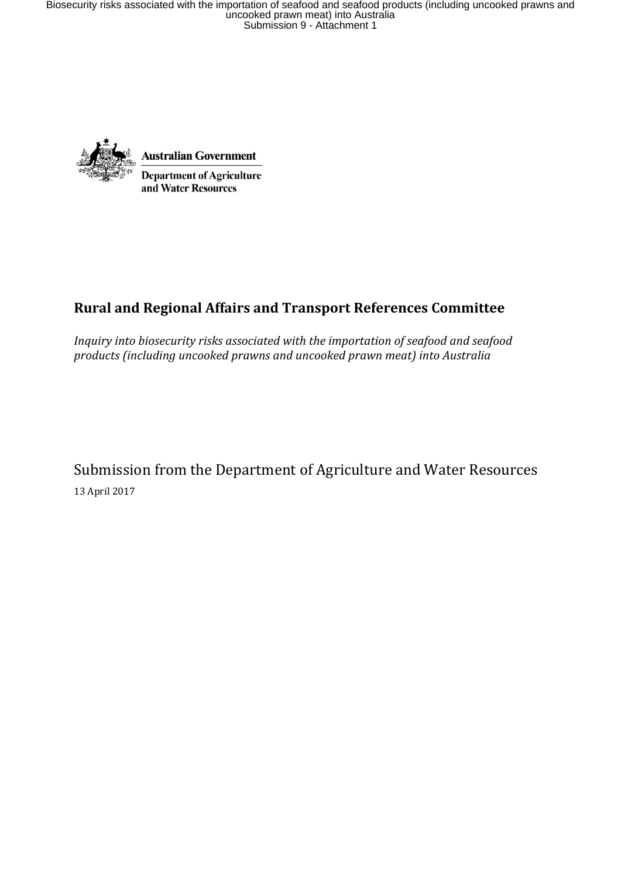Australian Government

Department of Agriculture and Water Resources

## Rural and Regional Affairs and Transport References Committee

*Inquiry into biosecurity risks associated with the importation of seafood and seafood products (including uncooked prawns and uncooked prawn meat) into Australia*

Submission from the Department of Agriculture and Water Resources

13 April 2017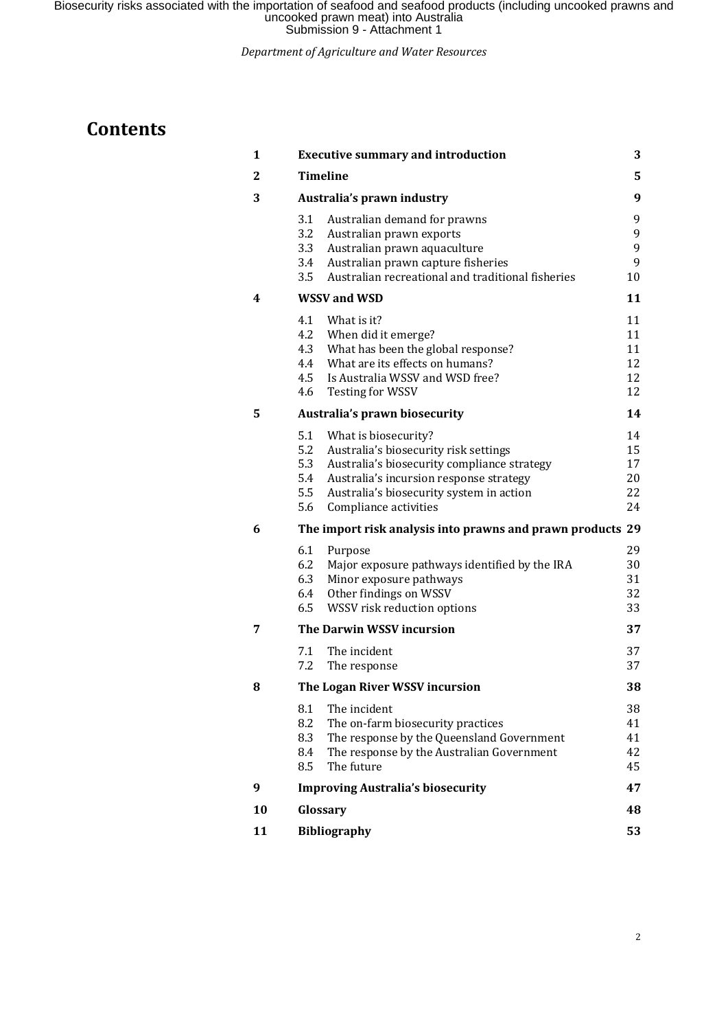# Contents

| | | |
|---|---|---|
| **1** | **Executive summary and introduction** | **3** |
| **2** | **Timeline** | **5** |
| **3** | **Australia's prawn industry** | **9** |
| | 3.1 Australian demand for prawns | 9 |
| | 3.2 Australian prawn exports | 9 |
| | 3.3 Australian prawn aquaculture | 9 |
| | 3.4 Australian prawn capture fisheries | 9 |
| | 3.5 Australian recreational and traditional fisheries | 10 |
| **4** | **WSSV and WSD** | **11** |
| | 4.1 What is it? | 11 |
| | 4.2 When did it emerge? | 11 |
| | 4.3 What has been the global response? | 11 |
| | 4.4 What are its effects on humans? | 12 |
| | 4.5 Is Australia WSSV and WSD free? | 12 |
| | 4.6 Testing for WSSV | 12 |
| **5** | **Australia's prawn biosecurity** | **14** |
| | 5.1 What is biosecurity? | 14 |
| | 5.2 Australia's biosecurity risk settings | 15 |
| | 5.3 Australia's biosecurity compliance strategy | 17 |
| | 5.4 Australia's incursion response strategy | 20 |
| | 5.5 Australia's biosecurity system in action | 22 |
| | 5.6 Compliance activities | 24 |
| **6** | **The import risk analysis into prawns and prawn products** | **29** |
| | 6.1 Purpose | 29 |
| | 6.2 Major exposure pathways identified by the IRA | 30 |
| | 6.3 Minor exposure pathways | 31 |
| | 6.4 Other findings on WSSV | 32 |
| | 6.5 WSSV risk reduction options | 33 |
| **7** | **The Darwin WSSV incursion** | **37** |
| | 7.1 The incident | 37 |
| | 7.2 The response | 37 |
| **8** | **The Logan River WSSV incursion** | **38** |
| | 8.1 The incident | 38 |
| | 8.2 The on-farm biosecurity practices | 41 |
| | 8.3 The response by the Queensland Government | 41 |
| | 8.4 The response by the Australian Government | 42 |
| | 8.5 The future | 45 |
| **9** | **Improving Australia's biosecurity** | **47** |
| **10** | **Glossary** | **48** |
| **11** | **Bibliography** | **53** |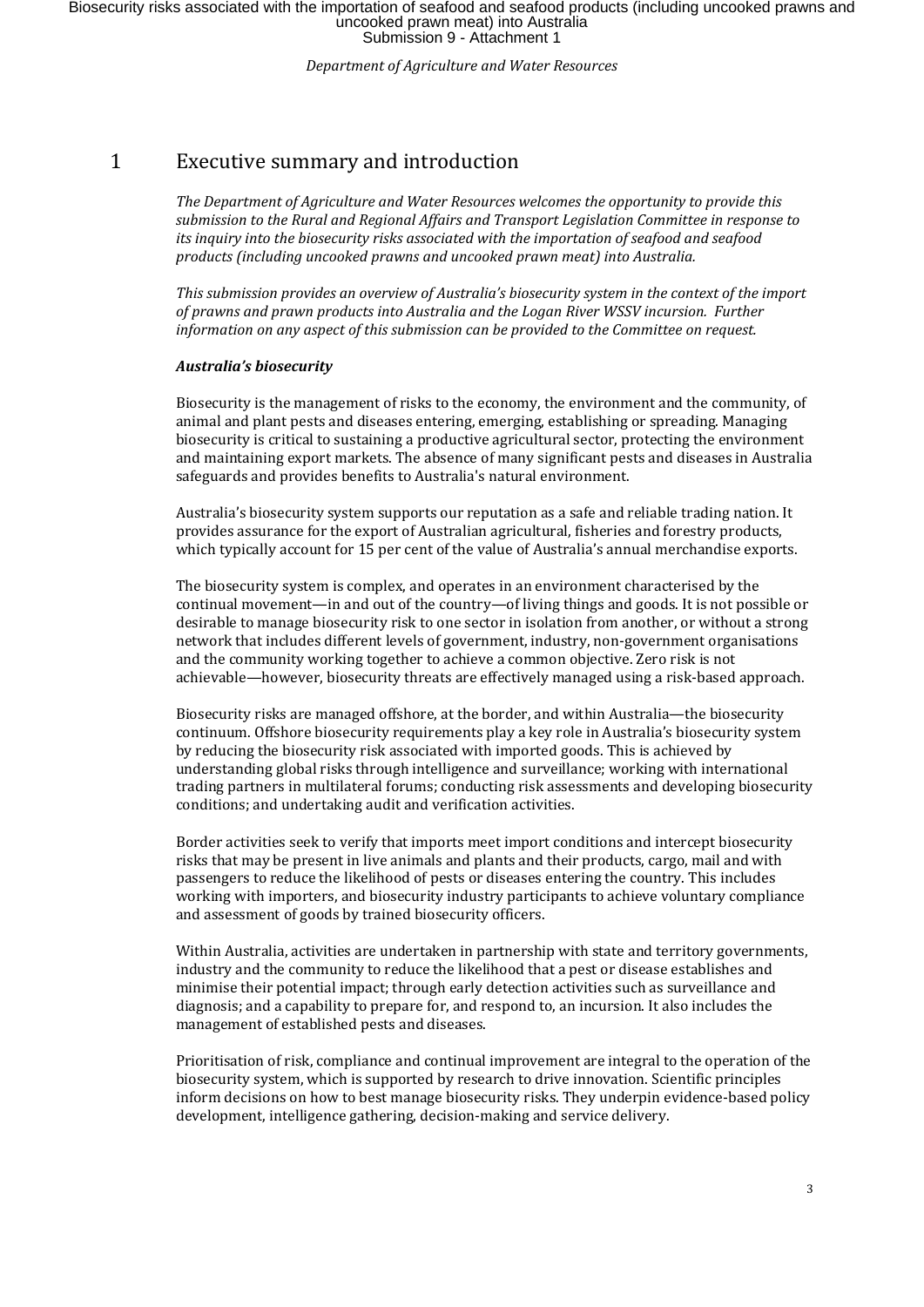# 1 Executive summary and introduction

*The Department of Agriculture and Water Resources welcomes the opportunity to provide this submission to the Rural and Regional Affairs and Transport Legislation Committee in response to its inquiry into the biosecurity risks associated with the importation of seafood and seafood products (including uncooked prawns and uncooked prawn meat) into Australia.*

*This submission provides an overview of Australia's biosecurity system in the context of the import of prawns and prawn products into Australia and the Logan River WSSV incursion. Further information on any aspect of this submission can be provided to the Committee on request.*

***Australia's biosecurity***

Biosecurity is the management of risks to the economy, the environment and the community, of animal and plant pests and diseases entering, emerging, establishing or spreading. Managing biosecurity is critical to sustaining a productive agricultural sector, protecting the environment and maintaining export markets. The absence of many significant pests and diseases in Australia safeguards and provides benefits to Australia's natural environment.

Australia's biosecurity system supports our reputation as a safe and reliable trading nation. It provides assurance for the export of Australian agricultural, fisheries and forestry products, which typically account for 15 per cent of the value of Australia's annual merchandise exports.

The biosecurity system is complex, and operates in an environment characterised by the continual movement—in and out of the country—of living things and goods. It is not possible or desirable to manage biosecurity risk to one sector in isolation from another, or without a strong network that includes different levels of government, industry, non-government organisations and the community working together to achieve a common objective. Zero risk is not achievable—however, biosecurity threats are effectively managed using a risk-based approach.

Biosecurity risks are managed offshore, at the border, and within Australia—the biosecurity continuum. Offshore biosecurity requirements play a key role in Australia's biosecurity system by reducing the biosecurity risk associated with imported goods. This is achieved by understanding global risks through intelligence and surveillance; working with international trading partners in multilateral forums; conducting risk assessments and developing biosecurity conditions; and undertaking audit and verification activities.

Border activities seek to verify that imports meet import conditions and intercept biosecurity risks that may be present in live animals and plants and their products, cargo, mail and with passengers to reduce the likelihood of pests or diseases entering the country. This includes working with importers, and biosecurity industry participants to achieve voluntary compliance and assessment of goods by trained biosecurity officers.

Within Australia, activities are undertaken in partnership with state and territory governments, industry and the community to reduce the likelihood that a pest or disease establishes and minimise their potential impact; through early detection activities such as surveillance and diagnosis; and a capability to prepare for, and respond to, an incursion. It also includes the management of established pests and diseases.

Prioritisation of risk, compliance and continual improvement are integral to the operation of the biosecurity system, which is supported by research to drive innovation. Scientific principles inform decisions on how to best manage biosecurity risks. They underpin evidence-based policy development, intelligence gathering, decision-making and service delivery.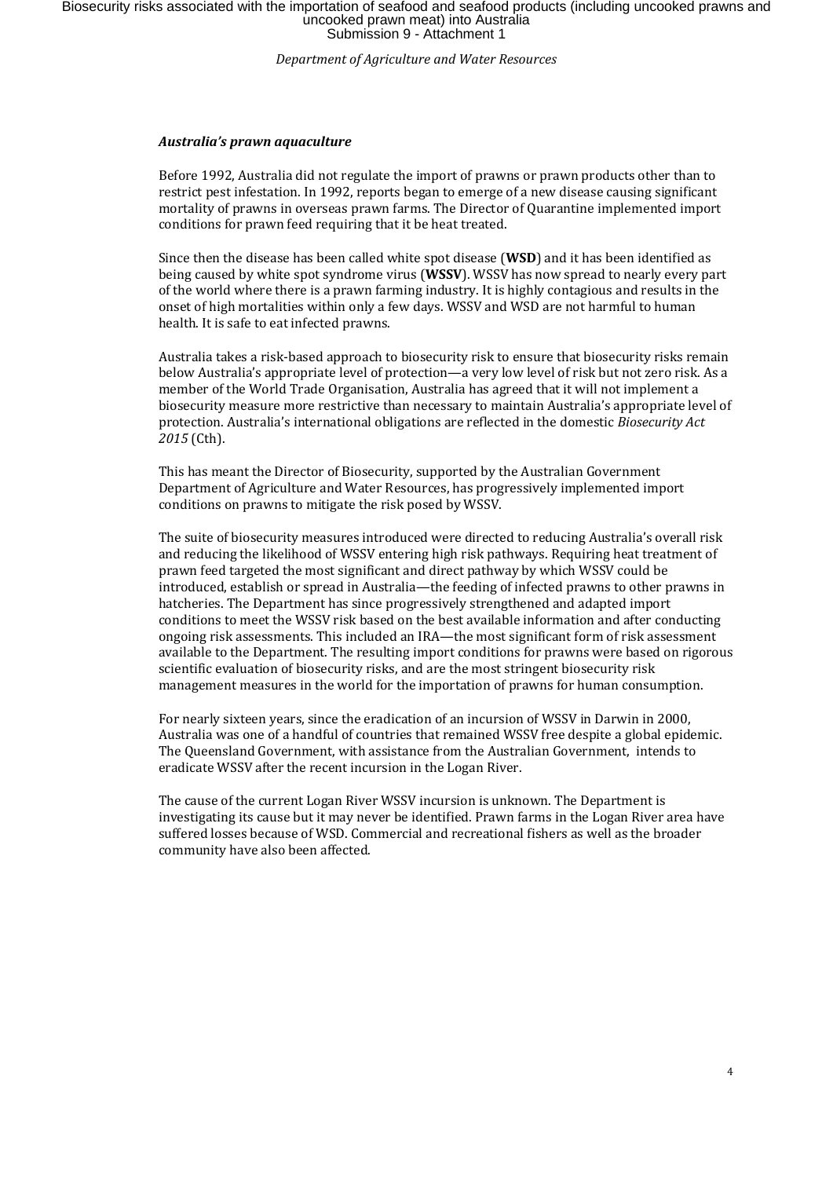### *Australia's prawn aquaculture*

Before 1992, Australia did not regulate the import of prawns or prawn products other than to restrict pest infestation. In 1992, reports began to emerge of a new disease causing significant mortality of prawns in overseas prawn farms. The Director of Quarantine implemented import conditions for prawn feed requiring that it be heat treated.

Since then the disease has been called white spot disease (**WSD**) and it has been identified as being caused by white spot syndrome virus (**WSSV**). WSSV has now spread to nearly every part of the world where there is a prawn farming industry. It is highly contagious and results in the onset of high mortalities within only a few days. WSSV and WSD are not harmful to human health. It is safe to eat infected prawns.

Australia takes a risk-based approach to biosecurity risk to ensure that biosecurity risks remain below Australia's appropriate level of protection—a very low level of risk but not zero risk. As a member of the World Trade Organisation, Australia has agreed that it will not implement a biosecurity measure more restrictive than necessary to maintain Australia's appropriate level of protection. Australia's international obligations are reflected in the domestic *Biosecurity Act 2015* (Cth).

This has meant the Director of Biosecurity, supported by the Australian Government Department of Agriculture and Water Resources, has progressively implemented import conditions on prawns to mitigate the risk posed by WSSV.

The suite of biosecurity measures introduced were directed to reducing Australia's overall risk and reducing the likelihood of WSSV entering high risk pathways. Requiring heat treatment of prawn feed targeted the most significant and direct pathway by which WSSV could be introduced, establish or spread in Australia—the feeding of infected prawns to other prawns in hatcheries. The Department has since progressively strengthened and adapted import conditions to meet the WSSV risk based on the best available information and after conducting ongoing risk assessments. This included an IRA—the most significant form of risk assessment available to the Department. The resulting import conditions for prawns were based on rigorous scientific evaluation of biosecurity risks, and are the most stringent biosecurity risk management measures in the world for the importation of prawns for human consumption.

For nearly sixteen years, since the eradication of an incursion of WSSV in Darwin in 2000, Australia was one of a handful of countries that remained WSSV free despite a global epidemic. The Queensland Government, with assistance from the Australian Government, intends to eradicate WSSV after the recent incursion in the Logan River.

The cause of the current Logan River WSSV incursion is unknown. The Department is investigating its cause but it may never be identified. Prawn farms in the Logan River area have suffered losses because of WSD. Commercial and recreational fishers as well as the broader community have also been affected.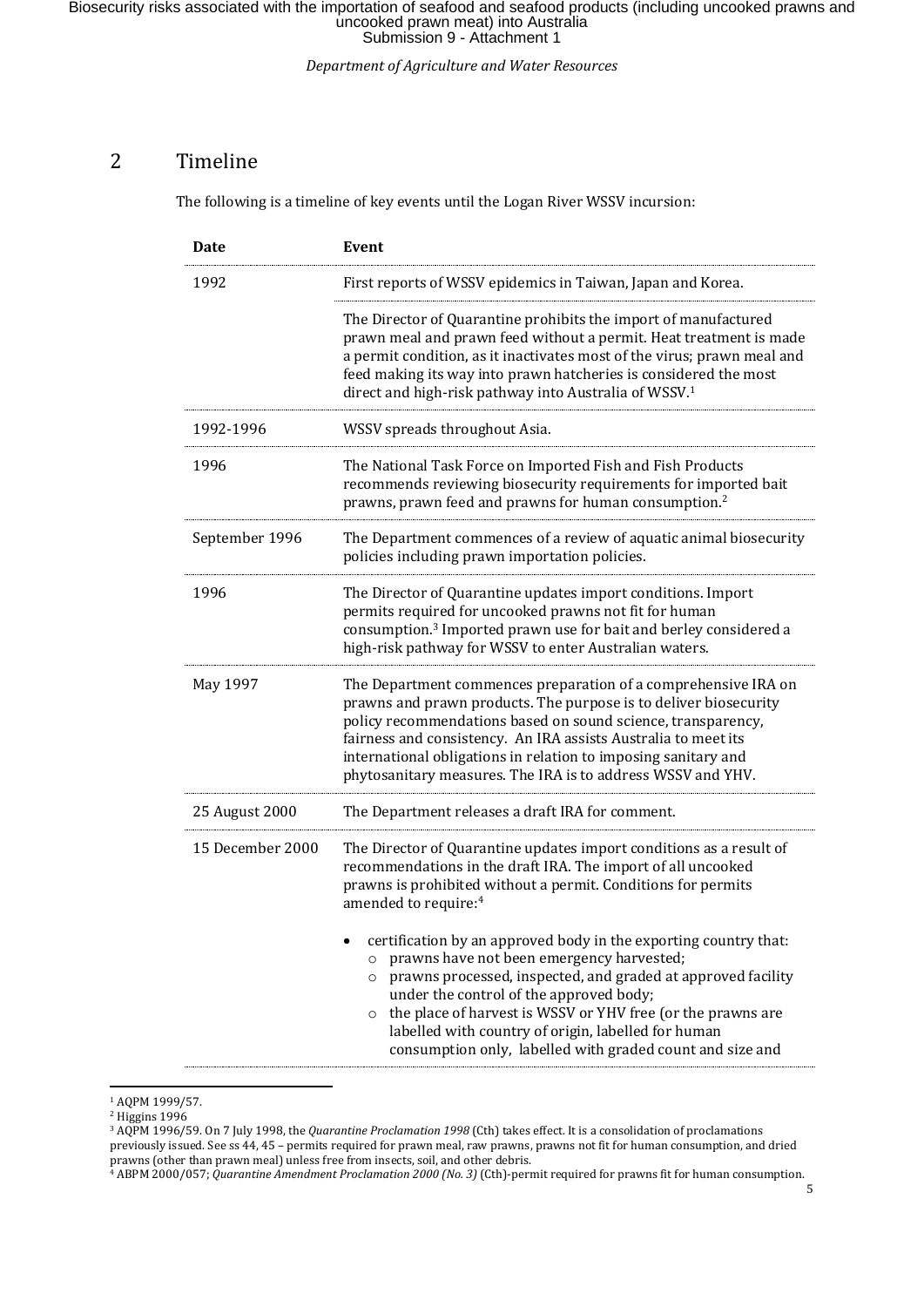## 2 Timeline

The following is a timeline of key events until the Logan River WSSV incursion:

| Date | Event |
|---|---|
| 1992 | First reports of WSSV epidemics in Taiwan, Japan and Korea. |
| | The Director of Quarantine prohibits the import of manufactured prawn meal and prawn feed without a permit. Heat treatment is made a permit condition, as it inactivates most of the virus; prawn meal and feed making its way into prawn hatcheries is considered the most direct and high-risk pathway into Australia of WSSV.[1] |
| 1992-1996 | WSSV spreads throughout Asia. |
| 1996 | The National Task Force on Imported Fish and Fish Products recommends reviewing biosecurity requirements for imported bait prawns, prawn feed and prawns for human consumption.[2] |
| September 1996 | The Department commences of a review of aquatic animal biosecurity policies including prawn importation policies. |
| 1996 | The Director of Quarantine updates import conditions. Import permits required for uncooked prawns not fit for human consumption.[3] Imported prawn use for bait and berley considered a high-risk pathway for WSSV to enter Australian waters. |
| May 1997 | The Department commences preparation of a comprehensive IRA on prawns and prawn products. The purpose is to deliver biosecurity policy recommendations based on sound science, transparency, fairness and consistency. An IRA assists Australia to meet its international obligations in relation to imposing sanitary and phytosanitary measures. The IRA is to address WSSV and YHV. |
| 25 August 2000 | The Department releases a draft IRA for comment. |
| 15 December 2000 | The Director of Quarantine updates import conditions as a result of recommendations in the draft IRA. The import of all uncooked prawns is prohibited without a permit. Conditions for permits amended to require:[4]<br><br>• certification by an approved body in the exporting country that:<br>&nbsp;&nbsp;○ prawns have not been emergency harvested;<br>&nbsp;&nbsp;○ prawns processed, inspected, and graded at approved facility under the control of the approved body;<br>&nbsp;&nbsp;○ the place of harvest is WSSV or YHV free (or the prawns are labelled with country of origin, labelled for human consumption only, labelled with graded count and size and |

[1] AQPM 1999/57.

[2] Higgins 1996

[3] AQPM 1996/59. On 7 July 1998, the *Quarantine Proclamation 1998* (Cth) takes effect. It is a consolidation of proclamations previously issued. See ss 44, 45 – permits required for prawn meal, raw prawns, prawns not fit for human consumption, and dried prawns (other than prawn meal) unless free from insects, soil, and other debris.

[4] ABPM 2000/057; *Quarantine Amendment Proclamation 2000 (No. 3)* (Cth)-permit required for prawns fit for human consumption.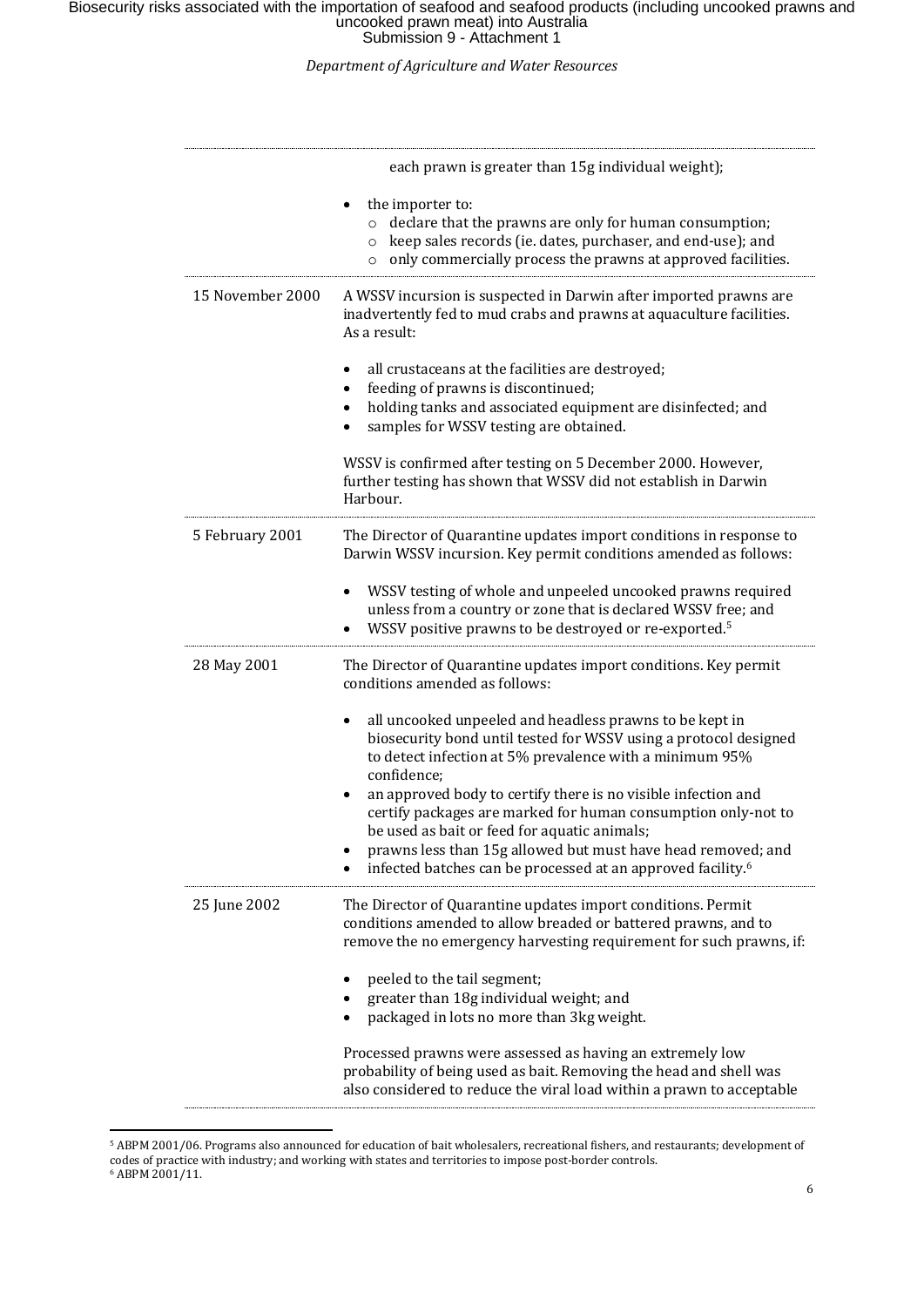| | |
|---|---|
| | each prawn is greater than 15g individual weight);<br><br>• the importer to:<br>  ○ declare that the prawns are only for human consumption;<br>  ○ keep sales records (ie. dates, purchaser, and end-use); and<br>  ○ only commercially process the prawns at approved facilities. |
| 15 November 2000 | A WSSV incursion is suspected in Darwin after imported prawns are inadvertently fed to mud crabs and prawns at aquaculture facilities. As a result:<br><br>• all crustaceans at the facilities are destroyed;<br>• feeding of prawns is discontinued;<br>• holding tanks and associated equipment are disinfected; and<br>• samples for WSSV testing are obtained.<br><br>WSSV is confirmed after testing on 5 December 2000. However, further testing has shown that WSSV did not establish in Darwin Harbour. |
| 5 February 2001 | The Director of Quarantine updates import conditions in response to Darwin WSSV incursion. Key permit conditions amended as follows:<br><br>• WSSV testing of whole and unpeeled uncooked prawns required unless from a country or zone that is declared WSSV free; and<br>• WSSV positive prawns to be destroyed or re-exported.[5] |
| 28 May 2001 | The Director of Quarantine updates import conditions. Key permit conditions amended as follows:<br><br>• all uncooked unpeeled and headless prawns to be kept in biosecurity bond until tested for WSSV using a protocol designed to detect infection at 5% prevalence with a minimum 95% confidence;<br>• an approved body to certify there is no visible infection and certify packages are marked for human consumption only-not to be used as bait or feed for aquatic animals;<br>• prawns less than 15g allowed but must have head removed; and<br>• infected batches can be processed at an approved facility.[6] |
| 25 June 2002 | The Director of Quarantine updates import conditions. Permit conditions amended to allow breaded or battered prawns, and to remove the no emergency harvesting requirement for such prawns, if:<br><br>• peeled to the tail segment;<br>• greater than 18g individual weight; and<br>• packaged in lots no more than 3kg weight.<br><br>Processed prawns were assessed as having an extremely low probability of being used as bait. Removing the head and shell was also considered to reduce the viral load within a prawn to acceptable |

[5] ABPM 2001/06. Programs also announced for education of bait wholesalers, recreational fishers, and restaurants; development of codes of practice with industry; and working with states and territories to impose post-border controls.
[6] ABPM 2001/11.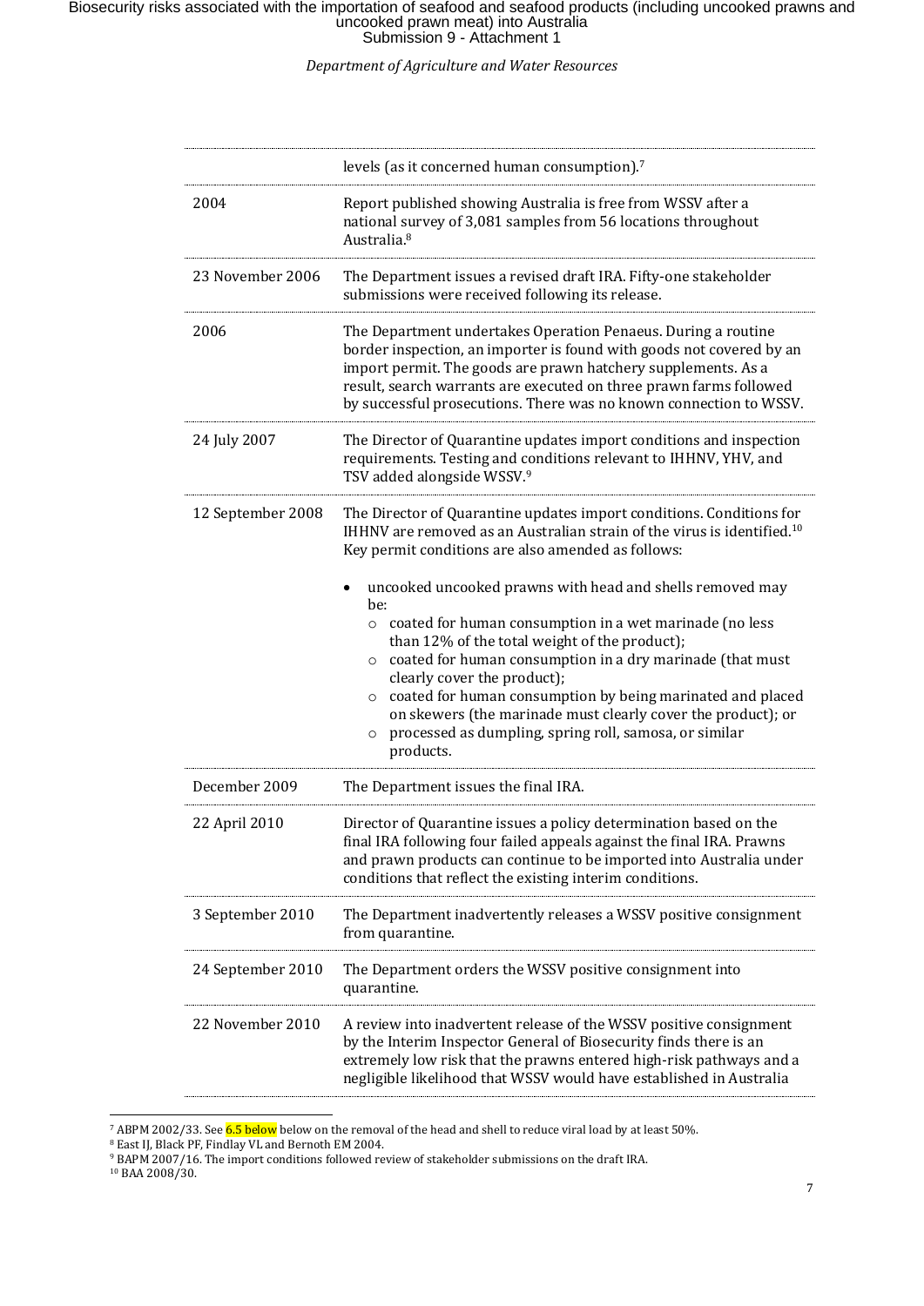| | |
|---|---|
| | levels (as it concerned human consumption).[7] |
| 2004 | Report published showing Australia is free from WSSV after a national survey of 3,081 samples from 56 locations throughout Australia.[8] |
| 23 November 2006 | The Department issues a revised draft IRA. Fifty-one stakeholder submissions were received following its release. |
| 2006 | The Department undertakes Operation Penaeus. During a routine border inspection, an importer is found with goods not covered by an import permit. The goods are prawn hatchery supplements. As a result, search warrants are executed on three prawn farms followed by successful prosecutions. There was no known connection to WSSV. |
| 24 July 2007 | The Director of Quarantine updates import conditions and inspection requirements. Testing and conditions relevant to IHHNV, YHV, and TSV added alongside WSSV.[9] |
| 12 September 2008 | The Director of Quarantine updates import conditions. Conditions for IHHNV are removed as an Australian strain of the virus is identified.[10] Key permit conditions are also amended as follows: <br><br>• uncooked uncooked prawns with head and shells removed may be: <br>  ○ coated for human consumption in a wet marinade (no less than 12% of the total weight of the product); <br>  ○ coated for human consumption in a dry marinade (that must clearly cover the product); <br>  ○ coated for human consumption by being marinated and placed on skewers (the marinade must clearly cover the product); or <br>  ○ processed as dumpling, spring roll, samosa, or similar products. |
| December 2009 | The Department issues the final IRA. |
| 22 April 2010 | Director of Quarantine issues a policy determination based on the final IRA following four failed appeals against the final IRA. Prawns and prawn products can continue to be imported into Australia under conditions that reflect the existing interim conditions. |
| 3 September 2010 | The Department inadvertently releases a WSSV positive consignment from quarantine. |
| 24 September 2010 | The Department orders the WSSV positive consignment into quarantine. |
| 22 November 2010 | A review into inadvertent release of the WSSV positive consignment by the Interim Inspector General of Biosecurity finds there is an extremely low risk that the prawns entered high-risk pathways and a negligible likelihood that WSSV would have established in Australia |

[7] ABPM 2002/33. See 6.5 below below on the removal of the head and shell to reduce viral load by at least 50%.

[8] East IJ, Black PF, Findlay VL and Bernoth EM 2004.

[9] BAPM 2007/16. The import conditions followed review of stakeholder submissions on the draft IRA.

[10] BAA 2008/30.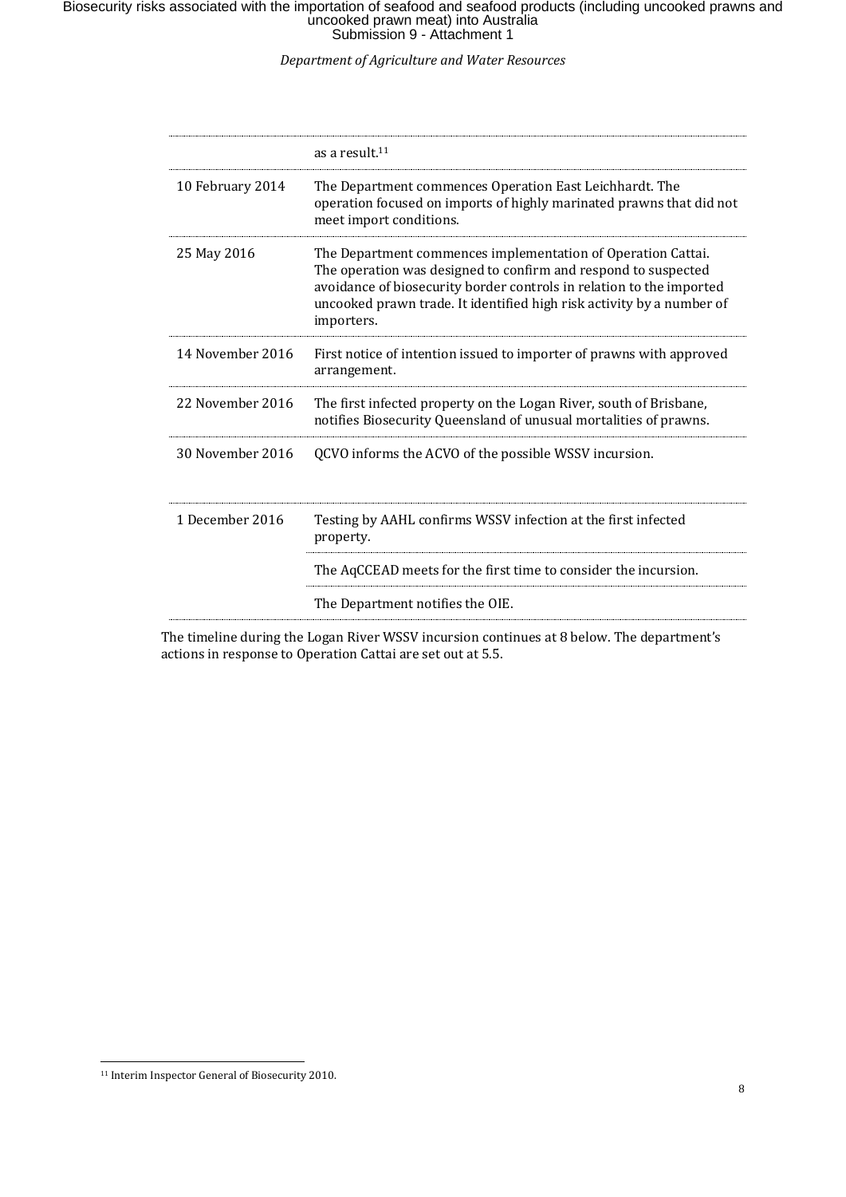| | |
|---|---|
| | as a result.[11] |
| 10 February 2014 | The Department commences Operation East Leichhardt. The operation focused on imports of highly marinated prawns that did not meet import conditions. |
| 25 May 2016 | The Department commences implementation of Operation Cattai. The operation was designed to confirm and respond to suspected avoidance of biosecurity border controls in relation to the imported uncooked prawn trade. It identified high risk activity by a number of importers. |
| 14 November 2016 | First notice of intention issued to importer of prawns with approved arrangement. |
| 22 November 2016 | The first infected property on the Logan River, south of Brisbane, notifies Biosecurity Queensland of unusual mortalities of prawns. |
| 30 November 2016 | QCVO informs the ACVO of the possible WSSV incursion. |
| 1 December 2016 | Testing by AAHL confirms WSSV infection at the first infected property. |
| | The AqCCEAD meets for the first time to consider the incursion. |
| | The Department notifies the OIE. |

The timeline during the Logan River WSSV incursion continues at 8 below. The department's actions in response to Operation Cattai are set out at 5.5.

[11] Interim Inspector General of Biosecurity 2010.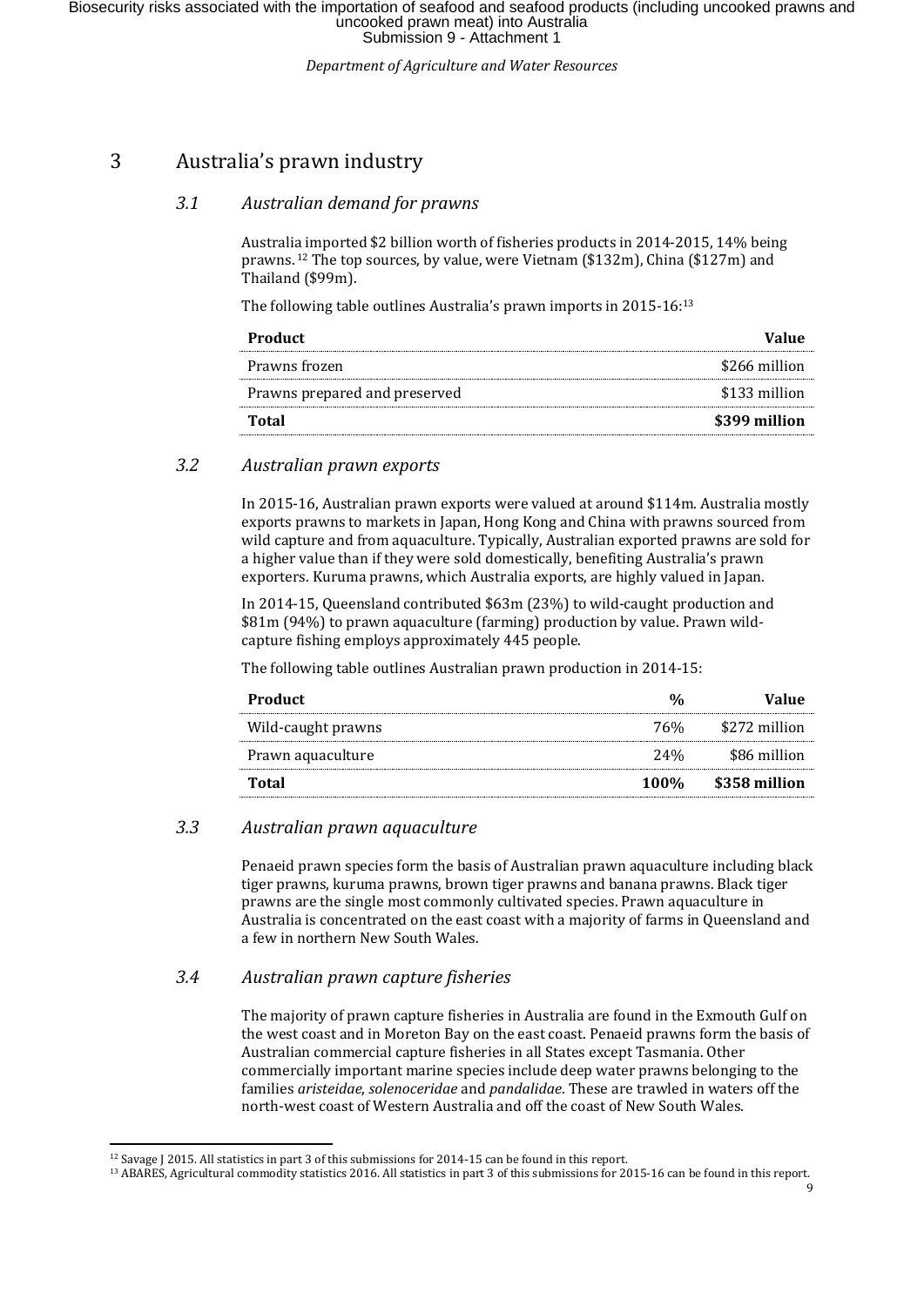# 3 Australia's prawn industry

## 3.1 *Australian demand for prawns*

Australia imported $2 billion worth of fisheries products in 2014-2015, 14% being prawns.[12] The top sources, by value, were Vietnam ($132m), China ($127m) and Thailand ($99m).

The following table outlines Australia's prawn imports in 2015-16:[13]

| Product | Value |
|---|---|
| Prawns frozen | $266 million |
| Prawns prepared and preserved | $133 million |
| **Total** | **$399 million** |

## 3.2 *Australian prawn exports*

In 2015-16, Australian prawn exports were valued at around $114m. Australia mostly exports prawns to markets in Japan, Hong Kong and China with prawns sourced from wild capture and from aquaculture. Typically, Australian exported prawns are sold for a higher value than if they were sold domestically, benefiting Australia's prawn exporters. Kuruma prawns, which Australia exports, are highly valued in Japan.

In 2014-15, Queensland contributed $63m (23%) to wild-caught production and $81m (94%) to prawn aquaculture (farming) production by value. Prawn wild-capture fishing employs approximately 445 people.

The following table outlines Australian prawn production in 2014-15:

| Product | % | Value |
|---|---|---|
| Wild-caught prawns | 76% | $272 million |
| Prawn aquaculture | 24% | $86 million |
| **Total** | **100%** | **$358 million** |

## 3.3 *Australian prawn aquaculture*

Penaeid prawn species form the basis of Australian prawn aquaculture including black tiger prawns, kuruma prawns, brown tiger prawns and banana prawns. Black tiger prawns are the single most commonly cultivated species. Prawn aquaculture in Australia is concentrated on the east coast with a majority of farms in Queensland and a few in northern New South Wales.

## 3.4 *Australian prawn capture fisheries*

The majority of prawn capture fisheries in Australia are found in the Exmouth Gulf on the west coast and in Moreton Bay on the east coast. Penaeid prawns form the basis of Australian commercial capture fisheries in all States except Tasmania. Other commercially important marine species include deep water prawns belonging to the families *aristeidae*, *solenoceridae* and *pandalidae*. These are trawled in waters off the north-west coast of Western Australia and off the coast of New South Wales.

---

[12] Savage J 2015. All statistics in part 3 of this submissions for 2014-15 can be found in this report.

[13] ABARES, Agricultural commodity statistics 2016. All statistics in part 3 of this submissions for 2015-16 can be found in this report.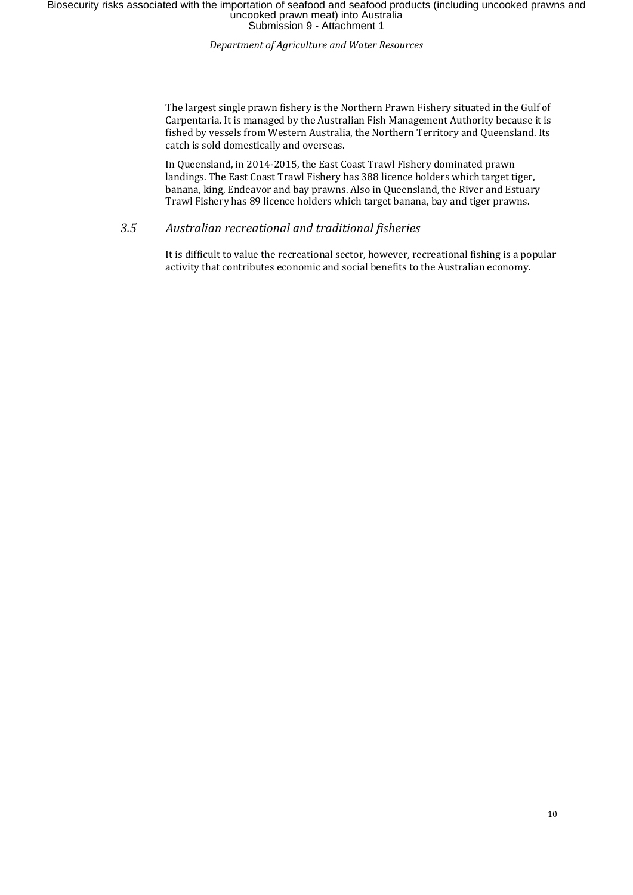The largest single prawn fishery is the Northern Prawn Fishery situated in the Gulf of Carpentaria. It is managed by the Australian Fish Management Authority because it is fished by vessels from Western Australia, the Northern Territory and Queensland. Its catch is sold domestically and overseas.

In Queensland, in 2014-2015, the East Coast Trawl Fishery dominated prawn landings. The East Coast Trawl Fishery has 388 licence holders which target tiger, banana, king, Endeavor and bay prawns. Also in Queensland, the River and Estuary Trawl Fishery has 89 licence holders which target banana, bay and tiger prawns.

### *3.5 Australian recreational and traditional fisheries*

It is difficult to value the recreational sector, however, recreational fishing is a popular activity that contributes economic and social benefits to the Australian economy.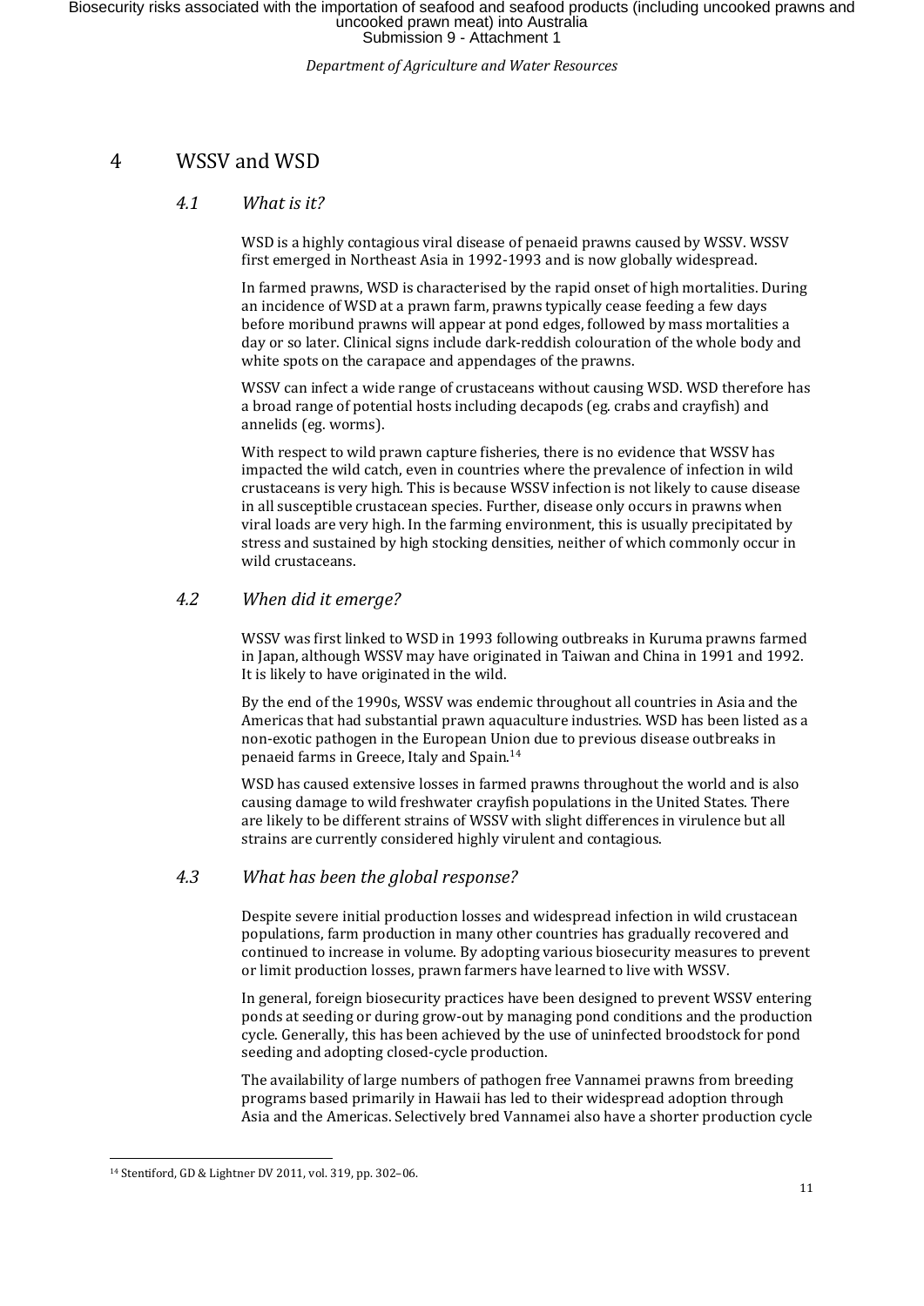## 4 WSSV and WSD

### *4.1 What is it?*

WSD is a highly contagious viral disease of penaeid prawns caused by WSSV. WSSV first emerged in Northeast Asia in 1992-1993 and is now globally widespread.

In farmed prawns, WSD is characterised by the rapid onset of high mortalities. During an incidence of WSD at a prawn farm, prawns typically cease feeding a few days before moribund prawns will appear at pond edges, followed by mass mortalities a day or so later. Clinical signs include dark-reddish colouration of the whole body and white spots on the carapace and appendages of the prawns.

WSSV can infect a wide range of crustaceans without causing WSD. WSD therefore has a broad range of potential hosts including decapods (eg. crabs and crayfish) and annelids (eg. worms).

With respect to wild prawn capture fisheries, there is no evidence that WSSV has impacted the wild catch, even in countries where the prevalence of infection in wild crustaceans is very high. This is because WSSV infection is not likely to cause disease in all susceptible crustacean species. Further, disease only occurs in prawns when viral loads are very high. In the farming environment, this is usually precipitated by stress and sustained by high stocking densities, neither of which commonly occur in wild crustaceans.

### *4.2 When did it emerge?*

WSSV was first linked to WSD in 1993 following outbreaks in Kuruma prawns farmed in Japan, although WSSV may have originated in Taiwan and China in 1991 and 1992. It is likely to have originated in the wild.

By the end of the 1990s, WSSV was endemic throughout all countries in Asia and the Americas that had substantial prawn aquaculture industries. WSD has been listed as a non-exotic pathogen in the European Union due to previous disease outbreaks in penaeid farms in Greece, Italy and Spain.[14]

WSD has caused extensive losses in farmed prawns throughout the world and is also causing damage to wild freshwater crayfish populations in the United States. There are likely to be different strains of WSSV with slight differences in virulence but all strains are currently considered highly virulent and contagious.

### *4.3 What has been the global response?*

Despite severe initial production losses and widespread infection in wild crustacean populations, farm production in many other countries has gradually recovered and continued to increase in volume. By adopting various biosecurity measures to prevent or limit production losses, prawn farmers have learned to live with WSSV.

In general, foreign biosecurity practices have been designed to prevent WSSV entering ponds at seeding or during grow-out by managing pond conditions and the production cycle. Generally, this has been achieved by the use of uninfected broodstock for pond seeding and adopting closed-cycle production.

The availability of large numbers of pathogen free Vannamei prawns from breeding programs based primarily in Hawaii has led to their widespread adoption through Asia and the Americas. Selectively bred Vannamei also have a shorter production cycle

---

[14] Stentiford, GD & Lightner DV 2011, vol. 319, pp. 302–06.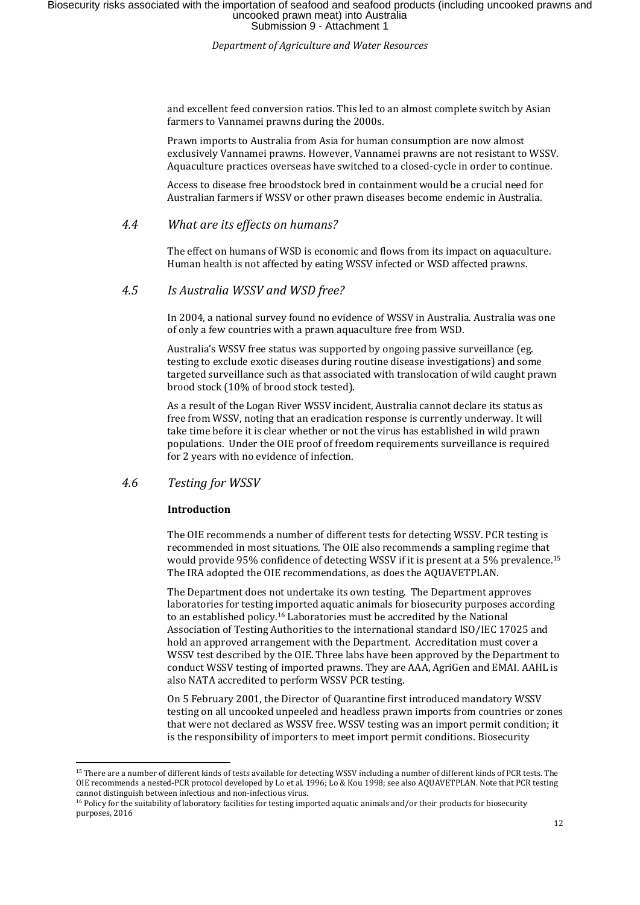and excellent feed conversion ratios. This led to an almost complete switch by Asian farmers to Vannamei prawns during the 2000s.

Prawn imports to Australia from Asia for human consumption are now almost exclusively Vannamei prawns. However, Vannamei prawns are not resistant to WSSV. Aquaculture practices overseas have switched to a closed-cycle in order to continue.

Access to disease free broodstock bred in containment would be a crucial need for Australian farmers if WSSV or other prawn diseases become endemic in Australia.

## *4.4 What are its effects on humans?*

The effect on humans of WSD is economic and flows from its impact on aquaculture. Human health is not affected by eating WSSV infected or WSD affected prawns.

## *4.5 Is Australia WSSV and WSD free?*

In 2004, a national survey found no evidence of WSSV in Australia. Australia was one of only a few countries with a prawn aquaculture free from WSD.

Australia's WSSV free status was supported by ongoing passive surveillance (eg. testing to exclude exotic diseases during routine disease investigations) and some targeted surveillance such as that associated with translocation of wild caught prawn brood stock (10% of brood stock tested).

As a result of the Logan River WSSV incident, Australia cannot declare its status as free from WSSV, noting that an eradication response is currently underway. It will take time before it is clear whether or not the virus has established in wild prawn populations. Under the OIE proof of freedom requirements surveillance is required for 2 years with no evidence of infection.

## *4.6 Testing for WSSV*

**Introduction**

The OIE recommends a number of different tests for detecting WSSV. PCR testing is recommended in most situations. The OIE also recommends a sampling regime that would provide 95% confidence of detecting WSSV if it is present at a 5% prevalence.[15] The IRA adopted the OIE recommendations, as does the AQUAVETPLAN.

The Department does not undertake its own testing. The Department approves laboratories for testing imported aquatic animals for biosecurity purposes according to an established policy.[16] Laboratories must be accredited by the National Association of Testing Authorities to the international standard ISO/IEC 17025 and hold an approved arrangement with the Department. Accreditation must cover a WSSV test described by the OIE. Three labs have been approved by the Department to conduct WSSV testing of imported prawns. They are AAA, AgriGen and EMAI. AAHL is also NATA accredited to perform WSSV PCR testing.

On 5 February 2001, the Director of Quarantine first introduced mandatory WSSV testing on all uncooked unpeeled and headless prawn imports from countries or zones that were not declared as WSSV free. WSSV testing was an import permit condition; it is the responsibility of importers to meet import permit conditions. Biosecurity

---

[15] There are a number of different kinds of tests available for detecting WSSV including a number of different kinds of PCR tests. The OIE recommends a nested-PCR protocol developed by Lo et al. 1996; Lo & Kou 1998; see also AQUAVETPLAN. Note that PCR testing cannot distinguish between infectious and non-infectious virus.

[16] Policy for the suitability of laboratory facilities for testing imported aquatic animals and/or their products for biosecurity purposes, 2016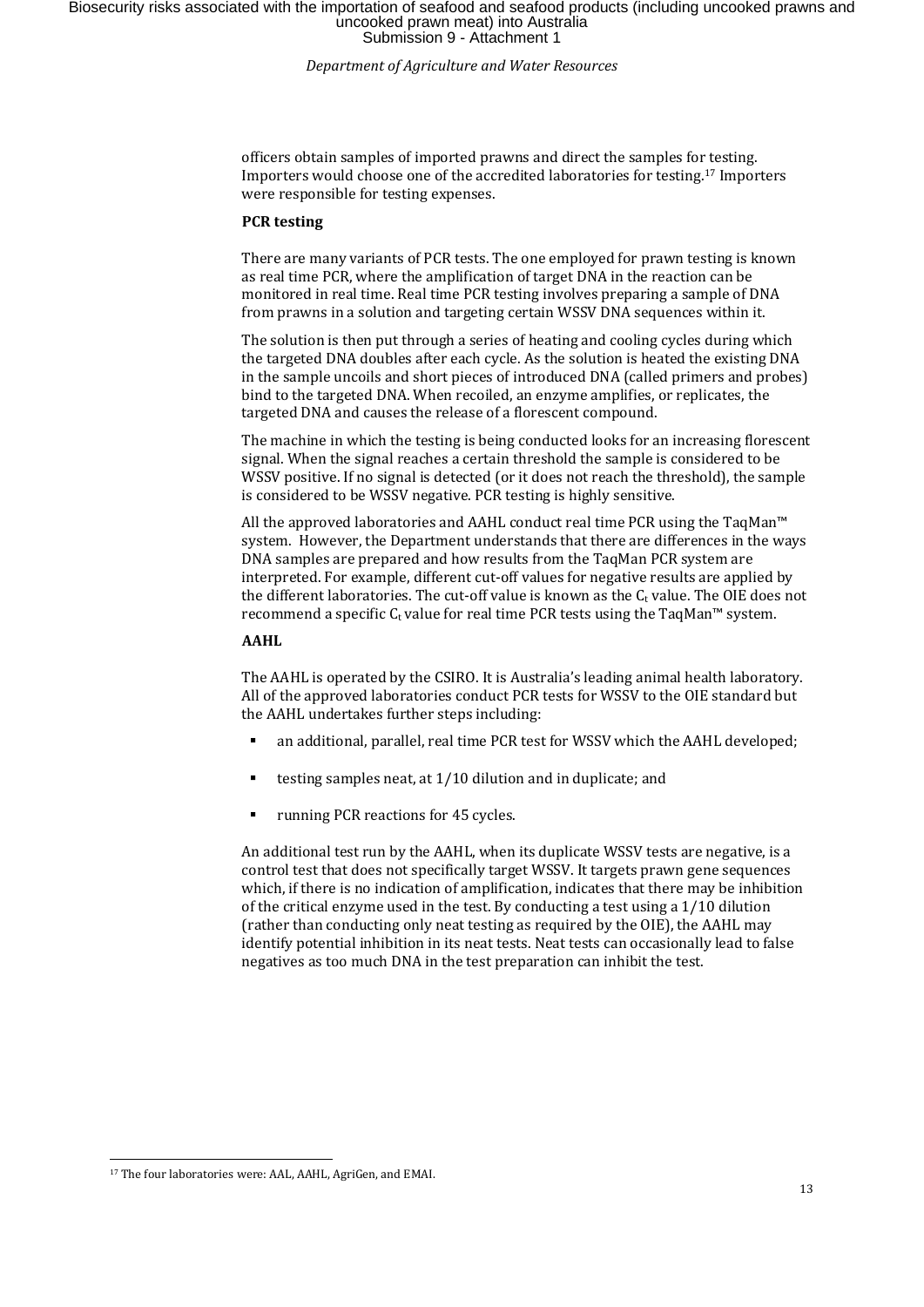officers obtain samples of imported prawns and direct the samples for testing. Importers would choose one of the accredited laboratories for testing.[17] Importers were responsible for testing expenses.

**PCR testing**

There are many variants of PCR tests. The one employed for prawn testing is known as real time PCR, where the amplification of target DNA in the reaction can be monitored in real time. Real time PCR testing involves preparing a sample of DNA from prawns in a solution and targeting certain WSSV DNA sequences within it.

The solution is then put through a series of heating and cooling cycles during which the targeted DNA doubles after each cycle. As the solution is heated the existing DNA in the sample uncoils and short pieces of introduced DNA (called primers and probes) bind to the targeted DNA. When recoiled, an enzyme amplifies, or replicates, the targeted DNA and causes the release of a florescent compound.

The machine in which the testing is being conducted looks for an increasing florescent signal. When the signal reaches a certain threshold the sample is considered to be WSSV positive. If no signal is detected (or it does not reach the threshold), the sample is considered to be WSSV negative. PCR testing is highly sensitive.

All the approved laboratories and AAHL conduct real time PCR using the TaqMan™ system. However, the Department understands that there are differences in the ways DNA samples are prepared and how results from the TaqMan PCR system are interpreted. For example, different cut-off values for negative results are applied by the different laboratories. The cut-off value is known as the $C_t$ value. The OIE does not recommend a specific $C_t$ value for real time PCR tests using the TaqMan™ system.

**AAHL**

The AAHL is operated by the CSIRO. It is Australia's leading animal health laboratory. All of the approved laboratories conduct PCR tests for WSSV to the OIE standard but the AAHL undertakes further steps including:

- an additional, parallel, real time PCR test for WSSV which the AAHL developed;
- testing samples neat, at 1/10 dilution and in duplicate; and
- running PCR reactions for 45 cycles.

An additional test run by the AAHL, when its duplicate WSSV tests are negative, is a control test that does not specifically target WSSV. It targets prawn gene sequences which, if there is no indication of amplification, indicates that there may be inhibition of the critical enzyme used in the test. By conducting a test using a 1/10 dilution (rather than conducting only neat testing as required by the OIE), the AAHL may identify potential inhibition in its neat tests. Neat tests can occasionally lead to false negatives as too much DNA in the test preparation can inhibit the test.

[17] The four laboratories were: AAL, AAHL, AgriGen, and EMAI.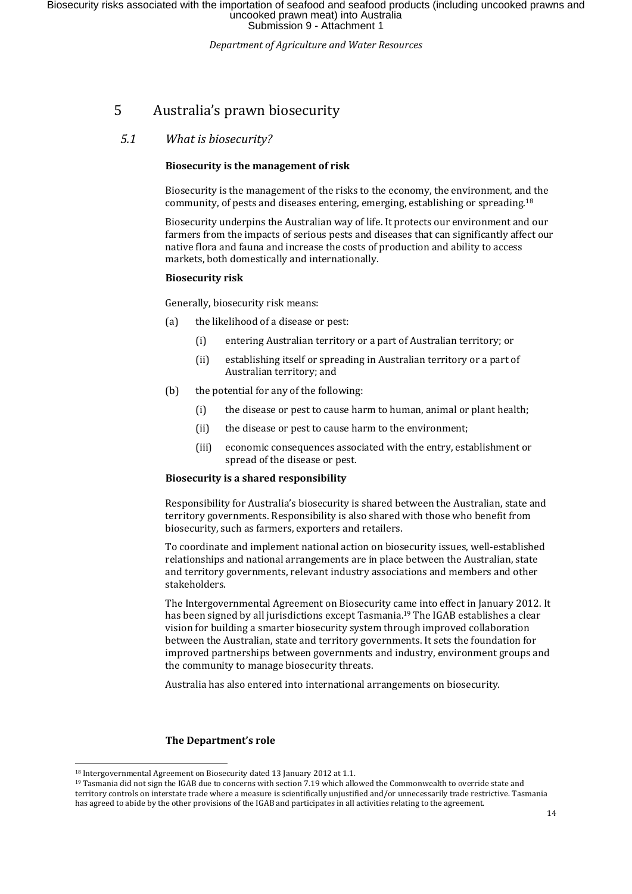# 5 Australia's prawn biosecurity

## 5.1 *What is biosecurity?*

**Biosecurity is the management of risk**

Biosecurity is the management of the risks to the economy, the environment, and the community, of pests and diseases entering, emerging, establishing or spreading.[18]

Biosecurity underpins the Australian way of life. It protects our environment and our farmers from the impacts of serious pests and diseases that can significantly affect our native flora and fauna and increase the costs of production and ability to access markets, both domestically and internationally.

**Biosecurity risk**

Generally, biosecurity risk means:

(a) the likelihood of a disease or pest:

- (i) entering Australian territory or a part of Australian territory; or
- (ii) establishing itself or spreading in Australian territory or a part of Australian territory; and

(b) the potential for any of the following:

- (i) the disease or pest to cause harm to human, animal or plant health;
- (ii) the disease or pest to cause harm to the environment;
- (iii) economic consequences associated with the entry, establishment or spread of the disease or pest.

**Biosecurity is a shared responsibility**

Responsibility for Australia's biosecurity is shared between the Australian, state and territory governments. Responsibility is also shared with those who benefit from biosecurity, such as farmers, exporters and retailers.

To coordinate and implement national action on biosecurity issues, well-established relationships and national arrangements are in place between the Australian, state and territory governments, relevant industry associations and members and other stakeholders.

The Intergovernmental Agreement on Biosecurity came into effect in January 2012. It has been signed by all jurisdictions except Tasmania.[19] The IGAB establishes a clear vision for building a smarter biosecurity system through improved collaboration between the Australian, state and territory governments. It sets the foundation for improved partnerships between governments and industry, environment groups and the community to manage biosecurity threats.

Australia has also entered into international arrangements on biosecurity.

**The Department's role**

---

[18] Intergovernmental Agreement on Biosecurity dated 13 January 2012 at 1.1.

[19] Tasmania did not sign the IGAB due to concerns with section 7.19 which allowed the Commonwealth to override state and territory controls on interstate trade where a measure is scientifically unjustified and/or unnecessarily trade restrictive. Tasmania has agreed to abide by the other provisions of the IGAB and participates in all activities relating to the agreement.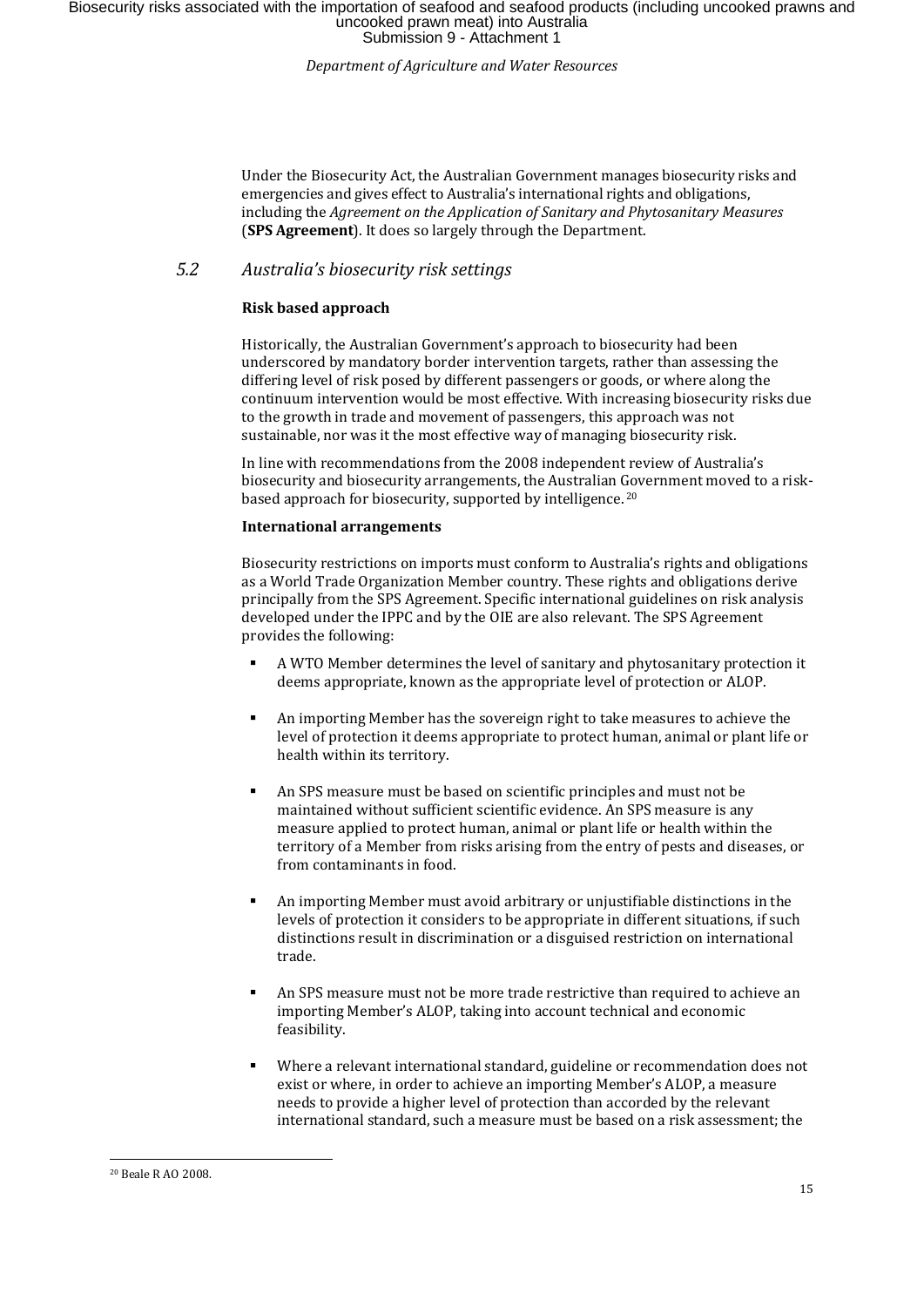Under the Biosecurity Act, the Australian Government manages biosecurity risks and emergencies and gives effect to Australia's international rights and obligations, including the *Agreement on the Application of Sanitary and Phytosanitary Measures* (**SPS Agreement**). It does so largely through the Department.

## *5.2 Australia's biosecurity risk settings*

**Risk based approach**

Historically, the Australian Government's approach to biosecurity had been underscored by mandatory border intervention targets, rather than assessing the differing level of risk posed by different passengers or goods, or where along the continuum intervention would be most effective. With increasing biosecurity risks due to the growth in trade and movement of passengers, this approach was not sustainable, nor was it the most effective way of managing biosecurity risk.

In line with recommendations from the 2008 independent review of Australia's biosecurity and biosecurity arrangements, the Australian Government moved to a risk-based approach for biosecurity, supported by intelligence.[20]

**International arrangements**

Biosecurity restrictions on imports must conform to Australia's rights and obligations as a World Trade Organization Member country. These rights and obligations derive principally from the SPS Agreement. Specific international guidelines on risk analysis developed under the IPPC and by the OIE are also relevant. The SPS Agreement provides the following:

- A WTO Member determines the level of sanitary and phytosanitary protection it deems appropriate, known as the appropriate level of protection or ALOP.
- An importing Member has the sovereign right to take measures to achieve the level of protection it deems appropriate to protect human, animal or plant life or health within its territory.
- An SPS measure must be based on scientific principles and must not be maintained without sufficient scientific evidence. An SPS measure is any measure applied to protect human, animal or plant life or health within the territory of a Member from risks arising from the entry of pests and diseases, or from contaminants in food.
- An importing Member must avoid arbitrary or unjustifiable distinctions in the levels of protection it considers to be appropriate in different situations, if such distinctions result in discrimination or a disguised restriction on international trade.
- An SPS measure must not be more trade restrictive than required to achieve an importing Member's ALOP, taking into account technical and economic feasibility.
- Where a relevant international standard, guideline or recommendation does not exist or where, in order to achieve an importing Member's ALOP, a measure needs to provide a higher level of protection than accorded by the relevant international standard, such a measure must be based on a risk assessment; the

[20] Beale R AO 2008.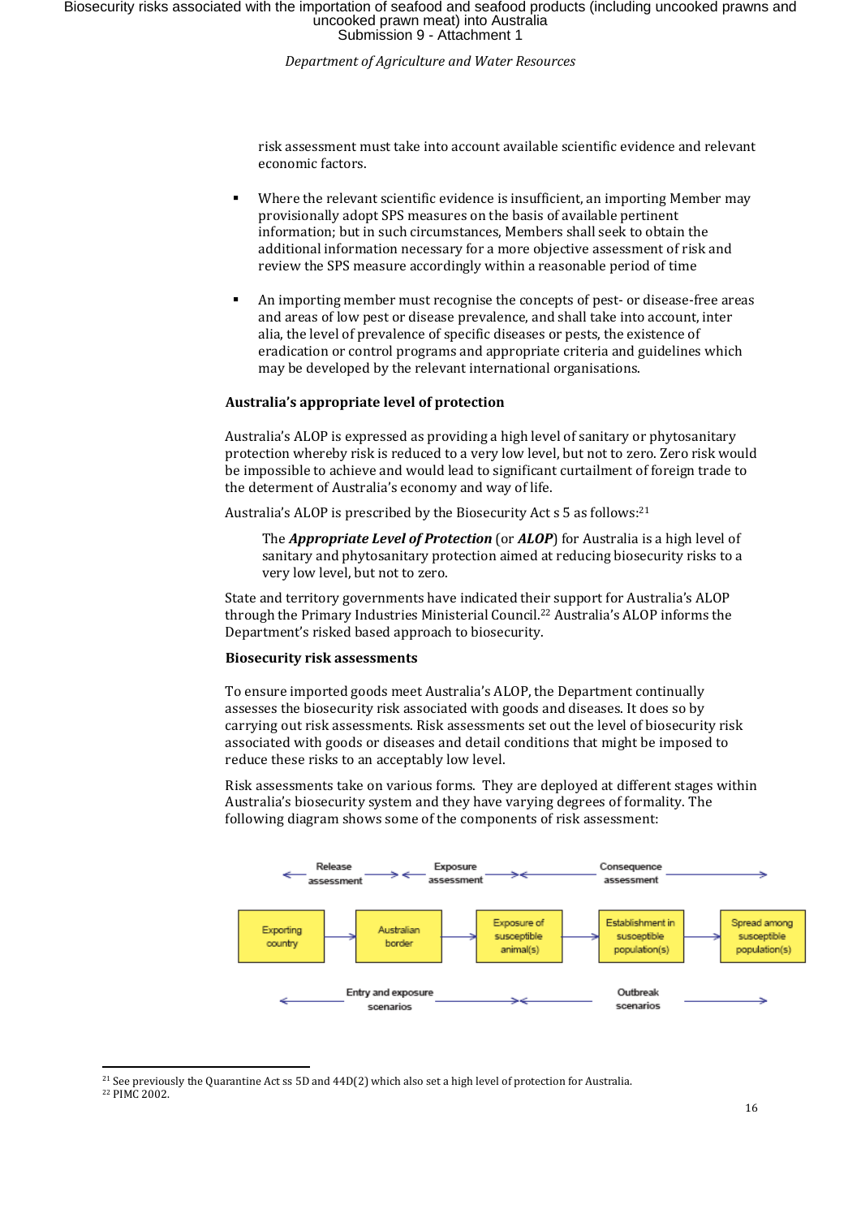risk assessment must take into account available scientific evidence and relevant economic factors.

- Where the relevant scientific evidence is insufficient, an importing Member may provisionally adopt SPS measures on the basis of available pertinent information; but in such circumstances, Members shall seek to obtain the additional information necessary for a more objective assessment of risk and review the SPS measure accordingly within a reasonable period of time

- An importing member must recognise the concepts of pest- or disease-free areas and areas of low pest or disease prevalence, and shall take into account, inter alia, the level of prevalence of specific diseases or pests, the existence of eradication or control programs and appropriate criteria and guidelines which may be developed by the relevant international organisations.

**Australia's appropriate level of protection**

Australia's ALOP is expressed as providing a high level of sanitary or phytosanitary protection whereby risk is reduced to a very low level, but not to zero. Zero risk would be impossible to achieve and would lead to significant curtailment of foreign trade to the determent of Australia's economy and way of life.

Australia's ALOP is prescribed by the Biosecurity Act s 5 as follows:[21]

> The ***Appropriate Level of Protection*** (or ***ALOP***) for Australia is a high level of sanitary and phytosanitary protection aimed at reducing biosecurity risks to a very low level, but not to zero.

State and territory governments have indicated their support for Australia's ALOP through the Primary Industries Ministerial Council.[22] Australia's ALOP informs the Department's risked based approach to biosecurity.

**Biosecurity risk assessments**

To ensure imported goods meet Australia's ALOP, the Department continually assesses the biosecurity risk associated with goods and diseases. It does so by carrying out risk assessments. Risk assessments set out the level of biosecurity risk associated with goods or diseases and detail conditions that might be imposed to reduce these risks to an acceptably low level.

Risk assessments take on various forms. They are deployed at different stages within Australia's biosecurity system and they have varying degrees of formality. The following diagram shows some of the components of risk assessment:

Release assessment | Exposure assessment | Consequence assessment

Exporting country → Australian border → Exposure of susceptible animal(s) → Establishment in susceptible population(s) → Spread among susceptible population(s)

Entry and exposure scenarios | Outbreak scenarios

[21] See previously the Quarantine Act ss 5D and 44D(2) which also set a high level of protection for Australia.

[22] PIMC 2002.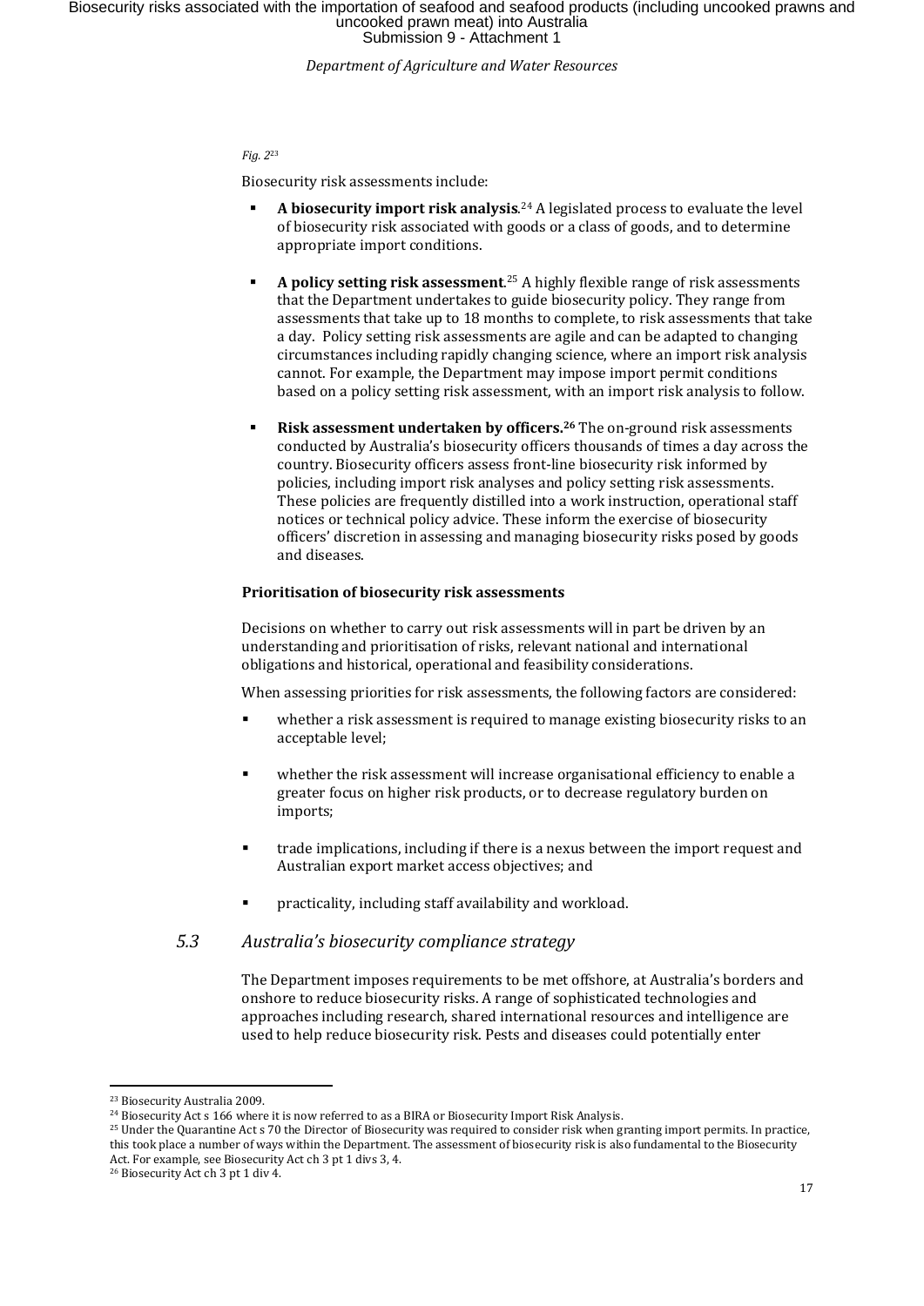*Fig. 2*[23]

Biosecurity risk assessments include:

- **A biosecurity import risk analysis**.[24] A legislated process to evaluate the level of biosecurity risk associated with goods or a class of goods, and to determine appropriate import conditions.
- **A policy setting risk assessment**.[25] A highly flexible range of risk assessments that the Department undertakes to guide biosecurity policy. They range from assessments that take up to 18 months to complete, to risk assessments that take a day. Policy setting risk assessments are agile and can be adapted to changing circumstances including rapidly changing science, where an import risk analysis cannot. For example, the Department may impose import permit conditions based on a policy setting risk assessment, with an import risk analysis to follow.
- **Risk assessment undertaken by officers.[26]** The on-ground risk assessments conducted by Australia's biosecurity officers thousands of times a day across the country. Biosecurity officers assess front-line biosecurity risk informed by policies, including import risk analyses and policy setting risk assessments. These policies are frequently distilled into a work instruction, operational staff notices or technical policy advice. These inform the exercise of biosecurity officers' discretion in assessing and managing biosecurity risks posed by goods and diseases.

**Prioritisation of biosecurity risk assessments**

Decisions on whether to carry out risk assessments will in part be driven by an understanding and prioritisation of risks, relevant national and international obligations and historical, operational and feasibility considerations.

When assessing priorities for risk assessments, the following factors are considered:

- whether a risk assessment is required to manage existing biosecurity risks to an acceptable level;
- whether the risk assessment will increase organisational efficiency to enable a greater focus on higher risk products, or to decrease regulatory burden on imports;
- trade implications, including if there is a nexus between the import request and Australian export market access objectives; and
- practicality, including staff availability and workload.

### *5.3 Australia's biosecurity compliance strategy*

The Department imposes requirements to be met offshore, at Australia's borders and onshore to reduce biosecurity risks. A range of sophisticated technologies and approaches including research, shared international resources and intelligence are used to help reduce biosecurity risk. Pests and diseases could potentially enter

---

[23] Biosecurity Australia 2009.

[24] Biosecurity Act s 166 where it is now referred to as a BIRA or Biosecurity Import Risk Analysis.

[25] Under the Quarantine Act s 70 the Director of Biosecurity was required to consider risk when granting import permits. In practice, this took place a number of ways within the Department. The assessment of biosecurity risk is also fundamental to the Biosecurity Act. For example, see Biosecurity Act ch 3 pt 1 divs 3, 4.

[26] Biosecurity Act ch 3 pt 1 div 4.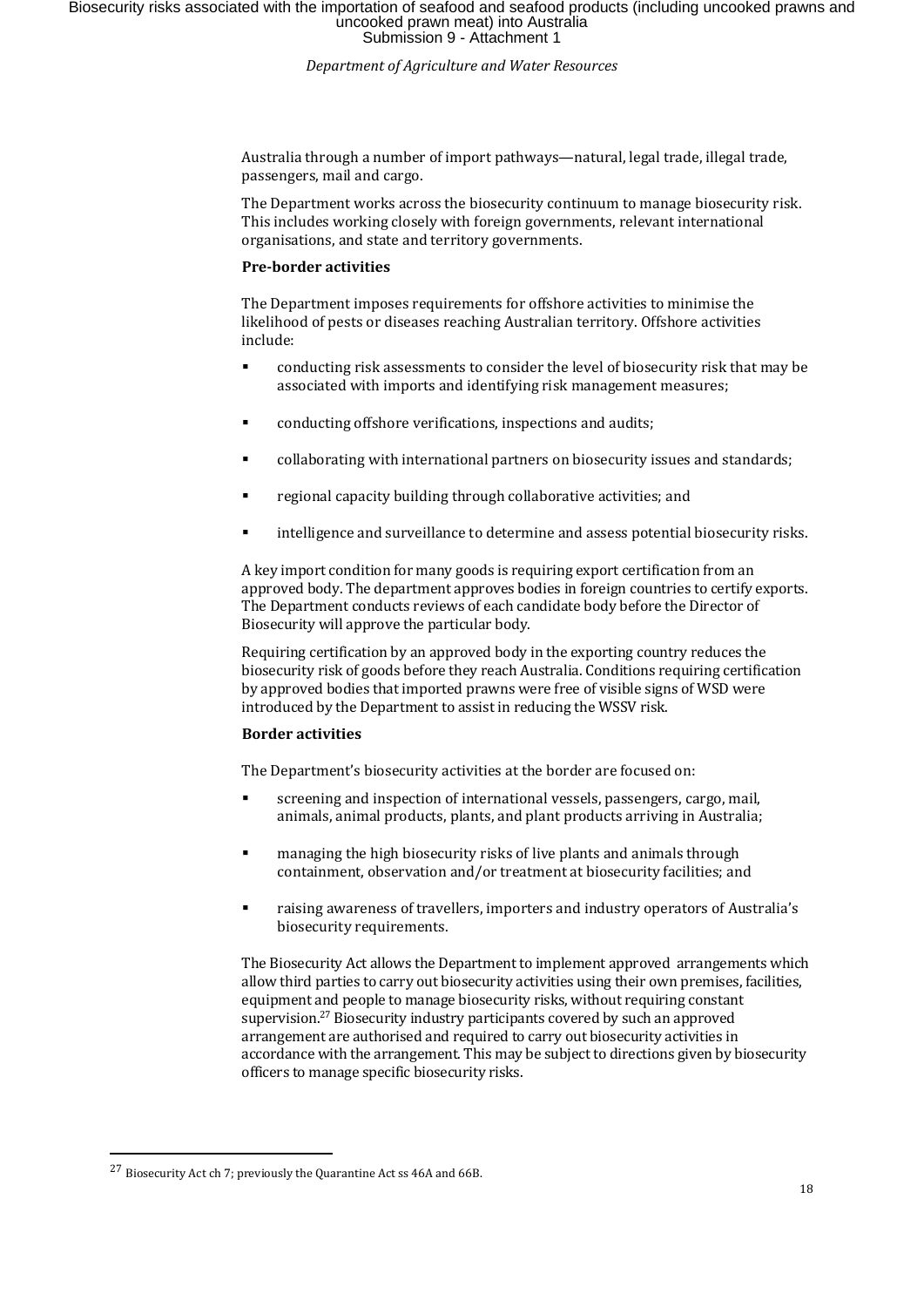Australia through a number of import pathways—natural, legal trade, illegal trade, passengers, mail and cargo.

The Department works across the biosecurity continuum to manage biosecurity risk. This includes working closely with foreign governments, relevant international organisations, and state and territory governments.

**Pre-border activities**

The Department imposes requirements for offshore activities to minimise the likelihood of pests or diseases reaching Australian territory. Offshore activities include:

- conducting risk assessments to consider the level of biosecurity risk that may be associated with imports and identifying risk management measures;
- conducting offshore verifications, inspections and audits;
- collaborating with international partners on biosecurity issues and standards;
- regional capacity building through collaborative activities; and
- intelligence and surveillance to determine and assess potential biosecurity risks.

A key import condition for many goods is requiring export certification from an approved body. The department approves bodies in foreign countries to certify exports. The Department conducts reviews of each candidate body before the Director of Biosecurity will approve the particular body.

Requiring certification by an approved body in the exporting country reduces the biosecurity risk of goods before they reach Australia. Conditions requiring certification by approved bodies that imported prawns were free of visible signs of WSD were introduced by the Department to assist in reducing the WSSV risk.

**Border activities**

The Department's biosecurity activities at the border are focused on:

- screening and inspection of international vessels, passengers, cargo, mail, animals, animal products, plants, and plant products arriving in Australia;
- managing the high biosecurity risks of live plants and animals through containment, observation and/or treatment at biosecurity facilities; and
- raising awareness of travellers, importers and industry operators of Australia's biosecurity requirements.

The Biosecurity Act allows the Department to implement approved arrangements which allow third parties to carry out biosecurity activities using their own premises, facilities, equipment and people to manage biosecurity risks, without requiring constant supervision.[27] Biosecurity industry participants covered by such an approved arrangement are authorised and required to carry out biosecurity activities in accordance with the arrangement. This may be subject to directions given by biosecurity officers to manage specific biosecurity risks.

[27] Biosecurity Act ch 7; previously the Quarantine Act ss 46A and 66B.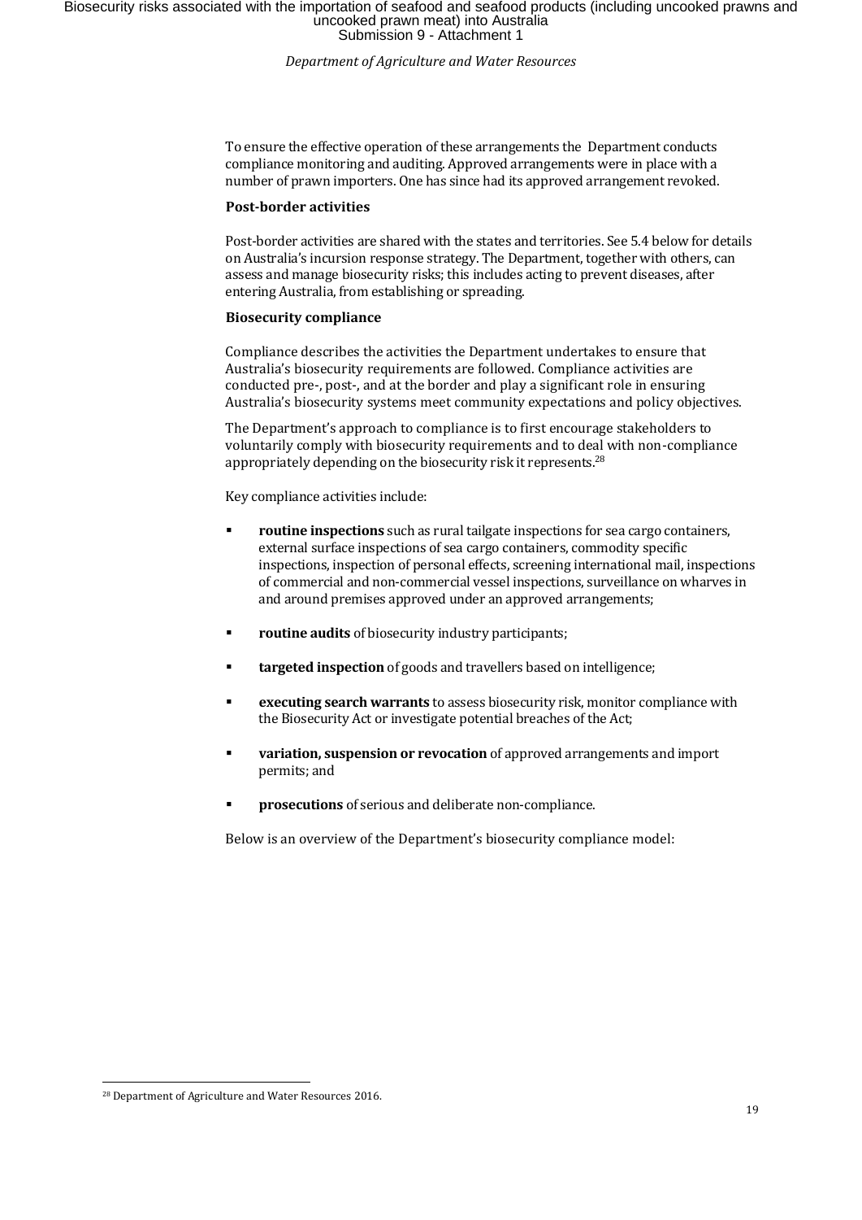To ensure the effective operation of these arrangements the  Department conducts compliance monitoring and auditing. Approved arrangements were in place with a number of prawn importers. One has since had its approved arrangement revoked.

**Post-border activities**

Post-border activities are shared with the states and territories. See 5.4 below for details on Australia's incursion response strategy. The Department, together with others, can assess and manage biosecurity risks; this includes acting to prevent diseases, after entering Australia, from establishing or spreading.

**Biosecurity compliance**

Compliance describes the activities the Department undertakes to ensure that Australia's biosecurity requirements are followed. Compliance activities are conducted pre-, post-, and at the border and play a significant role in ensuring Australia's biosecurity systems meet community expectations and policy objectives.

The Department's approach to compliance is to first encourage stakeholders to voluntarily comply with biosecurity requirements and to deal with non-compliance appropriately depending on the biosecurity risk it represents.[28]

Key compliance activities include:

- **routine inspections** such as rural tailgate inspections for sea cargo containers, external surface inspections of sea cargo containers, commodity specific inspections, inspection of personal effects, screening international mail, inspections of commercial and non-commercial vessel inspections, surveillance on wharves in and around premises approved under an approved arrangements;
- **routine audits** of biosecurity industry participants;
- **targeted inspection** of goods and travellers based on intelligence;
- **executing search warrants** to assess biosecurity risk, monitor compliance with the Biosecurity Act or investigate potential breaches of the Act;
- **variation, suspension or revocation** of approved arrangements and import permits; and
- **prosecutions** of serious and deliberate non-compliance.

Below is an overview of the Department's biosecurity compliance model:

[28] Department of Agriculture and Water Resources 2016.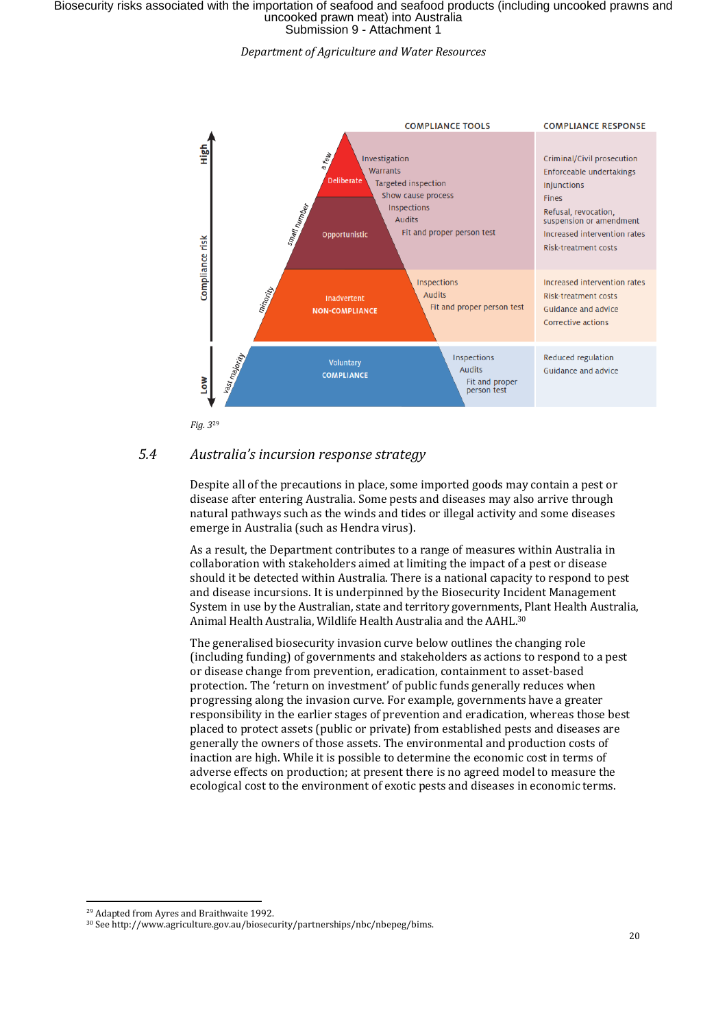| Compliance risk | Population | Behaviour | Compliance tools | Compliance response |
|---|---|---|---|---|
| High | a few | Deliberate | Investigation<br>Warrants<br>Targeted inspection<br>Show cause process<br>Inspections<br>Audits<br>Fit and proper person test | Criminal/Civil prosecution<br>Enforceable undertakings<br>Injunctions<br>Fines<br>Refusal, revocation, suspension or amendment<br>Increased intervention rates<br>Risk-treatment costs |
| | small number | Opportunistic | | |
| | minority | Inadvertent NON-COMPLIANCE | Inspections<br>Audits<br>Fit and proper person test | Increased intervention rates<br>Risk-treatment costs<br>Guidance and advice<br>Corrective actions |
| Low | vast majority | Voluntary COMPLIANCE | Inspections<br>Audits<br>Fit and proper person test | Reduced regulation<br>Guidance and advice |

*Fig. 3*[29]

## 5.4 *Australia's incursion response strategy*

Despite all of the precautions in place, some imported goods may contain a pest or disease after entering Australia. Some pests and diseases may also arrive through natural pathways such as the winds and tides or illegal activity and some diseases emerge in Australia (such as Hendra virus).

As a result, the Department contributes to a range of measures within Australia in collaboration with stakeholders aimed at limiting the impact of a pest or disease should it be detected within Australia. There is a national capacity to respond to pest and disease incursions. It is underpinned by the Biosecurity Incident Management System in use by the Australian, state and territory governments, Plant Health Australia, Animal Health Australia, Wildlife Health Australia and the AAHL.[30]

The generalised biosecurity invasion curve below outlines the changing role (including funding) of governments and stakeholders as actions to respond to a pest or disease change from prevention, eradication, containment to asset-based protection. The 'return on investment' of public funds generally reduces when progressing along the invasion curve. For example, governments have a greater responsibility in the earlier stages of prevention and eradication, whereas those best placed to protect assets (public or private) from established pests and diseases are generally the owners of those assets. The environmental and production costs of inaction are high. While it is possible to determine the economic cost in terms of adverse effects on production; at present there is no agreed model to measure the ecological cost to the environment of exotic pests and diseases in economic terms.

[29] Adapted from Ayres and Braithwaite 1992.

[30] See http://www.agriculture.gov.au/biosecurity/partnerships/nbc/nbepeg/bims.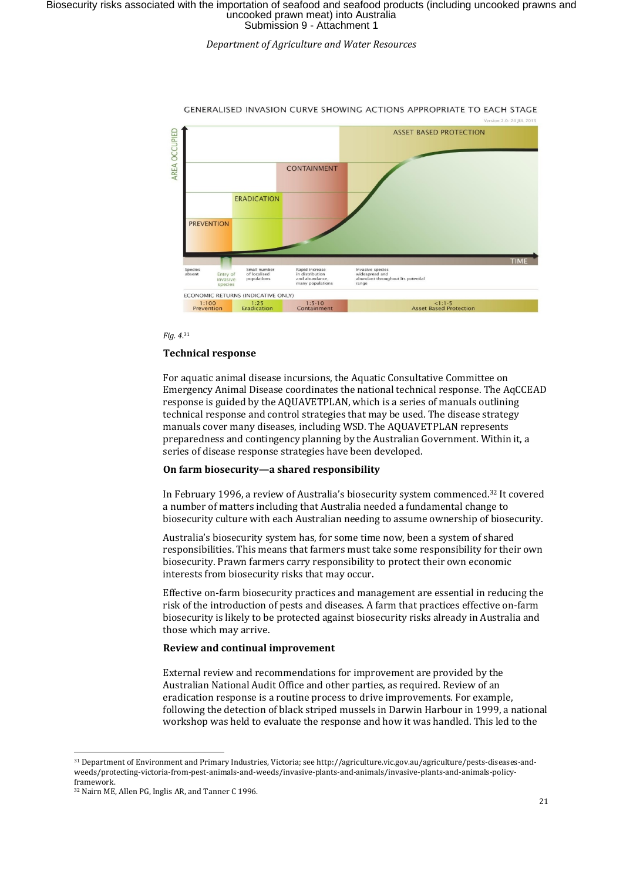GENERALISED INVASION CURVE SHOWING ACTIONS APPROPRIATE TO EACH STAGE

Version 2.0: 24 JUL 2013

AREA OCCUPIED

PREVENTION | ERADICATION | CONTAINMENT | ASSET BASED PROTECTION

TIME

Species absent | Entry of invasive species | Small number of localised populations | Rapid increase in distribution and abundance, many populations | Invasive species widespread and abundant throughout its potential range

ECONOMIC RETURNS (INDICATIVE ONLY)

| 1:100 Prevention | 1:25 Eradication | 1:5-10 Containment | <1:1-5 Asset Based Protection |
|---|---|---|---|

*Fig. 4.*[31]

### Technical response

For aquatic animal disease incursions, the Aquatic Consultative Committee on Emergency Animal Disease coordinates the national technical response. The AqCCEAD response is guided by the AQUAVETPLAN, which is a series of manuals outlining technical response and control strategies that may be used. The disease strategy manuals cover many diseases, including WSD. The AQUAVETPLAN represents preparedness and contingency planning by the Australian Government. Within it, a series of disease response strategies have been developed.

### On farm biosecurity—a shared responsibility

In February 1996, a review of Australia's biosecurity system commenced.[32] It covered a number of matters including that Australia needed a fundamental change to biosecurity culture with each Australian needing to assume ownership of biosecurity.

Australia's biosecurity system has, for some time now, been a system of shared responsibilities. This means that farmers must take some responsibility for their own biosecurity. Prawn farmers carry responsibility to protect their own economic interests from biosecurity risks that may occur.

Effective on-farm biosecurity practices and management are essential in reducing the risk of the introduction of pests and diseases. A farm that practices effective on-farm biosecurity is likely to be protected against biosecurity risks already in Australia and those which may arrive.

### Review and continual improvement

External review and recommendations for improvement are provided by the Australian National Audit Office and other parties, as required. Review of an eradication response is a routine process to drive improvements. For example, following the detection of black striped mussels in Darwin Harbour in 1999, a national workshop was held to evaluate the response and how it was handled. This led to the

---

[31] Department of Environment and Primary Industries, Victoria; see http://agriculture.vic.gov.au/agriculture/pests-diseases-and-weeds/protecting-victoria-from-pest-animals-and-weeds/invasive-plants-and-animals/invasive-plants-and-animals-policy-framework.

[32] Nairn ME, Allen PG, Inglis AR, and Tanner C 1996.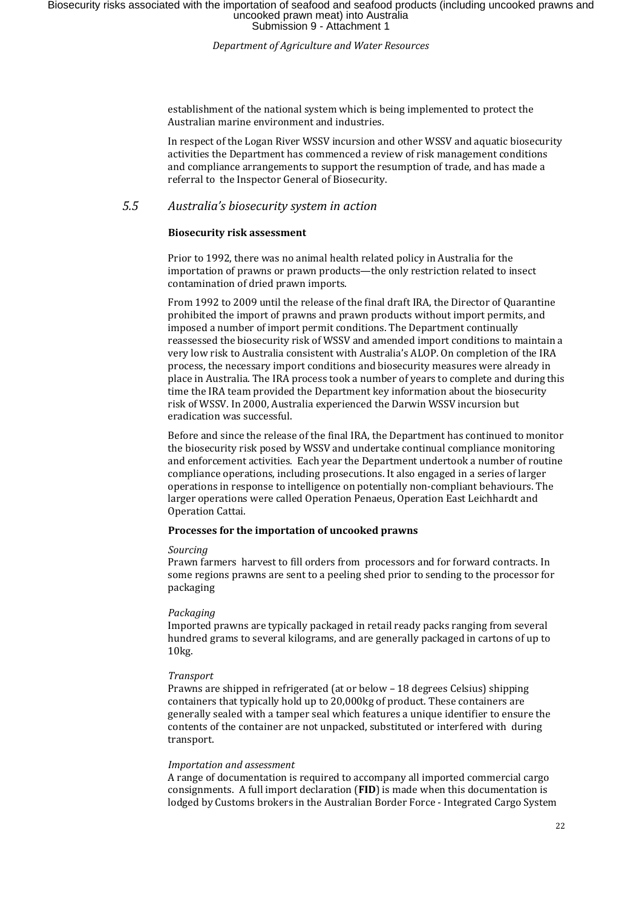establishment of the national system which is being implemented to protect the Australian marine environment and industries.

In respect of the Logan River WSSV incursion and other WSSV and aquatic biosecurity activities the Department has commenced a review of risk management conditions and compliance arrangements to support the resumption of trade, and has made a referral to the Inspector General of Biosecurity.

## 5.5 *Australia's biosecurity system in action*

**Biosecurity risk assessment**

Prior to 1992, there was no animal health related policy in Australia for the importation of prawns or prawn products—the only restriction related to insect contamination of dried prawn imports.

From 1992 to 2009 until the release of the final draft IRA, the Director of Quarantine prohibited the import of prawns and prawn products without import permits, and imposed a number of import permit conditions. The Department continually reassessed the biosecurity risk of WSSV and amended import conditions to maintain a very low risk to Australia consistent with Australia's ALOP. On completion of the IRA process, the necessary import conditions and biosecurity measures were already in place in Australia. The IRA process took a number of years to complete and during this time the IRA team provided the Department key information about the biosecurity risk of WSSV. In 2000, Australia experienced the Darwin WSSV incursion but eradication was successful.

Before and since the release of the final IRA, the Department has continued to monitor the biosecurity risk posed by WSSV and undertake continual compliance monitoring and enforcement activities. Each year the Department undertook a number of routine compliance operations, including prosecutions. It also engaged in a series of larger operations in response to intelligence on potentially non-compliant behaviours. The larger operations were called Operation Penaeus, Operation East Leichhardt and Operation Cattai.

**Processes for the importation of uncooked prawns**

*Sourcing*
Prawn farmers harvest to fill orders from processors and for forward contracts. In some regions prawns are sent to a peeling shed prior to sending to the processor for packaging

*Packaging*
Imported prawns are typically packaged in retail ready packs ranging from several hundred grams to several kilograms, and are generally packaged in cartons of up to 10kg.

*Transport*
Prawns are shipped in refrigerated (at or below – 18 degrees Celsius) shipping containers that typically hold up to 20,000kg of product. These containers are generally sealed with a tamper seal which features a unique identifier to ensure the contents of the container are not unpacked, substituted or interfered with during transport.

*Importation and assessment*
A range of documentation is required to accompany all imported commercial cargo consignments. A full import declaration (**FID**) is made when this documentation is lodged by Customs brokers in the Australian Border Force - Integrated Cargo System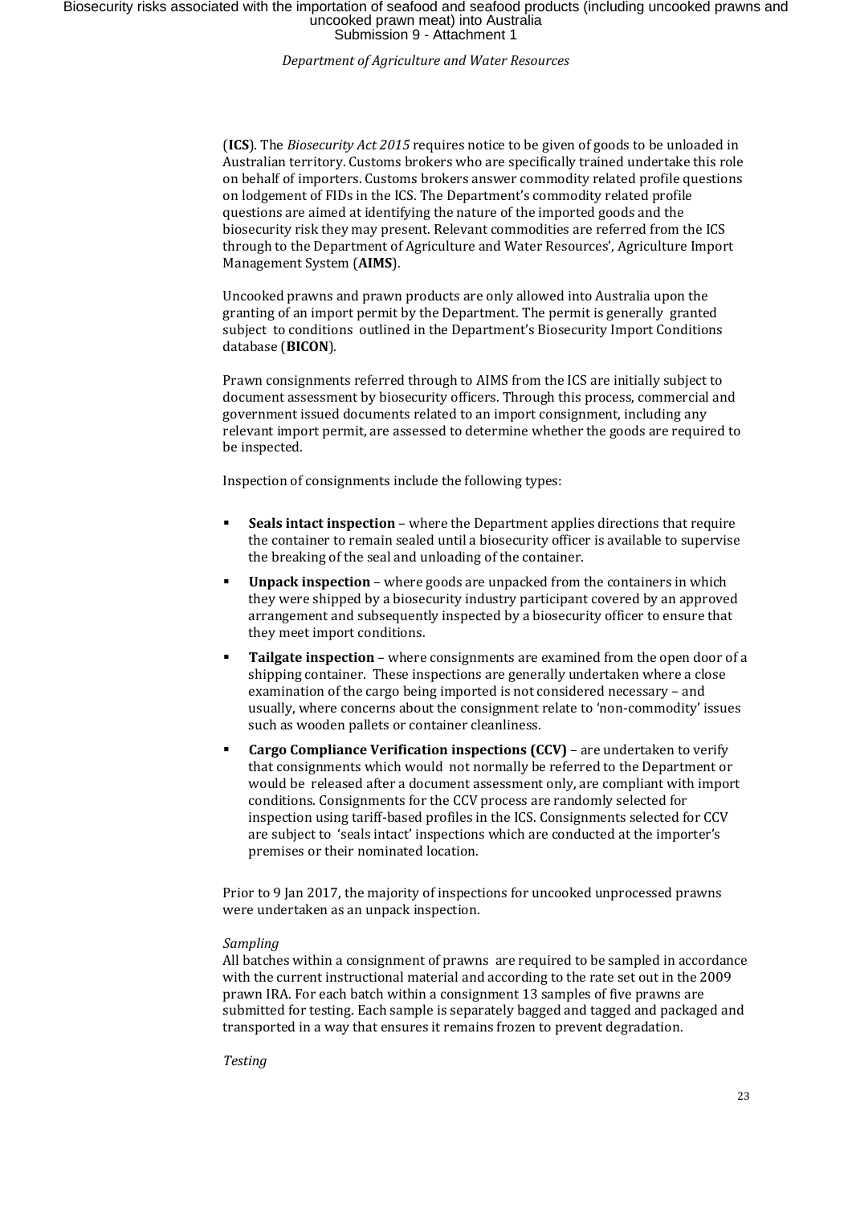(**ICS**). The *Biosecurity Act 2015* requires notice to be given of goods to be unloaded in Australian territory. Customs brokers who are specifically trained undertake this role on behalf of importers. Customs brokers answer commodity related profile questions on lodgement of FIDs in the ICS. The Department's commodity related profile questions are aimed at identifying the nature of the imported goods and the biosecurity risk they may present. Relevant commodities are referred from the ICS through to the Department of Agriculture and Water Resources', Agriculture Import Management System (**AIMS**).

Uncooked prawns and prawn products are only allowed into Australia upon the granting of an import permit by the Department. The permit is generally granted subject to conditions outlined in the Department's Biosecurity Import Conditions database (**BICON**).

Prawn consignments referred through to AIMS from the ICS are initially subject to document assessment by biosecurity officers. Through this process, commercial and government issued documents related to an import consignment, including any relevant import permit, are assessed to determine whether the goods are required to be inspected.

Inspection of consignments include the following types:

- **Seals intact inspection** – where the Department applies directions that require the container to remain sealed until a biosecurity officer is available to supervise the breaking of the seal and unloading of the container.
- **Unpack inspection** – where goods are unpacked from the containers in which they were shipped by a biosecurity industry participant covered by an approved arrangement and subsequently inspected by a biosecurity officer to ensure that they meet import conditions.
- **Tailgate inspection** – where consignments are examined from the open door of a shipping container. These inspections are generally undertaken where a close examination of the cargo being imported is not considered necessary – and usually, where concerns about the consignment relate to 'non-commodity' issues such as wooden pallets or container cleanliness.
- **Cargo Compliance Verification inspections (CCV)** – are undertaken to verify that consignments which would not normally be referred to the Department or would be released after a document assessment only, are compliant with import conditions. Consignments for the CCV process are randomly selected for inspection using tariff-based profiles in the ICS. Consignments selected for CCV are subject to 'seals intact' inspections which are conducted at the importer's premises or their nominated location.

Prior to 9 Jan 2017, the majority of inspections for uncooked unprocessed prawns were undertaken as an unpack inspection.

*Sampling*

All batches within a consignment of prawns are required to be sampled in accordance with the current instructional material and according to the rate set out in the 2009 prawn IRA. For each batch within a consignment 13 samples of five prawns are submitted for testing. Each sample is separately bagged and tagged and packaged and transported in a way that ensures it remains frozen to prevent degradation.

*Testing*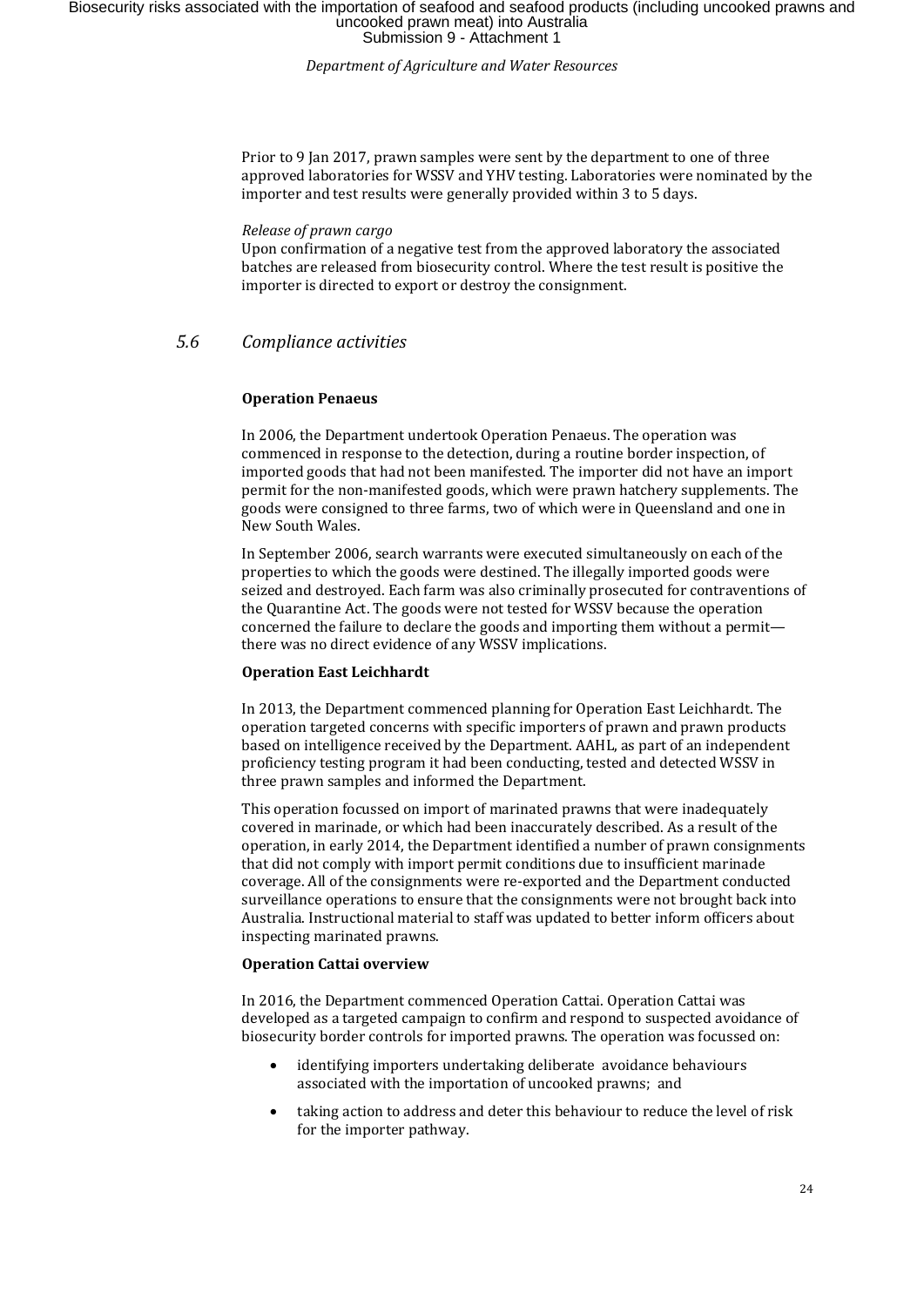Prior to 9 Jan 2017, prawn samples were sent by the department to one of three approved laboratories for WSSV and YHV testing. Laboratories were nominated by the importer and test results were generally provided within 3 to 5 days.

*Release of prawn cargo*

Upon confirmation of a negative test from the approved laboratory the associated batches are released from biosecurity control. Where the test result is positive the importer is directed to export or destroy the consignment.

## 5.6 Compliance activities

**Operation Penaeus**

In 2006, the Department undertook Operation Penaeus. The operation was commenced in response to the detection, during a routine border inspection, of imported goods that had not been manifested. The importer did not have an import permit for the non-manifested goods, which were prawn hatchery supplements. The goods were consigned to three farms, two of which were in Queensland and one in New South Wales.

In September 2006, search warrants were executed simultaneously on each of the properties to which the goods were destined. The illegally imported goods were seized and destroyed. Each farm was also criminally prosecuted for contraventions of the Quarantine Act. The goods were not tested for WSSV because the operation concerned the failure to declare the goods and importing them without a permit—there was no direct evidence of any WSSV implications.

**Operation East Leichhardt**

In 2013, the Department commenced planning for Operation East Leichhardt. The operation targeted concerns with specific importers of prawn and prawn products based on intelligence received by the Department. AAHL, as part of an independent proficiency testing program it had been conducting, tested and detected WSSV in three prawn samples and informed the Department.

This operation focussed on import of marinated prawns that were inadequately covered in marinade, or which had been inaccurately described. As a result of the operation, in early 2014, the Department identified a number of prawn consignments that did not comply with import permit conditions due to insufficient marinade coverage. All of the consignments were re-exported and the Department conducted surveillance operations to ensure that the consignments were not brought back into Australia. Instructional material to staff was updated to better inform officers about inspecting marinated prawns.

**Operation Cattai overview**

In 2016, the Department commenced Operation Cattai. Operation Cattai was developed as a targeted campaign to confirm and respond to suspected avoidance of biosecurity border controls for imported prawns. The operation was focussed on:

- identifying importers undertaking deliberate avoidance behaviours associated with the importation of uncooked prawns; and
- taking action to address and deter this behaviour to reduce the level of risk for the importer pathway.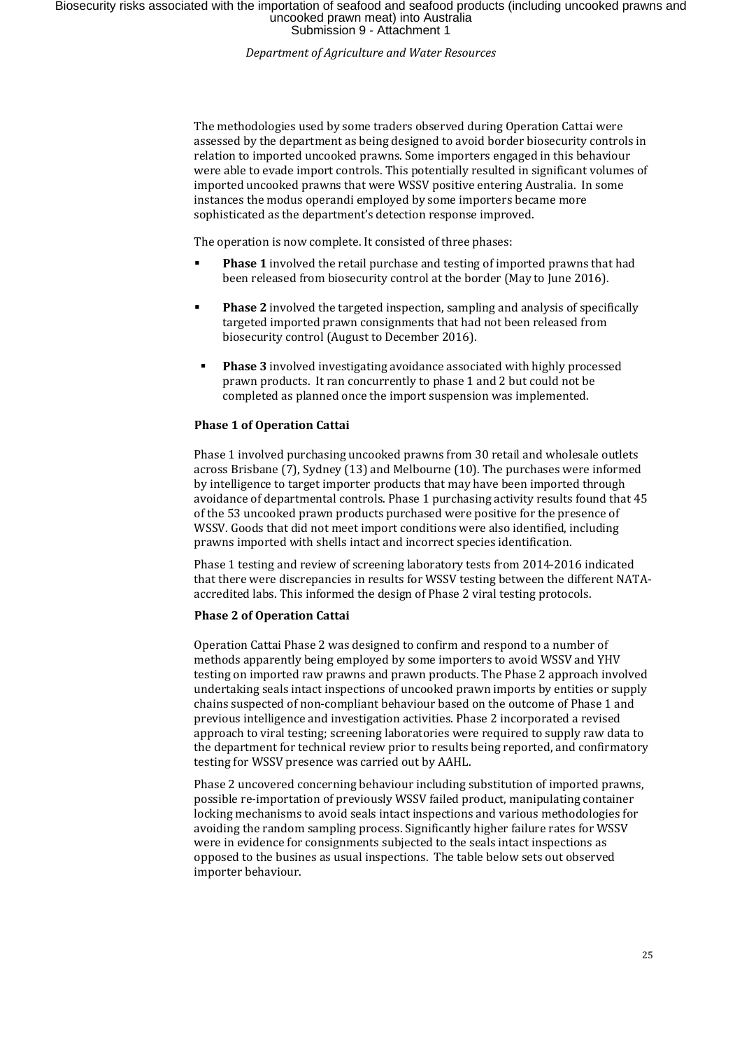The methodologies used by some traders observed during Operation Cattai were assessed by the department as being designed to avoid border biosecurity controls in relation to imported uncooked prawns. Some importers engaged in this behaviour were able to evade import controls. This potentially resulted in significant volumes of imported uncooked prawns that were WSSV positive entering Australia. In some instances the modus operandi employed by some importers became more sophisticated as the department's detection response improved.

The operation is now complete. It consisted of three phases:

- **Phase 1** involved the retail purchase and testing of imported prawns that had been released from biosecurity control at the border (May to June 2016).
- **Phase 2** involved the targeted inspection, sampling and analysis of specifically targeted imported prawn consignments that had not been released from biosecurity control (August to December 2016).
- **Phase 3** involved investigating avoidance associated with highly processed prawn products. It ran concurrently to phase 1 and 2 but could not be completed as planned once the import suspension was implemented.

### Phase 1 of Operation Cattai

Phase 1 involved purchasing uncooked prawns from 30 retail and wholesale outlets across Brisbane (7), Sydney (13) and Melbourne (10). The purchases were informed by intelligence to target importer products that may have been imported through avoidance of departmental controls. Phase 1 purchasing activity results found that 45 of the 53 uncooked prawn products purchased were positive for the presence of WSSV. Goods that did not meet import conditions were also identified, including prawns imported with shells intact and incorrect species identification.

Phase 1 testing and review of screening laboratory tests from 2014-2016 indicated that there were discrepancies in results for WSSV testing between the different NATA-accredited labs. This informed the design of Phase 2 viral testing protocols.

### Phase 2 of Operation Cattai

Operation Cattai Phase 2 was designed to confirm and respond to a number of methods apparently being employed by some importers to avoid WSSV and YHV testing on imported raw prawns and prawn products. The Phase 2 approach involved undertaking seals intact inspections of uncooked prawn imports by entities or supply chains suspected of non-compliant behaviour based on the outcome of Phase 1 and previous intelligence and investigation activities. Phase 2 incorporated a revised approach to viral testing; screening laboratories were required to supply raw data to the department for technical review prior to results being reported, and confirmatory testing for WSSV presence was carried out by AAHL.

Phase 2 uncovered concerning behaviour including substitution of imported prawns, possible re-importation of previously WSSV failed product, manipulating container locking mechanisms to avoid seals intact inspections and various methodologies for avoiding the random sampling process. Significantly higher failure rates for WSSV were in evidence for consignments subjected to the seals intact inspections as opposed to the busines as usual inspections. The table below sets out observed importer behaviour.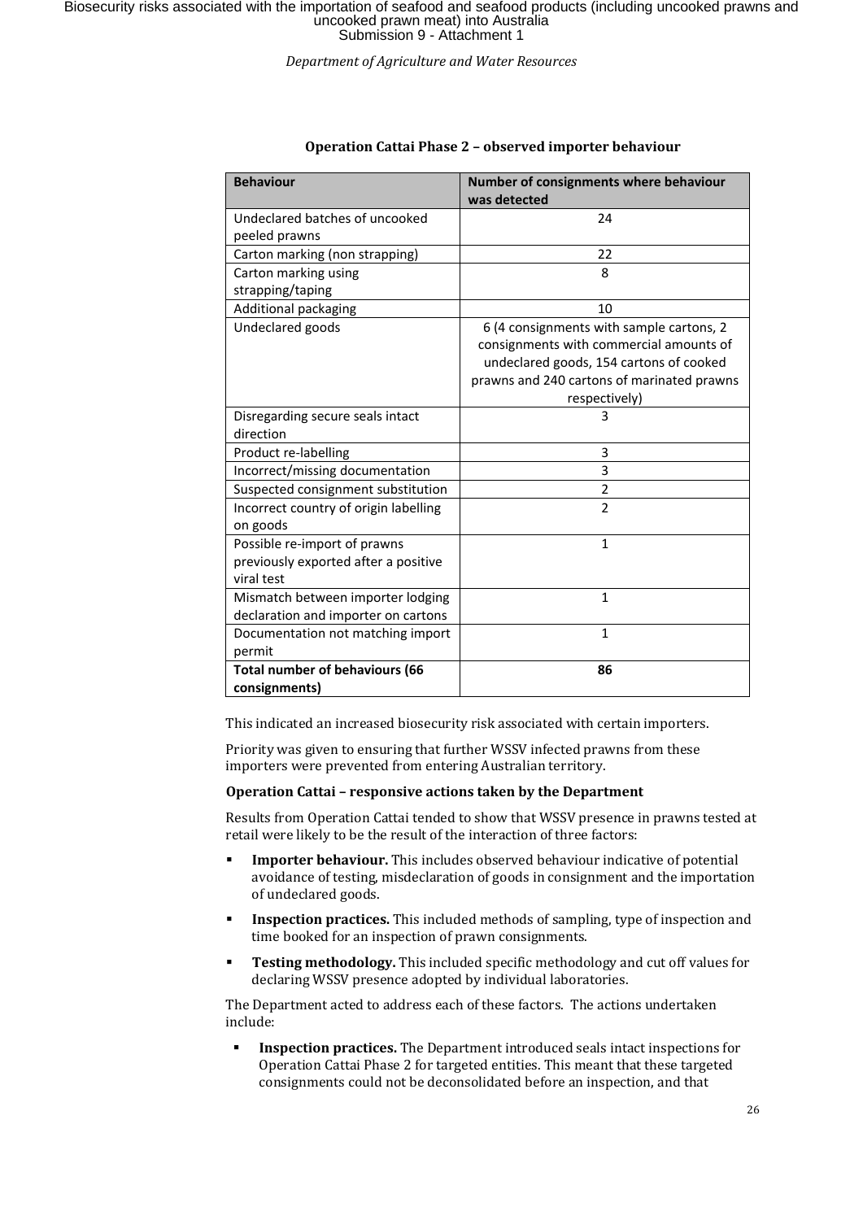**Operation Cattai Phase 2 – observed importer behaviour**

| Behaviour | Number of consignments where behaviour was detected |
|---|---|
| Undeclared batches of uncooked peeled prawns | 24 |
| Carton marking (non strapping) | 22 |
| Carton marking using strapping/taping | 8 |
| Additional packaging | 10 |
| Undeclared goods | 6 (4 consignments with sample cartons, 2 consignments with commercial amounts of undeclared goods, 154 cartons of cooked prawns and 240 cartons of marinated prawns respectively) |
| Disregarding secure seals intact direction | 3 |
| Product re-labelling | 3 |
| Incorrect/missing documentation | 3 |
| Suspected consignment substitution | 2 |
| Incorrect country of origin labelling on goods | 2 |
| Possible re-import of prawns previously exported after a positive viral test | 1 |
| Mismatch between importer lodging declaration and importer on cartons | 1 |
| Documentation not matching import permit | 1 |
| **Total number of behaviours (66 consignments)** | **86** |

This indicated an increased biosecurity risk associated with certain importers.

Priority was given to ensuring that further WSSV infected prawns from these importers were prevented from entering Australian territory.

**Operation Cattai – responsive actions taken by the Department**

Results from Operation Cattai tended to show that WSSV presence in prawns tested at retail were likely to be the result of the interaction of three factors:

- **Importer behaviour.** This includes observed behaviour indicative of potential avoidance of testing, misdeclaration of goods in consignment and the importation of undeclared goods.
- **Inspection practices.** This included methods of sampling, type of inspection and time booked for an inspection of prawn consignments.
- **Testing methodology.** This included specific methodology and cut off values for declaring WSSV presence adopted by individual laboratories.

The Department acted to address each of these factors. The actions undertaken include:

- **Inspection practices.** The Department introduced seals intact inspections for Operation Cattai Phase 2 for targeted entities. This meant that these targeted consignments could not be deconsolidated before an inspection, and that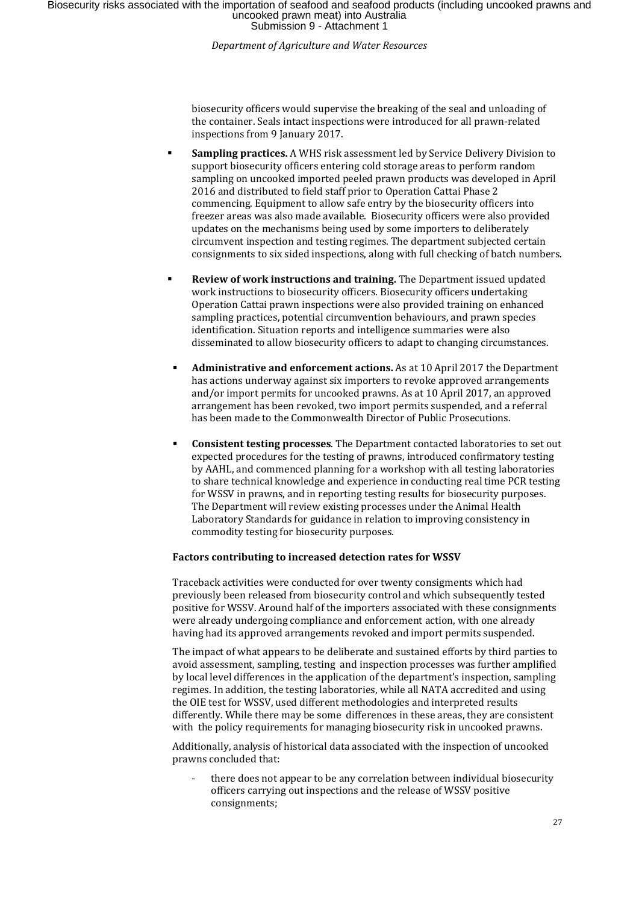biosecurity officers would supervise the breaking of the seal and unloading of the container. Seals intact inspections were introduced for all prawn-related inspections from 9 January 2017.

- **Sampling practices.** A WHS risk assessment led by Service Delivery Division to support biosecurity officers entering cold storage areas to perform random sampling on uncooked imported peeled prawn products was developed in April 2016 and distributed to field staff prior to Operation Cattai Phase 2 commencing. Equipment to allow safe entry by the biosecurity officers into freezer areas was also made available. Biosecurity officers were also provided updates on the mechanisms being used by some importers to deliberately circumvent inspection and testing regimes. The department subjected certain consignments to six sided inspections, along with full checking of batch numbers.
- **Review of work instructions and training.** The Department issued updated work instructions to biosecurity officers. Biosecurity officers undertaking Operation Cattai prawn inspections were also provided training on enhanced sampling practices, potential circumvention behaviours, and prawn species identification. Situation reports and intelligence summaries were also disseminated to allow biosecurity officers to adapt to changing circumstances.
- **Administrative and enforcement actions.** As at 10 April 2017 the Department has actions underway against six importers to revoke approved arrangements and/or import permits for uncooked prawns. As at 10 April 2017, an approved arrangement has been revoked, two import permits suspended, and a referral has been made to the Commonwealth Director of Public Prosecutions.
- **Consistent testing processes**. The Department contacted laboratories to set out expected procedures for the testing of prawns, introduced confirmatory testing by AAHL, and commenced planning for a workshop with all testing laboratories to share technical knowledge and experience in conducting real time PCR testing for WSSV in prawns, and in reporting testing results for biosecurity purposes. The Department will review existing processes under the Animal Health Laboratory Standards for guidance in relation to improving consistency in commodity testing for biosecurity purposes.

**Factors contributing to increased detection rates for WSSV**

Traceback activities were conducted for over twenty consigments which had previously been released from biosecurity control and which subsequently tested positive for WSSV. Around half of the importers associated with these consignments were already undergoing compliance and enforcement action, with one already having had its approved arrangements revoked and import permits suspended.

The impact of what appears to be deliberate and sustained efforts by third parties to avoid assessment, sampling, testing and inspection processes was further amplified by local level differences in the application of the department's inspection, sampling regimes. In addition, the testing laboratories, while all NATA accredited and using the OIE test for WSSV, used different methodologies and interpreted results differently. While there may be some differences in these areas, they are consistent with the policy requirements for managing biosecurity risk in uncooked prawns.

Additionally, analysis of historical data associated with the inspection of uncooked prawns concluded that:

- there does not appear to be any correlation between individual biosecurity officers carrying out inspections and the release of WSSV positive consignments;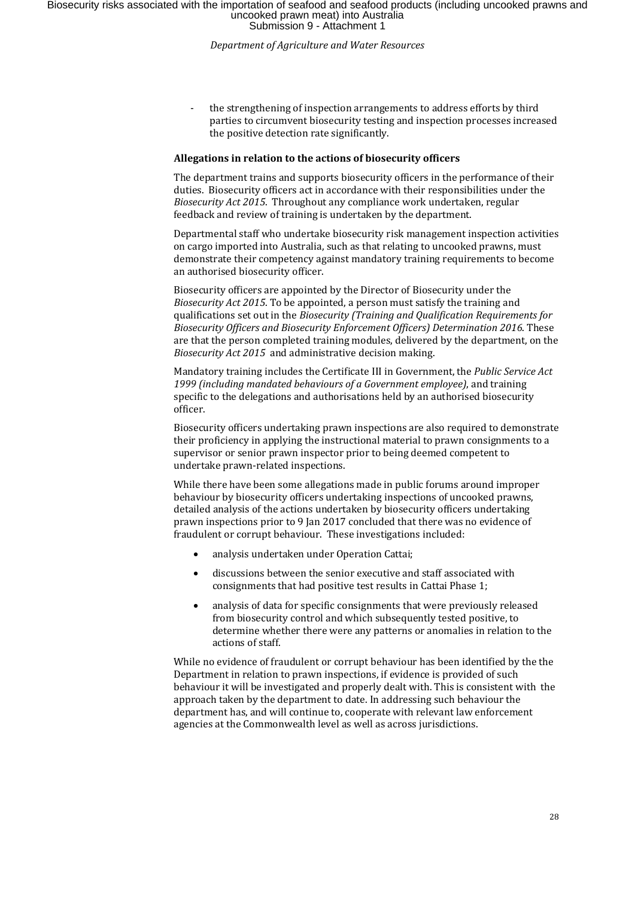- the strengthening of inspection arrangements to address efforts by third parties to circumvent biosecurity testing and inspection processes increased the positive detection rate significantly.

**Allegations in relation to the actions of biosecurity officers**

The department trains and supports biosecurity officers in the performance of their duties. Biosecurity officers act in accordance with their responsibilities under the *Biosecurity Act 2015*. Throughout any compliance work undertaken, regular feedback and review of training is undertaken by the department.

Departmental staff who undertake biosecurity risk management inspection activities on cargo imported into Australia, such as that relating to uncooked prawns, must demonstrate their competency against mandatory training requirements to become an authorised biosecurity officer.

Biosecurity officers are appointed by the Director of Biosecurity under the *Biosecurity Act 2015*. To be appointed, a person must satisfy the training and qualifications set out in the *Biosecurity (Training and Qualification Requirements for Biosecurity Officers and Biosecurity Enforcement Officers) Determination 2016*. These are that the person completed training modules, delivered by the department, on the *Biosecurity Act 2015* and administrative decision making.

Mandatory training includes the Certificate III in Government, the *Public Service Act 1999 (including mandated behaviours of a Government employee)*, and training specific to the delegations and authorisations held by an authorised biosecurity officer.

Biosecurity officers undertaking prawn inspections are also required to demonstrate their proficiency in applying the instructional material to prawn consignments to a supervisor or senior prawn inspector prior to being deemed competent to undertake prawn-related inspections.

While there have been some allegations made in public forums around improper behaviour by biosecurity officers undertaking inspections of uncooked prawns, detailed analysis of the actions undertaken by biosecurity officers undertaking prawn inspections prior to 9 Jan 2017 concluded that there was no evidence of fraudulent or corrupt behaviour. These investigations included:

- analysis undertaken under Operation Cattai;
- discussions between the senior executive and staff associated with consignments that had positive test results in Cattai Phase 1;
- analysis of data for specific consignments that were previously released from biosecurity control and which subsequently tested positive, to determine whether there were any patterns or anomalies in relation to the actions of staff.

While no evidence of fraudulent or corrupt behaviour has been identified by the the Department in relation to prawn inspections, if evidence is provided of such behaviour it will be investigated and properly dealt with. This is consistent with the approach taken by the department to date. In addressing such behaviour the department has, and will continue to, cooperate with relevant law enforcement agencies at the Commonwealth level as well as across jurisdictions.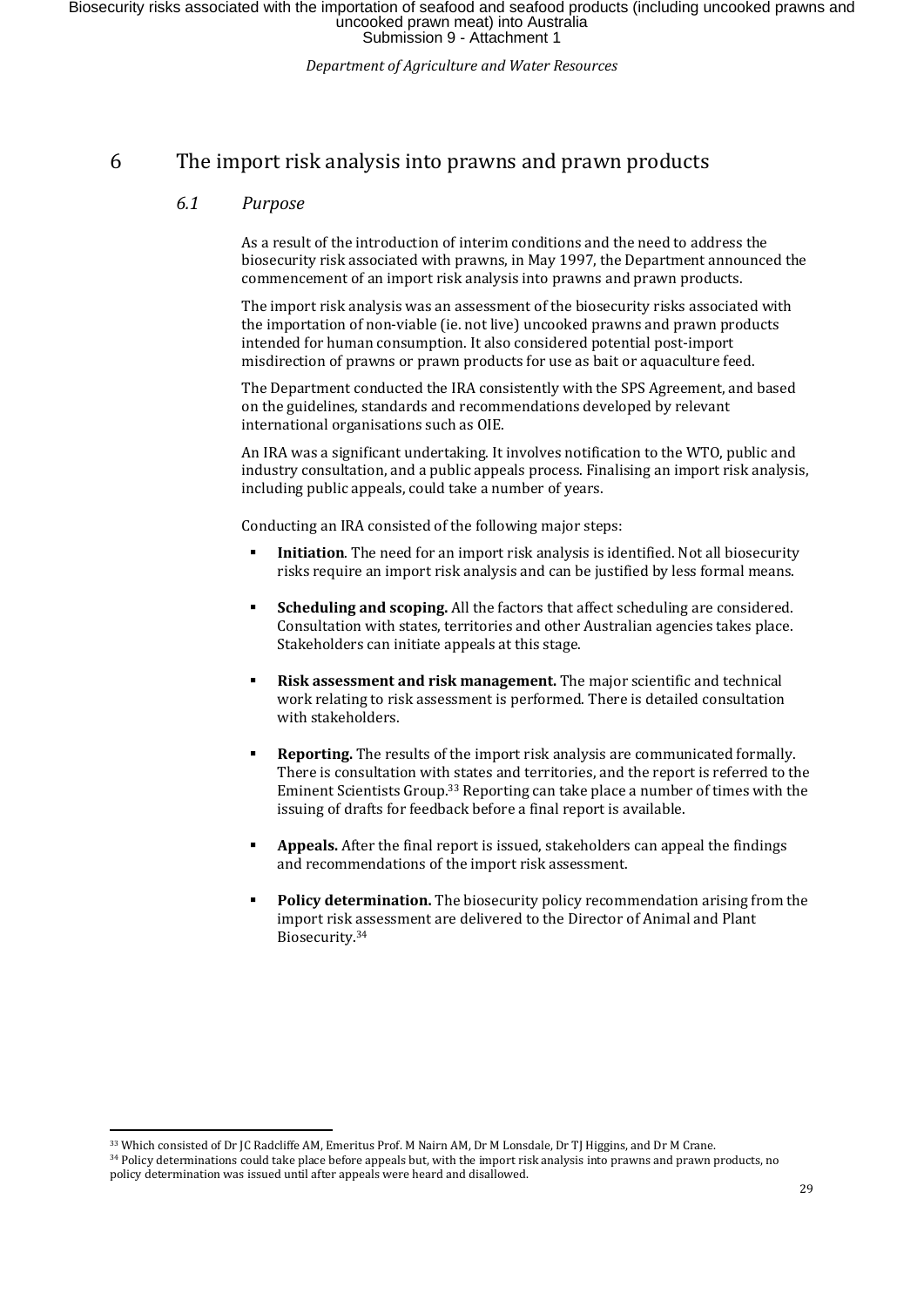# 6 The import risk analysis into prawns and prawn products

## 6.1 *Purpose*

As a result of the introduction of interim conditions and the need to address the biosecurity risk associated with prawns, in May 1997, the Department announced the commencement of an import risk analysis into prawns and prawn products.

The import risk analysis was an assessment of the biosecurity risks associated with the importation of non-viable (ie. not live) uncooked prawns and prawn products intended for human consumption. It also considered potential post-import misdirection of prawns or prawn products for use as bait or aquaculture feed.

The Department conducted the IRA consistently with the SPS Agreement, and based on the guidelines, standards and recommendations developed by relevant international organisations such as OIE.

An IRA was a significant undertaking. It involves notification to the WTO, public and industry consultation, and a public appeals process. Finalising an import risk analysis, including public appeals, could take a number of years.

Conducting an IRA consisted of the following major steps:

- **Initiation**. The need for an import risk analysis is identified. Not all biosecurity risks require an import risk analysis and can be justified by less formal means.
- **Scheduling and scoping.** All the factors that affect scheduling are considered. Consultation with states, territories and other Australian agencies takes place. Stakeholders can initiate appeals at this stage.
- **Risk assessment and risk management.** The major scientific and technical work relating to risk assessment is performed. There is detailed consultation with stakeholders.
- **Reporting.** The results of the import risk analysis are communicated formally. There is consultation with states and territories, and the report is referred to the Eminent Scientists Group.[33] Reporting can take place a number of times with the issuing of drafts for feedback before a final report is available.
- **Appeals.** After the final report is issued, stakeholders can appeal the findings and recommendations of the import risk assessment.
- **Policy determination.** The biosecurity policy recommendation arising from the import risk assessment are delivered to the Director of Animal and Plant Biosecurity.[34]

---

[33] Which consisted of Dr JC Radcliffe AM, Emeritus Prof. M Nairn AM, Dr M Lonsdale, Dr TJ Higgins, and Dr M Crane.

[34] Policy determinations could take place before appeals but, with the import risk analysis into prawns and prawn products, no policy determination was issued until after appeals were heard and disallowed.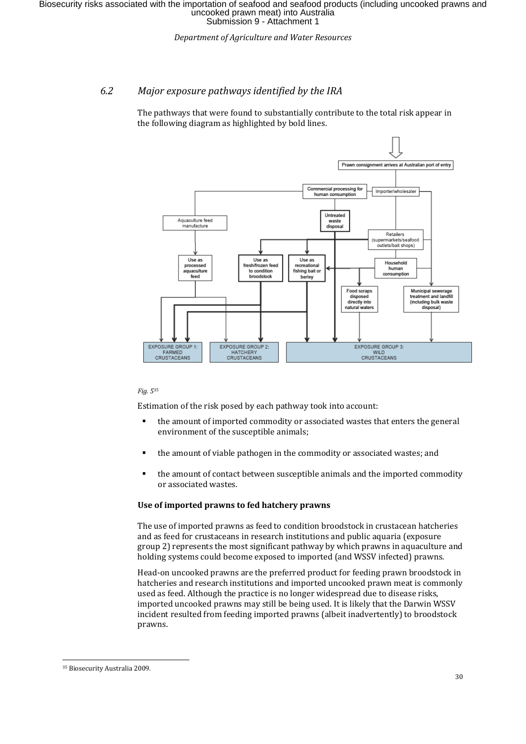### 6.2 *Major exposure pathways identified by the IRA*

The pathways that were found to substantially contribute to the total risk appear in the following diagram as highlighted by bold lines.

*Fig. 5*[35]

Estimation of the risk posed by each pathway took into account:

- the amount of imported commodity or associated wastes that enters the general environment of the susceptible animals;
- the amount of viable pathogen in the commodity or associated wastes; and
- the amount of contact between susceptible animals and the imported commodity or associated wastes.

**Use of imported prawns to fed hatchery prawns**

The use of imported prawns as feed to condition broodstock in crustacean hatcheries and as feed for crustaceans in research institutions and public aquaria (exposure group 2) represents the most significant pathway by which prawns in aquaculture and holding systems could become exposed to imported (and WSSV infected) prawns.

Head-on uncooked prawns are the preferred product for feeding prawn broodstock in hatcheries and research institutions and imported uncooked prawn meat is commonly used as feed. Although the practice is no longer widespread due to disease risks, imported uncooked prawns may still be being used. It is likely that the Darwin WSSV incident resulted from feeding imported prawns (albeit inadvertently) to broodstock prawns.

[35] Biosecurity Australia 2009.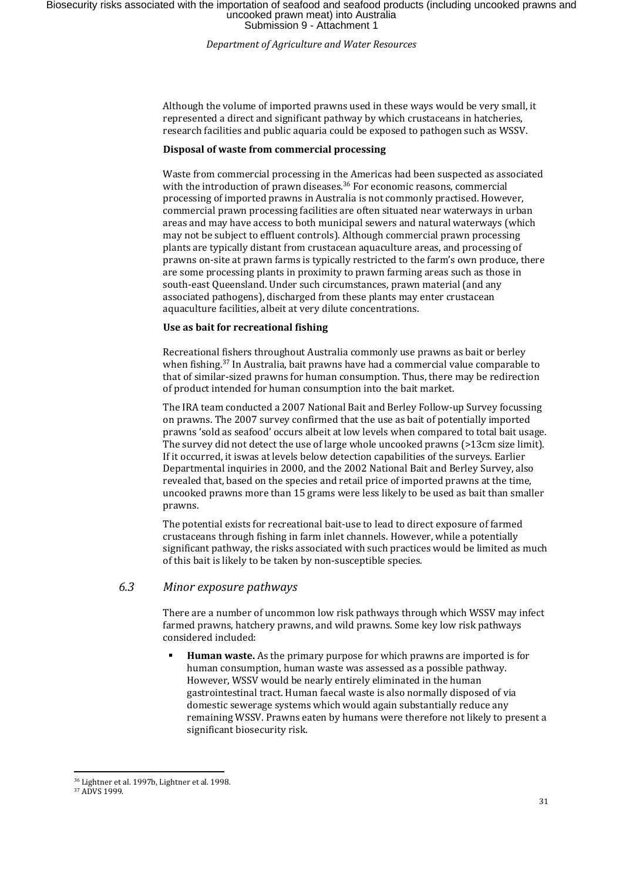Although the volume of imported prawns used in these ways would be very small, it represented a direct and significant pathway by which crustaceans in hatcheries, research facilities and public aquaria could be exposed to pathogen such as WSSV.

**Disposal of waste from commercial processing**

Waste from commercial processing in the Americas had been suspected as associated with the introduction of prawn diseases.[36] For economic reasons, commercial processing of imported prawns in Australia is not commonly practised. However, commercial prawn processing facilities are often situated near waterways in urban areas and may have access to both municipal sewers and natural waterways (which may not be subject to effluent controls). Although commercial prawn processing plants are typically distant from crustacean aquaculture areas, and processing of prawns on-site at prawn farms is typically restricted to the farm's own produce, there are some processing plants in proximity to prawn farming areas such as those in south-east Queensland. Under such circumstances, prawn material (and any associated pathogens), discharged from these plants may enter crustacean aquaculture facilities, albeit at very dilute concentrations.

**Use as bait for recreational fishing**

Recreational fishers throughout Australia commonly use prawns as bait or berley when fishing.[37] In Australia, bait prawns have had a commercial value comparable to that of similar-sized prawns for human consumption. Thus, there may be redirection of product intended for human consumption into the bait market.

The IRA team conducted a 2007 National Bait and Berley Follow-up Survey focussing on prawns. The 2007 survey confirmed that the use as bait of potentially imported prawns 'sold as seafood' occurs albeit at low levels when compared to total bait usage. The survey did not detect the use of large whole uncooked prawns (>13cm size limit). If it occurred, it iswas at levels below detection capabilities of the surveys. Earlier Departmental inquiries in 2000, and the 2002 National Bait and Berley Survey, also revealed that, based on the species and retail price of imported prawns at the time, uncooked prawns more than 15 grams were less likely to be used as bait than smaller prawns.

The potential exists for recreational bait-use to lead to direct exposure of farmed crustaceans through fishing in farm inlet channels. However, while a potentially significant pathway, the risks associated with such practices would be limited as much of this bait is likely to be taken by non-susceptible species.

## *6.3 Minor exposure pathways*

There are a number of uncommon low risk pathways through which WSSV may infect farmed prawns, hatchery prawns, and wild prawns. Some key low risk pathways considered included:

- **Human waste.** As the primary purpose for which prawns are imported is for human consumption, human waste was assessed as a possible pathway. However, WSSV would be nearly entirely eliminated in the human gastrointestinal tract. Human faecal waste is also normally disposed of via domestic sewerage systems which would again substantially reduce any remaining WSSV. Prawns eaten by humans were therefore not likely to present a significant biosecurity risk.

[36] Lightner et al. 1997b, Lightner et al. 1998.

[37] ADVS 1999.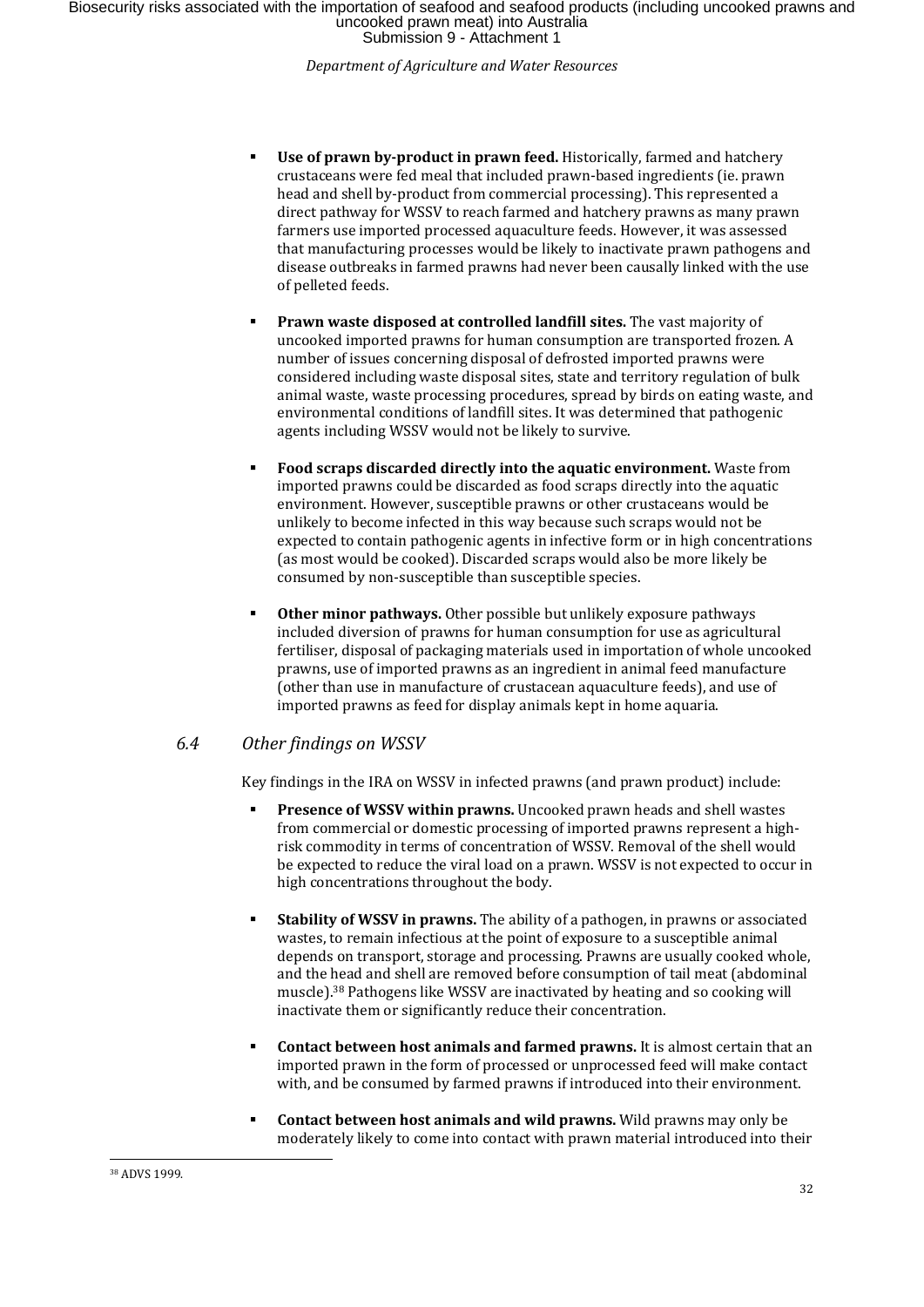- **Use of prawn by-product in prawn feed.** Historically, farmed and hatchery crustaceans were fed meal that included prawn-based ingredients (ie. prawn head and shell by-product from commercial processing). This represented a direct pathway for WSSV to reach farmed and hatchery prawns as many prawn farmers use imported processed aquaculture feeds. However, it was assessed that manufacturing processes would be likely to inactivate prawn pathogens and disease outbreaks in farmed prawns had never been causally linked with the use of pelleted feeds.
- **Prawn waste disposed at controlled landfill sites.** The vast majority of uncooked imported prawns for human consumption are transported frozen. A number of issues concerning disposal of defrosted imported prawns were considered including waste disposal sites, state and territory regulation of bulk animal waste, waste processing procedures, spread by birds on eating waste, and environmental conditions of landfill sites. It was determined that pathogenic agents including WSSV would not be likely to survive.
- **Food scraps discarded directly into the aquatic environment.** Waste from imported prawns could be discarded as food scraps directly into the aquatic environment. However, susceptible prawns or other crustaceans would be unlikely to become infected in this way because such scraps would not be expected to contain pathogenic agents in infective form or in high concentrations (as most would be cooked). Discarded scraps would also be more likely be consumed by non-susceptible than susceptible species.
- **Other minor pathways.** Other possible but unlikely exposure pathways included diversion of prawns for human consumption for use as agricultural fertiliser, disposal of packaging materials used in importation of whole uncooked prawns, use of imported prawns as an ingredient in animal feed manufacture (other than use in manufacture of crustacean aquaculture feeds), and use of imported prawns as feed for display animals kept in home aquaria.

### *6.4 Other findings on WSSV*

Key findings in the IRA on WSSV in infected prawns (and prawn product) include:

- **Presence of WSSV within prawns.** Uncooked prawn heads and shell wastes from commercial or domestic processing of imported prawns represent a high-risk commodity in terms of concentration of WSSV. Removal of the shell would be expected to reduce the viral load on a prawn. WSSV is not expected to occur in high concentrations throughout the body.
- **Stability of WSSV in prawns.** The ability of a pathogen, in prawns or associated wastes, to remain infectious at the point of exposure to a susceptible animal depends on transport, storage and processing. Prawns are usually cooked whole, and the head and shell are removed before consumption of tail meat (abdominal muscle).[38] Pathogens like WSSV are inactivated by heating and so cooking will inactivate them or significantly reduce their concentration.
- **Contact between host animals and farmed prawns.** It is almost certain that an imported prawn in the form of processed or unprocessed feed will make contact with, and be consumed by farmed prawns if introduced into their environment.
- **Contact between host animals and wild prawns.** Wild prawns may only be moderately likely to come into contact with prawn material introduced into their

[38] ADVS 1999.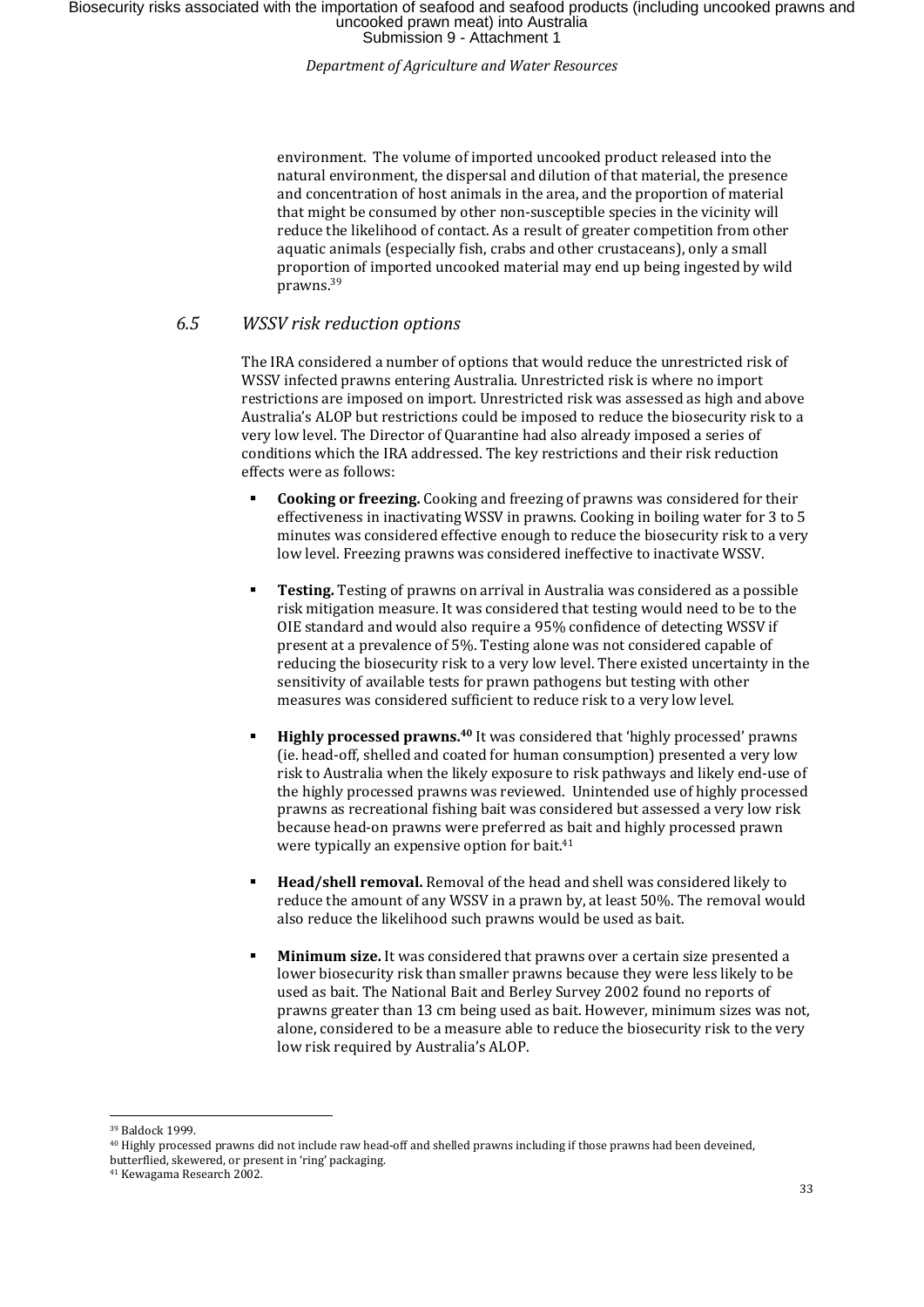environment. The volume of imported uncooked product released into the natural environment, the dispersal and dilution of that material, the presence and concentration of host animals in the area, and the proportion of material that might be consumed by other non-susceptible species in the vicinity will reduce the likelihood of contact. As a result of greater competition from other aquatic animals (especially fish, crabs and other crustaceans), only a small proportion of imported uncooked material may end up being ingested by wild prawns.[39]

### 6.5 *WSSV risk reduction options*

The IRA considered a number of options that would reduce the unrestricted risk of WSSV infected prawns entering Australia. Unrestricted risk is where no import restrictions are imposed on import. Unrestricted risk was assessed as high and above Australia's ALOP but restrictions could be imposed to reduce the biosecurity risk to a very low level. The Director of Quarantine had also already imposed a series of conditions which the IRA addressed. The key restrictions and their risk reduction effects were as follows:

- **Cooking or freezing.** Cooking and freezing of prawns was considered for their effectiveness in inactivating WSSV in prawns. Cooking in boiling water for 3 to 5 minutes was considered effective enough to reduce the biosecurity risk to a very low level. Freezing prawns was considered ineffective to inactivate WSSV.

- **Testing.** Testing of prawns on arrival in Australia was considered as a possible risk mitigation measure. It was considered that testing would need to be to the OIE standard and would also require a 95% confidence of detecting WSSV if present at a prevalence of 5%. Testing alone was not considered capable of reducing the biosecurity risk to a very low level. There existed uncertainty in the sensitivity of available tests for prawn pathogens but testing with other measures was considered sufficient to reduce risk to a very low level.

- **Highly processed prawns.**[40] It was considered that 'highly processed' prawns (ie. head-off, shelled and coated for human consumption) presented a very low risk to Australia when the likely exposure to risk pathways and likely end-use of the highly processed prawns was reviewed. Unintended use of highly processed prawns as recreational fishing bait was considered but assessed a very low risk because head-on prawns were preferred as bait and highly processed prawn were typically an expensive option for bait.[41]

- **Head/shell removal.** Removal of the head and shell was considered likely to reduce the amount of any WSSV in a prawn by, at least 50%. The removal would also reduce the likelihood such prawns would be used as bait.

- **Minimum size.** It was considered that prawns over a certain size presented a lower biosecurity risk than smaller prawns because they were less likely to be used as bait. The National Bait and Berley Survey 2002 found no reports of prawns greater than 13 cm being used as bait. However, minimum sizes was not, alone, considered to be a measure able to reduce the biosecurity risk to the very low risk required by Australia's ALOP.

---

[39] Baldock 1999.

[40] Highly processed prawns did not include raw head-off and shelled prawns including if those prawns had been deveined, butterflied, skewered, or present in 'ring' packaging.

[41] Kewagama Research 2002.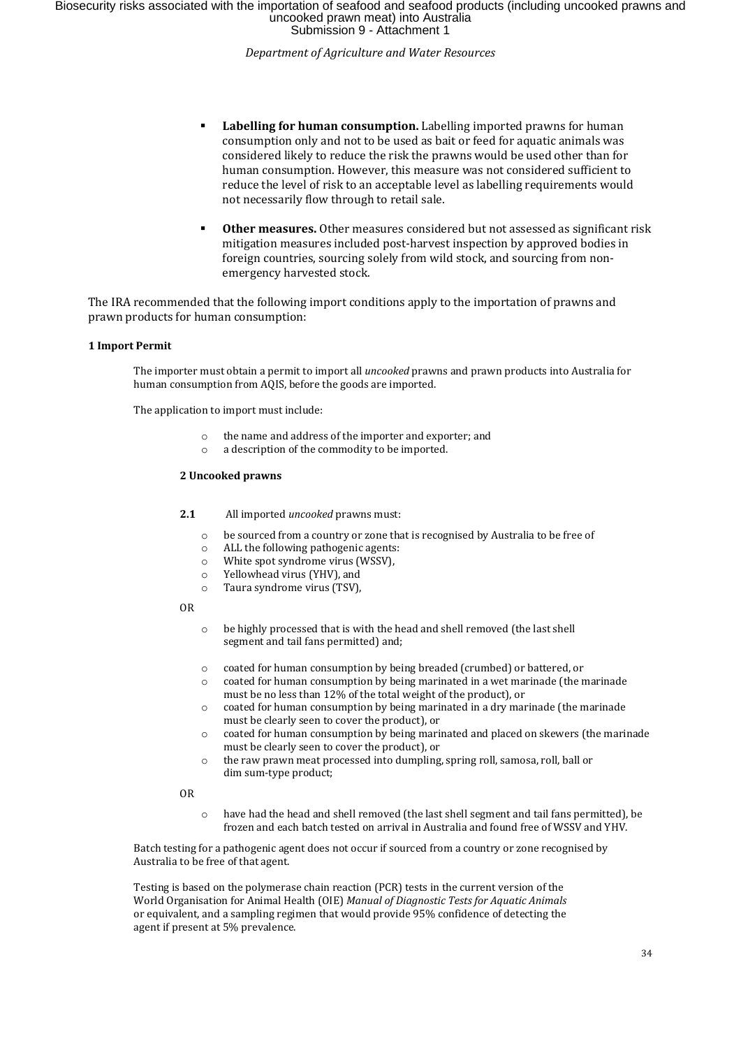- **Labelling for human consumption.** Labelling imported prawns for human consumption only and not to be used as bait or feed for aquatic animals was considered likely to reduce the risk the prawns would be used other than for human consumption. However, this measure was not considered sufficient to reduce the level of risk to an acceptable level as labelling requirements would not necessarily flow through to retail sale.

- **Other measures.** Other measures considered but not assessed as significant risk mitigation measures included post-harvest inspection by approved bodies in foreign countries, sourcing solely from wild stock, and sourcing from non-emergency harvested stock.

The IRA recommended that the following import conditions apply to the importation of prawns and prawn products for human consumption:

**1 Import Permit**

The importer must obtain a permit to import all *uncooked* prawns and prawn products into Australia for human consumption from AQIS, before the goods are imported.

The application to import must include:

- the name and address of the importer and exporter; and
- a description of the commodity to be imported.

**2 Uncooked prawns**

**2.1** All imported *uncooked* prawns must:

- be sourced from a country or zone that is recognised by Australia to be free of
- ALL the following pathogenic agents:
- White spot syndrome virus (WSSV),
- Yellowhead virus (YHV), and
- Taura syndrome virus (TSV),

OR

- be highly processed that is with the head and shell removed (the last shell segment and tail fans permitted) and;

- coated for human consumption by being breaded (crumbed) or battered, or
- coated for human consumption by being marinated in a wet marinade (the marinade must be no less than 12% of the total weight of the product), or
- coated for human consumption by being marinated in a dry marinade (the marinade must be clearly seen to cover the product), or
- coated for human consumption by being marinated and placed on skewers (the marinade must be clearly seen to cover the product), or
- the raw prawn meat processed into dumpling, spring roll, samosa, roll, ball or dim sum-type product;

OR

- have had the head and shell removed (the last shell segment and tail fans permitted), be frozen and each batch tested on arrival in Australia and found free of WSSV and YHV.

Batch testing for a pathogenic agent does not occur if sourced from a country or zone recognised by Australia to be free of that agent.

Testing is based on the polymerase chain reaction (PCR) tests in the current version of the World Organisation for Animal Health (OIE) *Manual of Diagnostic Tests for Aquatic Animals* or equivalent, and a sampling regimen that would provide 95% confidence of detecting the agent if present at 5% prevalence.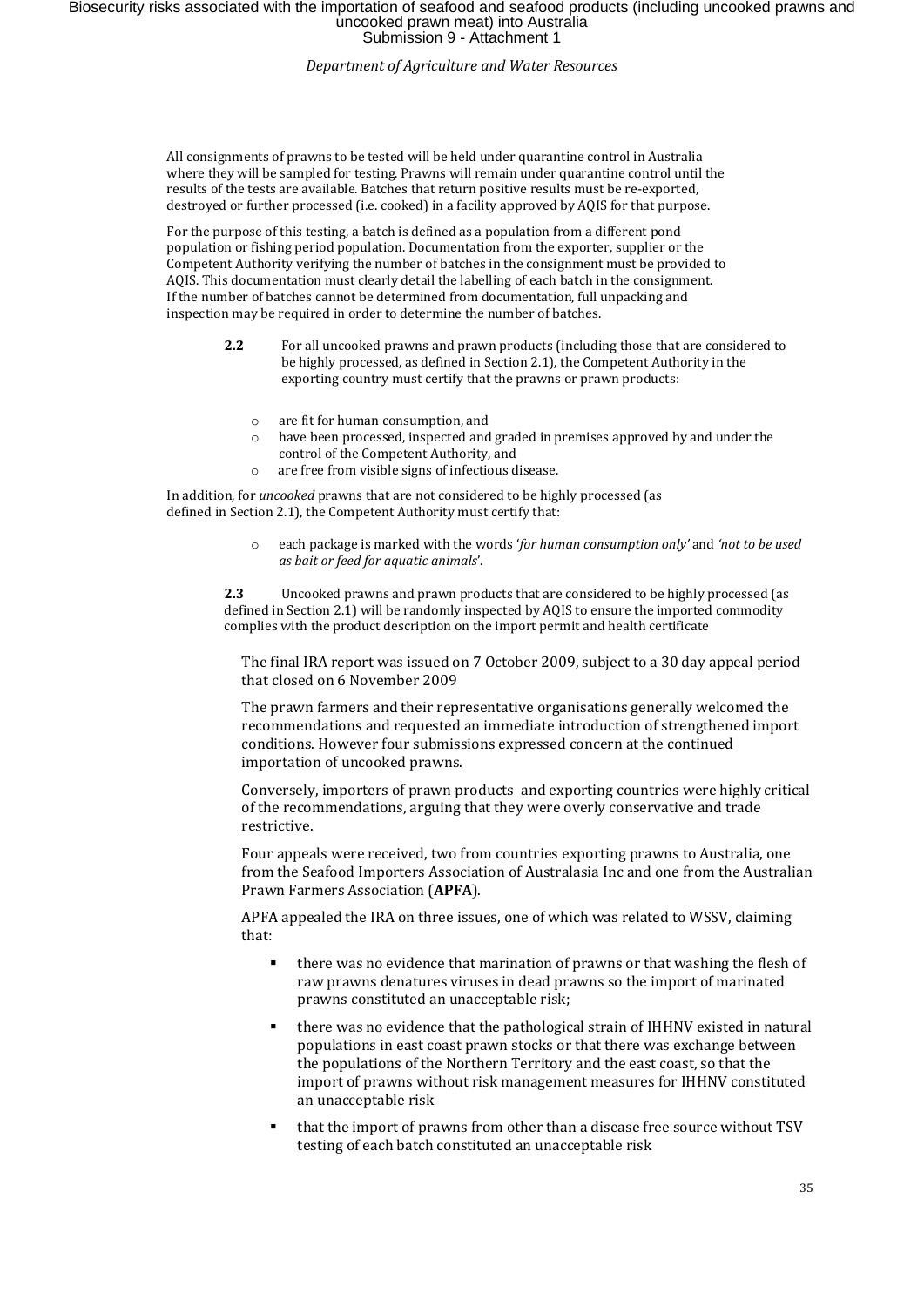All consignments of prawns to be tested will be held under quarantine control in Australia where they will be sampled for testing. Prawns will remain under quarantine control until the results of the tests are available. Batches that return positive results must be re-exported, destroyed or further processed (i.e. cooked) in a facility approved by AQIS for that purpose.

For the purpose of this testing, a batch is defined as a population from a different pond population or fishing period population. Documentation from the exporter, supplier or the Competent Authority verifying the number of batches in the consignment must be provided to AQIS. This documentation must clearly detail the labelling of each batch in the consignment. If the number of batches cannot be determined from documentation, full unpacking and inspection may be required in order to determine the number of batches.

**2.2** For all uncooked prawns and prawn products (including those that are considered to be highly processed, as defined in Section 2.1), the Competent Authority in the exporting country must certify that the prawns or prawn products:

- are fit for human consumption, and
- have been processed, inspected and graded in premises approved by and under the control of the Competent Authority, and
- are free from visible signs of infectious disease.

In addition, for *uncooked* prawns that are not considered to be highly processed (as defined in Section 2.1), the Competent Authority must certify that:

- each package is marked with the words '*for human consumption only*' and *'not to be used as bait or feed for aquatic animals*'.

**2.3** Uncooked prawns and prawn products that are considered to be highly processed (as defined in Section 2.1) will be randomly inspected by AQIS to ensure the imported commodity complies with the product description on the import permit and health certificate

The final IRA report was issued on 7 October 2009, subject to a 30 day appeal period that closed on 6 November 2009

The prawn farmers and their representative organisations generally welcomed the recommendations and requested an immediate introduction of strengthened import conditions. However four submissions expressed concern at the continued importation of uncooked prawns.

Conversely, importers of prawn products and exporting countries were highly critical of the recommendations, arguing that they were overly conservative and trade restrictive.

Four appeals were received, two from countries exporting prawns to Australia, one from the Seafood Importers Association of Australasia Inc and one from the Australian Prawn Farmers Association (**APFA**).

APFA appealed the IRA on three issues, one of which was related to WSSV, claiming that:

- there was no evidence that marination of prawns or that washing the flesh of raw prawns denatures viruses in dead prawns so the import of marinated prawns constituted an unacceptable risk;
- there was no evidence that the pathological strain of IHHNV existed in natural populations in east coast prawn stocks or that there was exchange between the populations of the Northern Territory and the east coast, so that the import of prawns without risk management measures for IHHNV constituted an unacceptable risk
- that the import of prawns from other than a disease free source without TSV testing of each batch constituted an unacceptable risk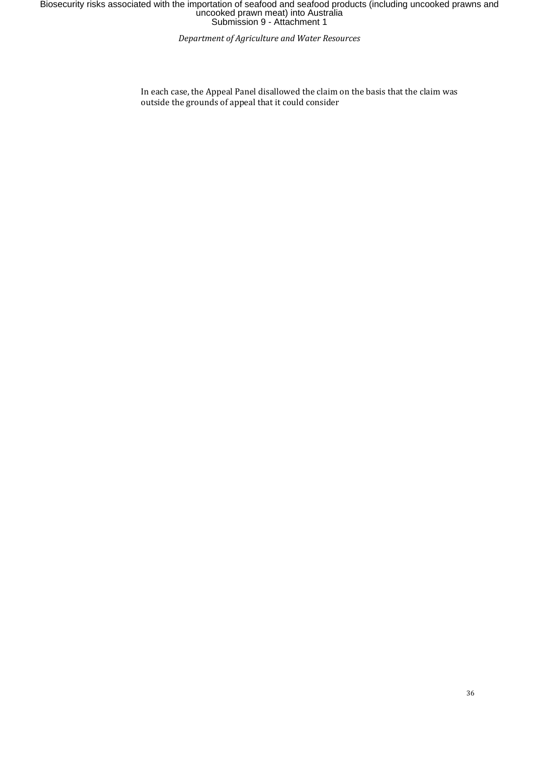In each case, the Appeal Panel disallowed the claim on the basis that the claim was outside the grounds of appeal that it could consider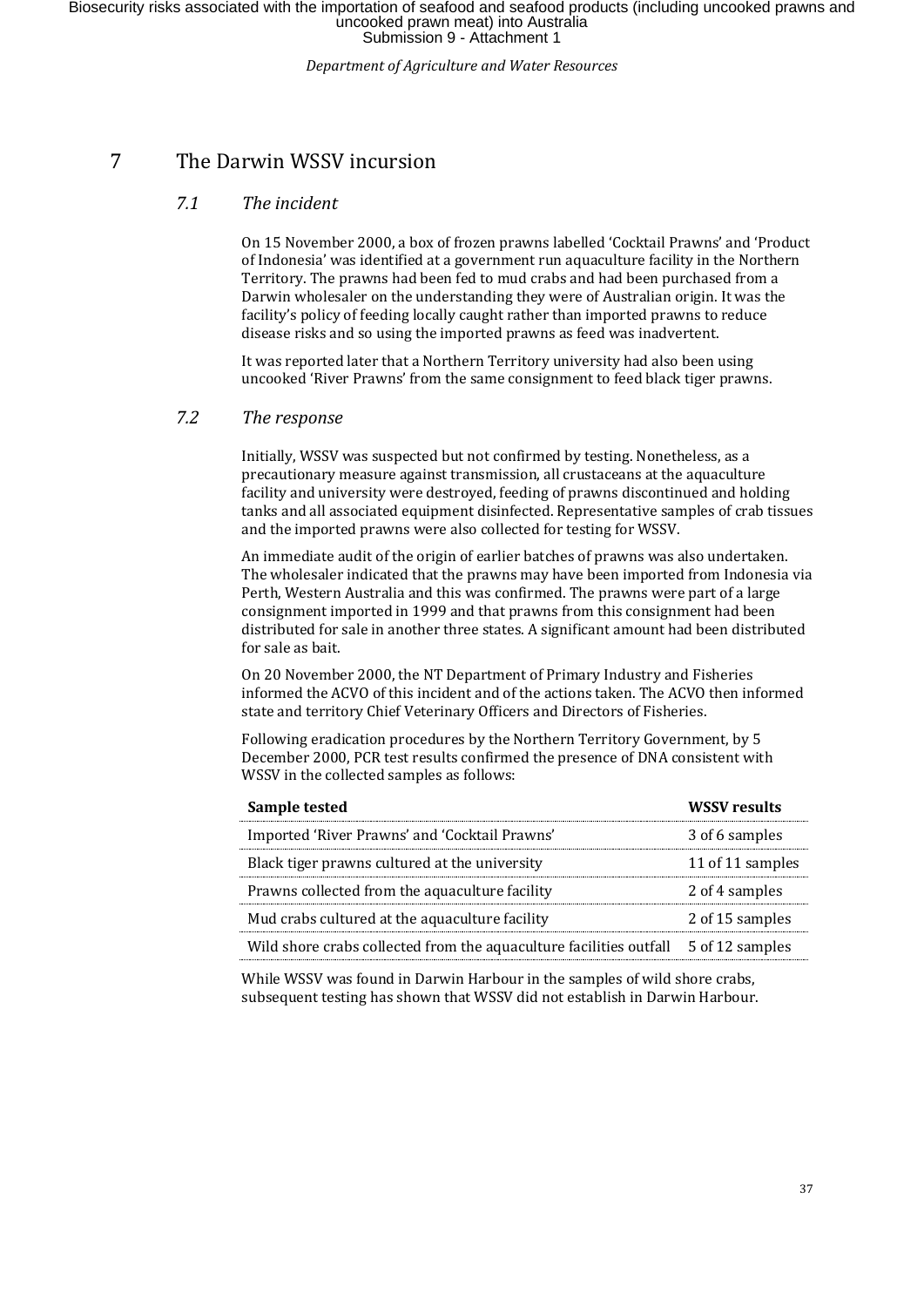# 7 The Darwin WSSV incursion

## *7.1 The incident*

On 15 November 2000, a box of frozen prawns labelled 'Cocktail Prawns' and 'Product of Indonesia' was identified at a government run aquaculture facility in the Northern Territory. The prawns had been fed to mud crabs and had been purchased from a Darwin wholesaler on the understanding they were of Australian origin. It was the facility's policy of feeding locally caught rather than imported prawns to reduce disease risks and so using the imported prawns as feed was inadvertent.

It was reported later that a Northern Territory university had also been using uncooked 'River Prawns' from the same consignment to feed black tiger prawns.

## *7.2 The response*

Initially, WSSV was suspected but not confirmed by testing. Nonetheless, as a precautionary measure against transmission, all crustaceans at the aquaculture facility and university were destroyed, feeding of prawns discontinued and holding tanks and all associated equipment disinfected. Representative samples of crab tissues and the imported prawns were also collected for testing for WSSV.

An immediate audit of the origin of earlier batches of prawns was also undertaken. The wholesaler indicated that the prawns may have been imported from Indonesia via Perth, Western Australia and this was confirmed. The prawns were part of a large consignment imported in 1999 and that prawns from this consignment had been distributed for sale in another three states. A significant amount had been distributed for sale as bait.

On 20 November 2000, the NT Department of Primary Industry and Fisheries informed the ACVO of this incident and of the actions taken. The ACVO then informed state and territory Chief Veterinary Officers and Directors of Fisheries.

Following eradication procedures by the Northern Territory Government, by 5 December 2000, PCR test results confirmed the presence of DNA consistent with WSSV in the collected samples as follows:

| Sample tested | WSSV results |
|---|---|
| Imported 'River Prawns' and 'Cocktail Prawns' | 3 of 6 samples |
| Black tiger prawns cultured at the university | 11 of 11 samples |
| Prawns collected from the aquaculture facility | 2 of 4 samples |
| Mud crabs cultured at the aquaculture facility | 2 of 15 samples |
| Wild shore crabs collected from the aquaculture facilities outfall | 5 of 12 samples |

While WSSV was found in Darwin Harbour in the samples of wild shore crabs, subsequent testing has shown that WSSV did not establish in Darwin Harbour.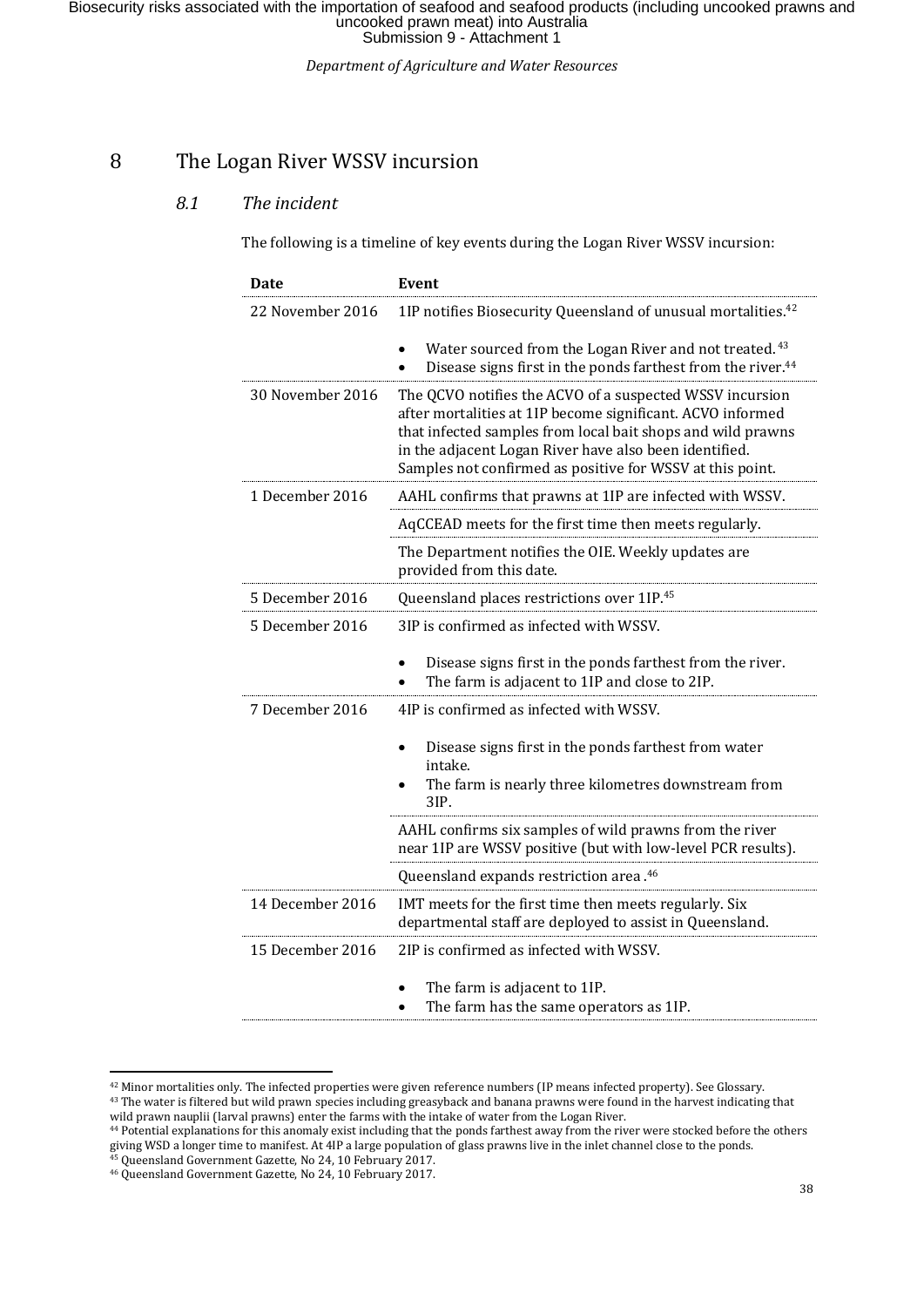# 8 The Logan River WSSV incursion

## *8.1 The incident*

The following is a timeline of key events during the Logan River WSSV incursion:

| Date | Event |
|---|---|
| 22 November 2016 | 1IP notifies Biosecurity Queensland of unusual mortalities.[42]<br>• Water sourced from the Logan River and not treated.[43]<br>• Disease signs first in the ponds farthest from the river.[44] |
| 30 November 2016 | The QCVO notifies the ACVO of a suspected WSSV incursion after mortalities at 1IP become significant. ACVO informed that infected samples from local bait shops and wild prawns in the adjacent Logan River have also been identified. Samples not confirmed as positive for WSSV at this point. |
| 1 December 2016 | AAHL confirms that prawns at 1IP are infected with WSSV. |
| | AqCCEAD meets for the first time then meets regularly. |
| | The Department notifies the OIE. Weekly updates are provided from this date. |
| 5 December 2016 | Queensland places restrictions over 1IP.[45] |
| 5 December 2016 | 3IP is confirmed as infected with WSSV.<br>• Disease signs first in the ponds farthest from the river.<br>• The farm is adjacent to 1IP and close to 2IP. |
| 7 December 2016 | 4IP is confirmed as infected with WSSV.<br>• Disease signs first in the ponds farthest from water intake.<br>• The farm is nearly three kilometres downstream from 3IP. |
| | AAHL confirms six samples of wild prawns from the river near 1IP are WSSV positive (but with low-level PCR results). |
| | Queensland expands restriction area .[46] |
| 14 December 2016 | IMT meets for the first time then meets regularly. Six departmental staff are deployed to assist in Queensland. |
| 15 December 2016 | 2IP is confirmed as infected with WSSV.<br>• The farm is adjacent to 1IP.<br>• The farm has the same operators as 1IP. |

---

[42] Minor mortalities only. The infected properties were given reference numbers (IP means infected property). See Glossary.

[43] The water is filtered but wild prawn species including greasyback and banana prawns were found in the harvest indicating that wild prawn nauplii (larval prawns) enter the farms with the intake of water from the Logan River.

[44] Potential explanations for this anomaly exist including that the ponds farthest away from the river were stocked before the others giving WSD a longer time to manifest. At 4IP a large population of glass prawns live in the inlet channel close to the ponds.

[45] Queensland Government Gazette, No 24, 10 February 2017.

[46] Queensland Government Gazette, No 24, 10 February 2017.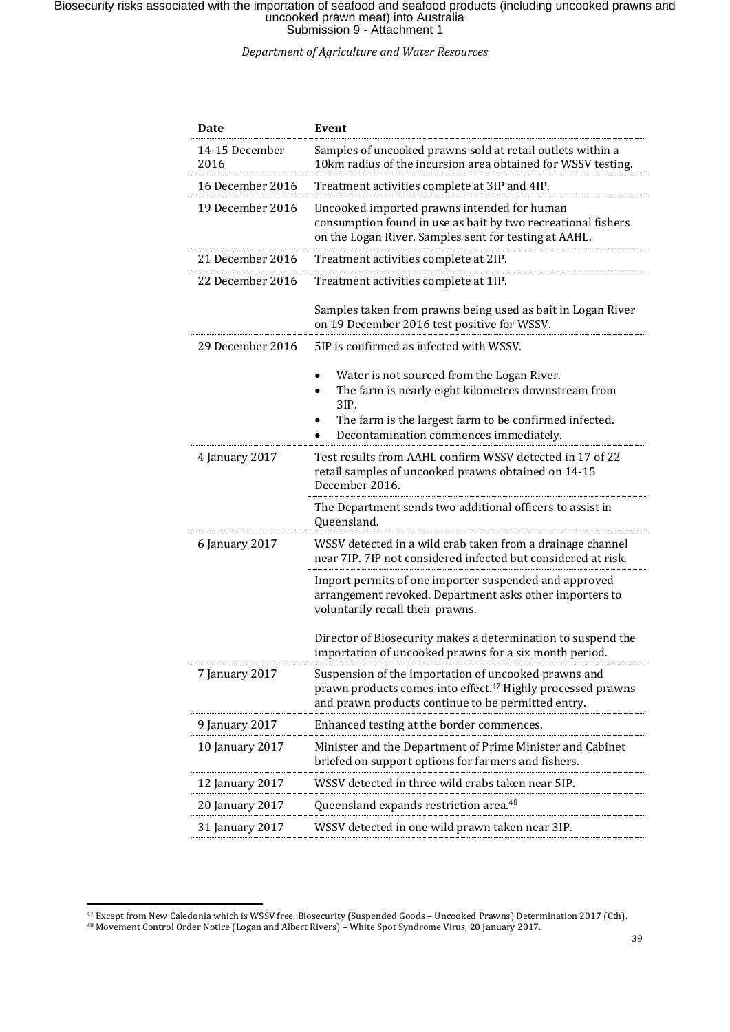| Date | Event |
| --- | --- |
| 14-15 December 2016 | Samples of uncooked prawns sold at retail outlets within a 10km radius of the incursion area obtained for WSSV testing. |
| 16 December 2016 | Treatment activities complete at 3IP and 4IP. |
| 19 December 2016 | Uncooked imported prawns intended for human consumption found in use as bait by two recreational fishers on the Logan River. Samples sent for testing at AAHL. |
| 21 December 2016 | Treatment activities complete at 2IP. |
| 22 December 2016 | Treatment activities complete at 1IP.<br><br>Samples taken from prawns being used as bait in Logan River on 19 December 2016 test positive for WSSV. |
| 29 December 2016 | 5IP is confirmed as infected with WSSV.<br><br>• Water is not sourced from the Logan River.<br>• The farm is nearly eight kilometres downstream from 3IP.<br>• The farm is the largest farm to be confirmed infected.<br>• Decontamination commences immediately. |
| 4 January 2017 | Test results from AAHL confirm WSSV detected in 17 of 22 retail samples of uncooked prawns obtained on 14-15 December 2016. |
| | The Department sends two additional officers to assist in Queensland. |
| 6 January 2017 | WSSV detected in a wild crab taken from a drainage channel near 7IP. 7IP not considered infected but considered at risk. |
| | Import permits of one importer suspended and approved arrangement revoked. Department asks other importers to voluntarily recall their prawns.<br><br>Director of Biosecurity makes a determination to suspend the importation of uncooked prawns for a six month period. |
| 7 January 2017 | Suspension of the importation of uncooked prawns and prawn products comes into effect.[47] Highly processed prawns and prawn products continue to be permitted entry. |
| 9 January 2017 | Enhanced testing at the border commences. |
| 10 January 2017 | Minister and the Department of Prime Minister and Cabinet briefed on support options for farmers and fishers. |
| 12 January 2017 | WSSV detected in three wild crabs taken near 5IP. |
| 20 January 2017 | Queensland expands restriction area.[48] |
| 31 January 2017 | WSSV detected in one wild prawn taken near 3IP. |

[47] Except from New Caledonia which is WSSV free. Biosecurity (Suspended Goods – Uncooked Prawns) Determination 2017 (Cth).

[48] Movement Control Order Notice (Logan and Albert Rivers) – White Spot Syndrome Virus, 20 January 2017.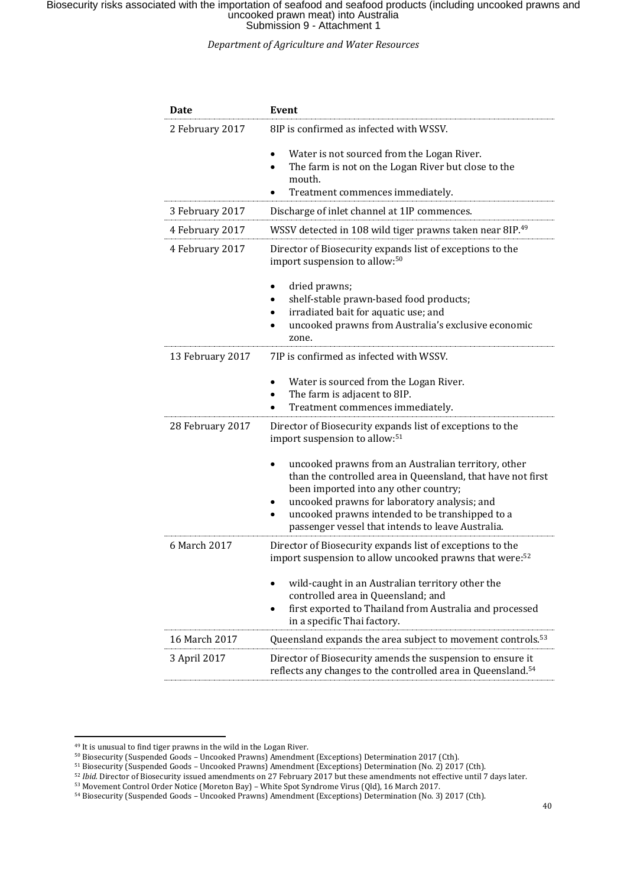| Date | Event |
| --- | --- |
| 2 February 2017 | 8IP is confirmed as infected with WSSV.<br>• Water is not sourced from the Logan River.<br>• The farm is not on the Logan River but close to the mouth.<br>• Treatment commences immediately. |
| 3 February 2017 | Discharge of inlet channel at 1IP commences. |
| 4 February 2017 | WSSV detected in 108 wild tiger prawns taken near 8IP.[49] |
| 4 February 2017 | Director of Biosecurity expands list of exceptions to the import suspension to allow:[50]<br>• dried prawns;<br>• shelf-stable prawn-based food products;<br>• irradiated bait for aquatic use; and<br>• uncooked prawns from Australia's exclusive economic zone. |
| 13 February 2017 | 7IP is confirmed as infected with WSSV.<br>• Water is sourced from the Logan River.<br>• The farm is adjacent to 8IP.<br>• Treatment commences immediately. |
| 28 February 2017 | Director of Biosecurity expands list of exceptions to the import suspension to allow:[51]<br>• uncooked prawns from an Australian territory, other than the controlled area in Queensland, that have not first been imported into any other country;<br>• uncooked prawns for laboratory analysis; and<br>• uncooked prawns intended to be transhipped to a passenger vessel that intends to leave Australia. |
| 6 March 2017 | Director of Biosecurity expands list of exceptions to the import suspension to allow uncooked prawns that were:[52]<br>• wild-caught in an Australian territory other the controlled area in Queensland; and<br>• first exported to Thailand from Australia and processed in a specific Thai factory. |
| 16 March 2017 | Queensland expands the area subject to movement controls.[53] |
| 3 April 2017 | Director of Biosecurity amends the suspension to ensure it reflects any changes to the controlled area in Queensland.[54] |

[49] It is unusual to find tiger prawns in the wild in the Logan River.

[50] Biosecurity (Suspended Goods – Uncooked Prawns) Amendment (Exceptions) Determination 2017 (Cth).

[51] Biosecurity (Suspended Goods – Uncooked Prawns) Amendment (Exceptions) Determination (No. 2) 2017 (Cth).

[52] *Ibid*. Director of Biosecurity issued amendments on 27 February 2017 but these amendments not effective until 7 days later.

[53] Movement Control Order Notice (Moreton Bay) – White Spot Syndrome Virus (Qld), 16 March 2017.

[54] Biosecurity (Suspended Goods – Uncooked Prawns) Amendment (Exceptions) Determination (No. 3) 2017 (Cth).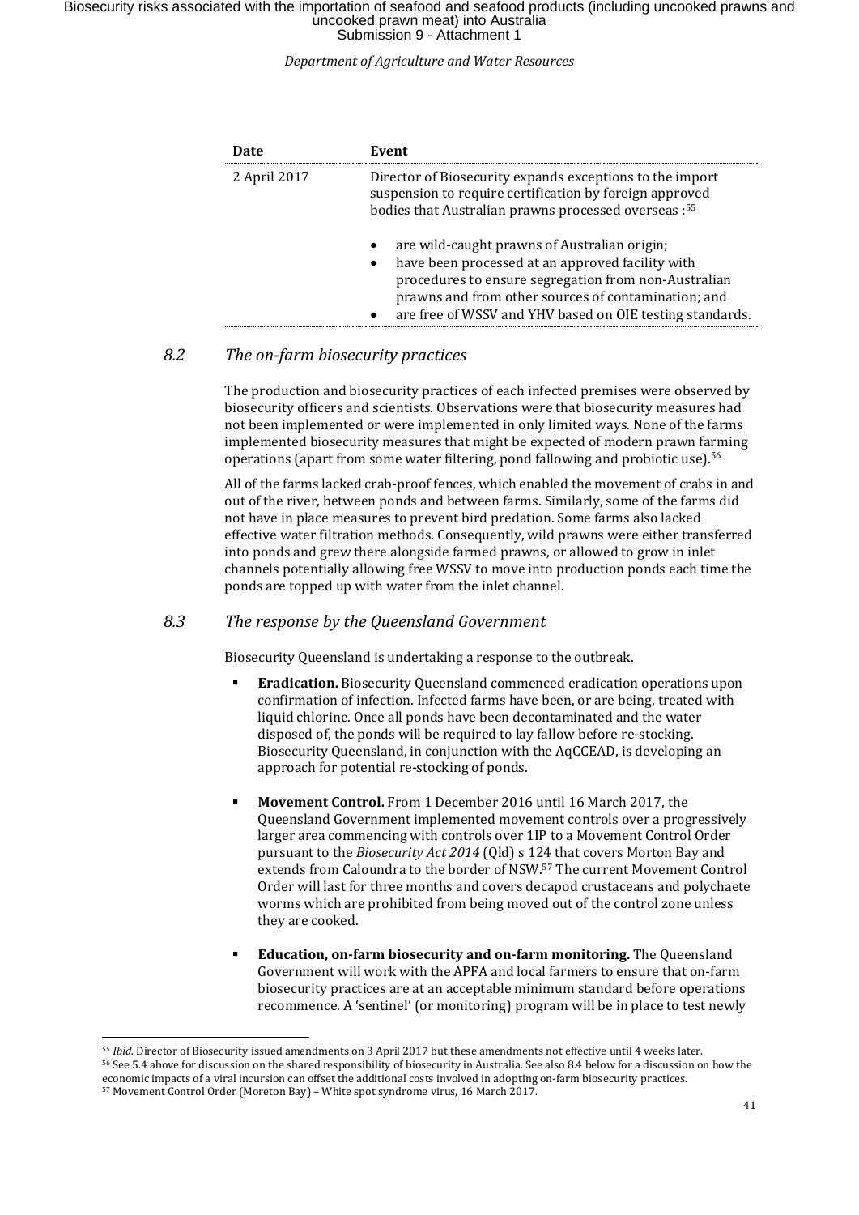| Date | Event |
|---|---|
| 2 April 2017 | Director of Biosecurity expands exceptions to the import suspension to require certification by foreign approved bodies that Australian prawns processed overseas :[55]<br><br>• are wild-caught prawns of Australian origin;<br>• have been processed at an approved facility with procedures to ensure segregation from non-Australian prawns and from other sources of contamination; and<br>• are free of WSSV and YHV based on OIE testing standards. |

## *8.2 The on-farm biosecurity practices*

The production and biosecurity practices of each infected premises were observed by biosecurity officers and scientists. Observations were that biosecurity measures had not been implemented or were implemented in only limited ways. None of the farms implemented biosecurity measures that might be expected of modern prawn farming operations (apart from some water filtering, pond fallowing and probiotic use).[56]

All of the farms lacked crab-proof fences, which enabled the movement of crabs in and out of the river, between ponds and between farms. Similarly, some of the farms did not have in place measures to prevent bird predation. Some farms also lacked effective water filtration methods. Consequently, wild prawns were either transferred into ponds and grew there alongside farmed prawns, or allowed to grow in inlet channels potentially allowing free WSSV to move into production ponds each time the ponds are topped up with water from the inlet channel.

## *8.3 The response by the Queensland Government*

Biosecurity Queensland is undertaking a response to the outbreak.

- **Eradication.** Biosecurity Queensland commenced eradication operations upon confirmation of infection. Infected farms have been, or are being, treated with liquid chlorine. Once all ponds have been decontaminated and the water disposed of, the ponds will be required to lay fallow before re-stocking. Biosecurity Queensland, in conjunction with the AqCCEAD, is developing an approach for potential re-stocking of ponds.
- **Movement Control.** From 1 December 2016 until 16 March 2017, the Queensland Government implemented movement controls over a progressively larger area commencing with controls over 1IP to a Movement Control Order pursuant to the *Biosecurity Act 2014* (Qld) s 124 that covers Morton Bay and extends from Caloundra to the border of NSW.[57] The current Movement Control Order will last for three months and covers decapod crustaceans and polychaete worms which are prohibited from being moved out of the control zone unless they are cooked.
- **Education, on-farm biosecurity and on-farm monitoring.** The Queensland Government will work with the APFA and local farmers to ensure that on-farm biosecurity practices are at an acceptable minimum standard before operations recommence. A 'sentinel' (or monitoring) program will be in place to test newly

---

[55] *Ibid.* Director of Biosecurity issued amendments on 3 April 2017 but these amendments not effective until 4 weeks later.

[56] See 5.4 above for discussion on the shared responsibility of biosecurity in Australia. See also 8.4 below for a discussion on how the economic impacts of a viral incursion can offset the additional costs involved in adopting on-farm biosecurity practices.

[57] Movement Control Order (Moreton Bay) – White spot syndrome virus, 16 March 2017.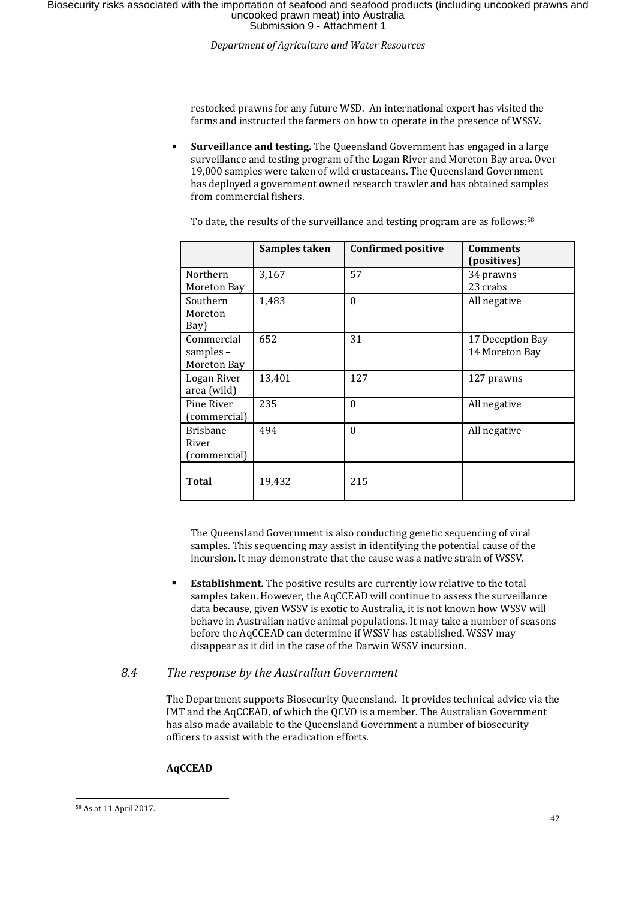restocked prawns for any future WSD. An international expert has visited the farms and instructed the farmers on how to operate in the presence of WSSV.

- **Surveillance and testing.** The Queensland Government has engaged in a large surveillance and testing program of the Logan River and Moreton Bay area. Over 19,000 samples were taken of wild crustaceans. The Queensland Government has deployed a government owned research trawler and has obtained samples from commercial fishers.

  To date, the results of the surveillance and testing program are as follows:[58]

| | Samples taken | Confirmed positive | Comments (positives) |
|---|---|---|---|
| Northern Moreton Bay | 3,167 | 57 | 34 prawns<br>23 crabs |
| Southern Moreton Bay) | 1,483 | 0 | All negative |
| Commercial samples – Moreton Bay | 652 | 31 | 17 Deception Bay<br>14 Moreton Bay |
| Logan River area (wild) | 13,401 | 127 | 127 prawns |
| Pine River (commercial) | 235 | 0 | All negative |
| Brisbane River (commercial) | 494 | 0 | All negative |
| **Total** | 19,432 | 215 | |

  The Queensland Government is also conducting genetic sequencing of viral samples. This sequencing may assist in identifying the potential cause of the incursion. It may demonstrate that the cause was a native strain of WSSV.

- **Establishment.** The positive results are currently low relative to the total samples taken. However, the AqCCEAD will continue to assess the surveillance data because, given WSSV is exotic to Australia, it is not known how WSSV will behave in Australian native animal populations. It may take a number of seasons before the AqCCEAD can determine if WSSV has established. WSSV may disappear as it did in the case of the Darwin WSSV incursion.

### *8.4 The response by the Australian Government*

The Department supports Biosecurity Queensland. It provides technical advice via the IMT and the AqCCEAD, of which the QCVO is a member. The Australian Government has also made available to the Queensland Government a number of biosecurity officers to assist with the eradication efforts.

**AqCCEAD**

[58] As at 11 April 2017.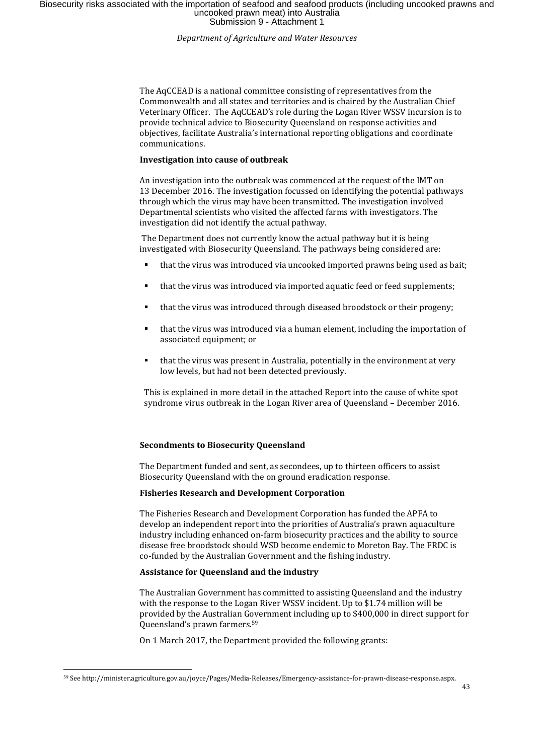The AqCCEAD is a national committee consisting of representatives from the Commonwealth and all states and territories and is chaired by the Australian Chief Veterinary Officer. The AqCCEAD's role during the Logan River WSSV incursion is to provide technical advice to Biosecurity Queensland on response activities and objectives, facilitate Australia's international reporting obligations and coordinate communications.

**Investigation into cause of outbreak**

An investigation into the outbreak was commenced at the request of the IMT on 13 December 2016. The investigation focussed on identifying the potential pathways through which the virus may have been transmitted. The investigation involved Departmental scientists who visited the affected farms with investigators. The investigation did not identify the actual pathway.

The Department does not currently know the actual pathway but it is being investigated with Biosecurity Queensland. The pathways being considered are:

- that the virus was introduced via uncooked imported prawns being used as bait;
- that the virus was introduced via imported aquatic feed or feed supplements;
- that the virus was introduced through diseased broodstock or their progeny;
- that the virus was introduced via a human element, including the importation of associated equipment; or
- that the virus was present in Australia, potentially in the environment at very low levels, but had not been detected previously.

This is explained in more detail in the attached Report into the cause of white spot syndrome virus outbreak in the Logan River area of Queensland – December 2016.

**Secondments to Biosecurity Queensland**

The Department funded and sent, as secondees, up to thirteen officers to assist Biosecurity Queensland with the on ground eradication response.

**Fisheries Research and Development Corporation**

The Fisheries Research and Development Corporation has funded the APFA to develop an independent report into the priorities of Australia's prawn aquaculture industry including enhanced on-farm biosecurity practices and the ability to source disease free broodstock should WSD become endemic to Moreton Bay. The FRDC is co-funded by the Australian Government and the fishing industry.

**Assistance for Queensland and the industry**

The Australian Government has committed to assisting Queensland and the industry with the response to the Logan River WSSV incident. Up to $1.74 million will be provided by the Australian Government including up to $400,000 in direct support for Queensland's prawn farmers.[59]

On 1 March 2017, the Department provided the following grants:

[59] See http://minister.agriculture.gov.au/joyce/Pages/Media-Releases/Emergency-assistance-for-prawn-disease-response.aspx.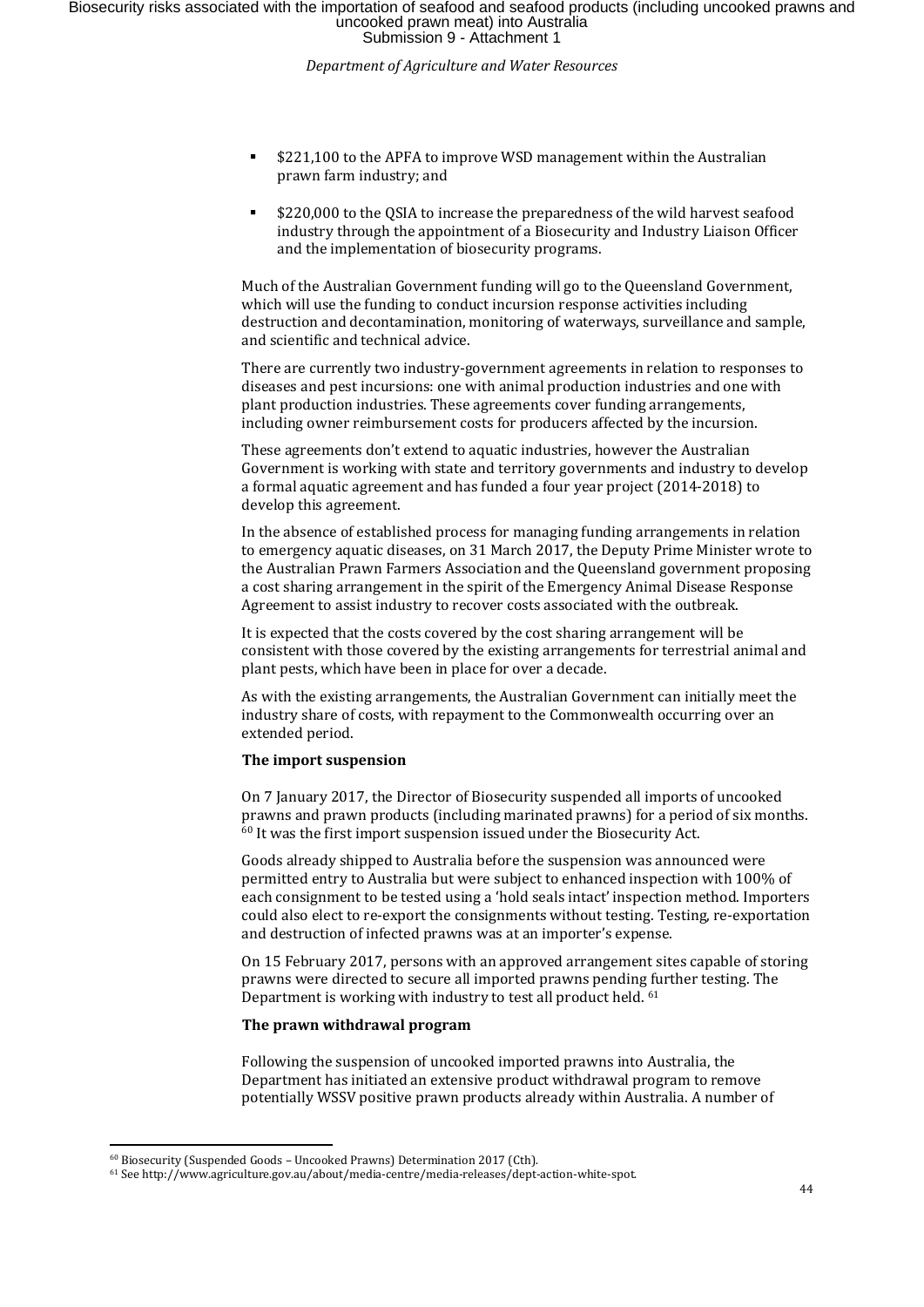- $221,100 to the APFA to improve WSD management within the Australian prawn farm industry; and
- $220,000 to the QSIA to increase the preparedness of the wild harvest seafood industry through the appointment of a Biosecurity and Industry Liaison Officer and the implementation of biosecurity programs.

Much of the Australian Government funding will go to the Queensland Government, which will use the funding to conduct incursion response activities including destruction and decontamination, monitoring of waterways, surveillance and sample, and scientific and technical advice.

There are currently two industry-government agreements in relation to responses to diseases and pest incursions: one with animal production industries and one with plant production industries. These agreements cover funding arrangements, including owner reimbursement costs for producers affected by the incursion.

These agreements don't extend to aquatic industries, however the Australian Government is working with state and territory governments and industry to develop a formal aquatic agreement and has funded a four year project (2014-2018) to develop this agreement.

In the absence of established process for managing funding arrangements in relation to emergency aquatic diseases, on 31 March 2017, the Deputy Prime Minister wrote to the Australian Prawn Farmers Association and the Queensland government proposing a cost sharing arrangement in the spirit of the Emergency Animal Disease Response Agreement to assist industry to recover costs associated with the outbreak.

It is expected that the costs covered by the cost sharing arrangement will be consistent with those covered by the existing arrangements for terrestrial animal and plant pests, which have been in place for over a decade.

As with the existing arrangements, the Australian Government can initially meet the industry share of costs, with repayment to the Commonwealth occurring over an extended period.

**The import suspension**

On 7 January 2017, the Director of Biosecurity suspended all imports of uncooked prawns and prawn products (including marinated prawns) for a period of six months.[60] It was the first import suspension issued under the Biosecurity Act.

Goods already shipped to Australia before the suspension was announced were permitted entry to Australia but were subject to enhanced inspection with 100% of each consignment to be tested using a 'hold seals intact' inspection method. Importers could also elect to re-export the consignments without testing. Testing, re-exportation and destruction of infected prawns was at an importer's expense.

On 15 February 2017, persons with an approved arrangement sites capable of storing prawns were directed to secure all imported prawns pending further testing. The Department is working with industry to test all product held.[61]

**The prawn withdrawal program**

Following the suspension of uncooked imported prawns into Australia, the Department has initiated an extensive product withdrawal program to remove potentially WSSV positive prawn products already within Australia. A number of

[60] Biosecurity (Suspended Goods – Uncooked Prawns) Determination 2017 (Cth).

[61] See http://www.agriculture.gov.au/about/media-centre/media-releases/dept-action-white-spot.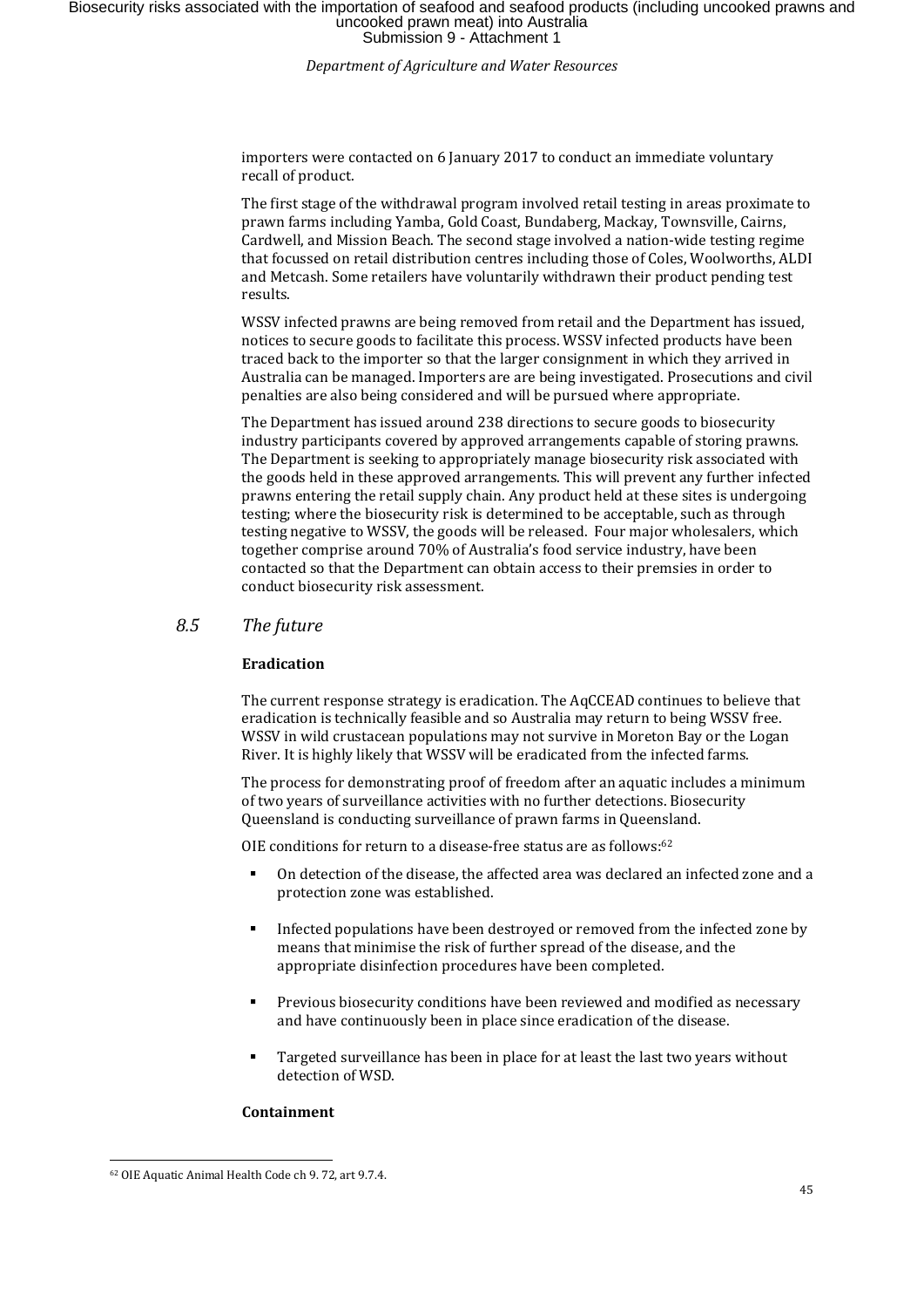importers were contacted on 6 January 2017 to conduct an immediate voluntary recall of product.

The first stage of the withdrawal program involved retail testing in areas proximate to prawn farms including Yamba, Gold Coast, Bundaberg, Mackay, Townsville, Cairns, Cardwell, and Mission Beach. The second stage involved a nation-wide testing regime that focussed on retail distribution centres including those of Coles, Woolworths, ALDI and Metcash. Some retailers have voluntarily withdrawn their product pending test results.

WSSV infected prawns are being removed from retail and the Department has issued, notices to secure goods to facilitate this process. WSSV infected products have been traced back to the importer so that the larger consignment in which they arrived in Australia can be managed. Importers are are being investigated. Prosecutions and civil penalties are also being considered and will be pursued where appropriate.

The Department has issued around 238 directions to secure goods to biosecurity industry participants covered by approved arrangements capable of storing prawns. The Department is seeking to appropriately manage biosecurity risk associated with the goods held in these approved arrangements. This will prevent any further infected prawns entering the retail supply chain. Any product held at these sites is undergoing testing; where the biosecurity risk is determined to be acceptable, such as through testing negative to WSSV, the goods will be released. Four major wholesalers, which together comprise around 70% of Australia's food service industry, have been contacted so that the Department can obtain access to their premsies in order to conduct biosecurity risk assessment.

## *8.5 The future*

**Eradication**

The current response strategy is eradication. The AqCCEAD continues to believe that eradication is technically feasible and so Australia may return to being WSSV free. WSSV in wild crustacean populations may not survive in Moreton Bay or the Logan River. It is highly likely that WSSV will be eradicated from the infected farms.

The process for demonstrating proof of freedom after an aquatic includes a minimum of two years of surveillance activities with no further detections. Biosecurity Queensland is conducting surveillance of prawn farms in Queensland.

OIE conditions for return to a disease-free status are as follows:[62]

- On detection of the disease, the affected area was declared an infected zone and a protection zone was established.
- Infected populations have been destroyed or removed from the infected zone by means that minimise the risk of further spread of the disease, and the appropriate disinfection procedures have been completed.
- Previous biosecurity conditions have been reviewed and modified as necessary and have continuously been in place since eradication of the disease.
- Targeted surveillance has been in place for at least the last two years without detection of WSD.

**Containment**

[62] OIE Aquatic Animal Health Code ch 9. 72, art 9.7.4.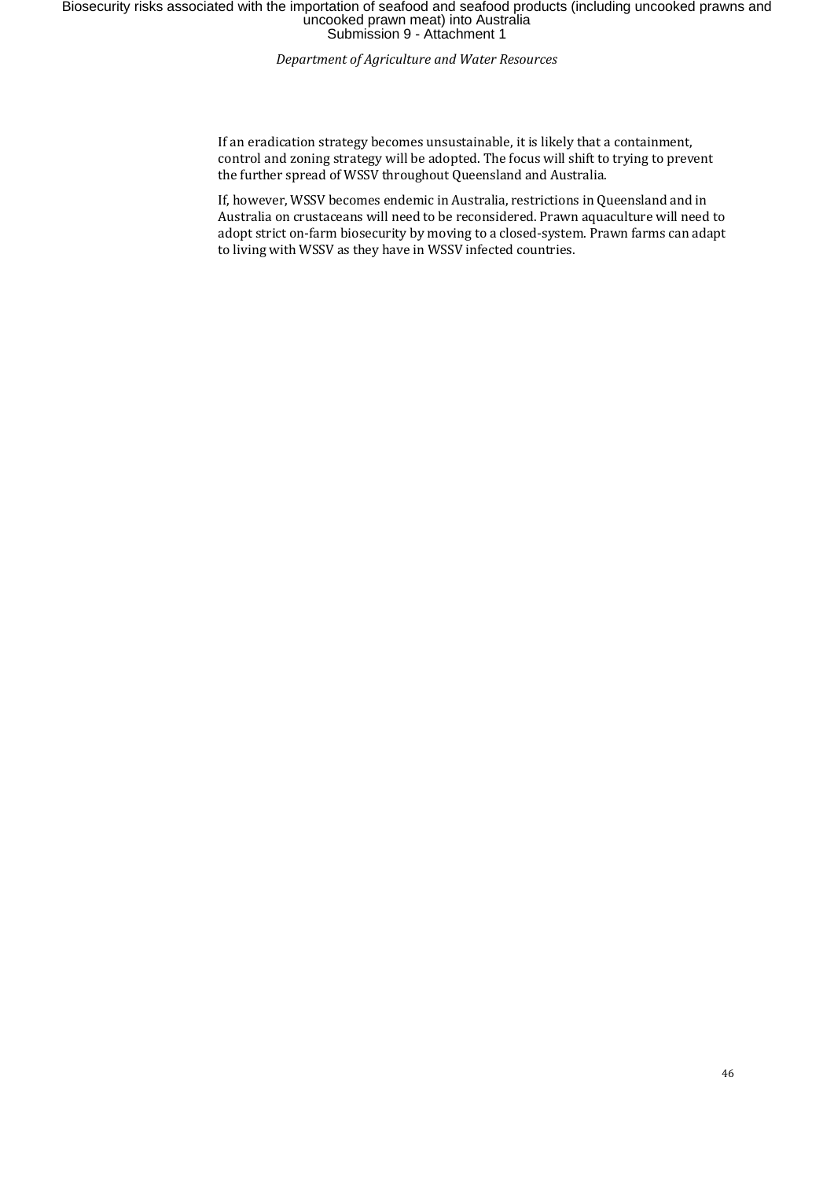If an eradication strategy becomes unsustainable, it is likely that a containment, control and zoning strategy will be adopted. The focus will shift to trying to prevent the further spread of WSSV throughout Queensland and Australia.

If, however, WSSV becomes endemic in Australia, restrictions in Queensland and in Australia on crustaceans will need to be reconsidered. Prawn aquaculture will need to adopt strict on-farm biosecurity by moving to a closed-system. Prawn farms can adapt to living with WSSV as they have in WSSV infected countries.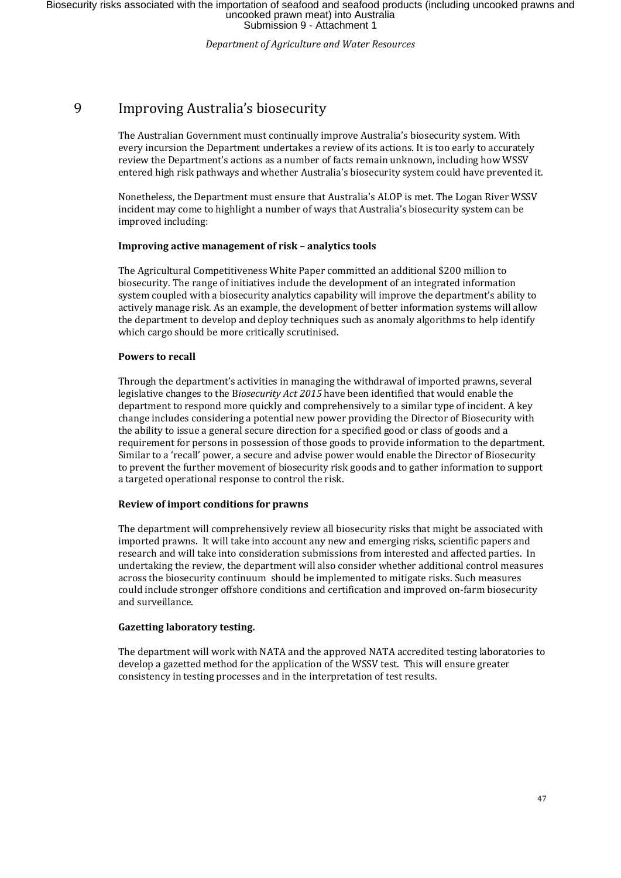# 9 Improving Australia's biosecurity

The Australian Government must continually improve Australia's biosecurity system. With every incursion the Department undertakes a review of its actions. It is too early to accurately review the Department's actions as a number of facts remain unknown, including how WSSV entered high risk pathways and whether Australia's biosecurity system could have prevented it.

Nonetheless, the Department must ensure that Australia's ALOP is met. The Logan River WSSV incident may come to highlight a number of ways that Australia's biosecurity system can be improved including:

**Improving active management of risk – analytics tools**

The Agricultural Competitiveness White Paper committed an additional $200 million to biosecurity. The range of initiatives include the development of an integrated information system coupled with a biosecurity analytics capability will improve the department's ability to actively manage risk. As an example, the development of better information systems will allow the department to develop and deploy techniques such as anomaly algorithms to help identify which cargo should be more critically scrutinised.

**Powers to recall**

Through the department's activities in managing the withdrawal of imported prawns, several legislative changes to the B*iosecurity Act 2015* have been identified that would enable the department to respond more quickly and comprehensively to a similar type of incident. A key change includes considering a potential new power providing the Director of Biosecurity with the ability to issue a general secure direction for a specified good or class of goods and a requirement for persons in possession of those goods to provide information to the department. Similar to a 'recall' power, a secure and advise power would enable the Director of Biosecurity to prevent the further movement of biosecurity risk goods and to gather information to support a targeted operational response to control the risk.

**Review of import conditions for prawns**

The department will comprehensively review all biosecurity risks that might be associated with imported prawns. It will take into account any new and emerging risks, scientific papers and research and will take into consideration submissions from interested and affected parties. In undertaking the review, the department will also consider whether additional control measures across the biosecurity continuum should be implemented to mitigate risks. Such measures could include stronger offshore conditions and certification and improved on-farm biosecurity and surveillance.

**Gazetting laboratory testing.**

The department will work with NATA and the approved NATA accredited testing laboratories to develop a gazetted method for the application of the WSSV test. This will ensure greater consistency in testing processes and in the interpretation of test results.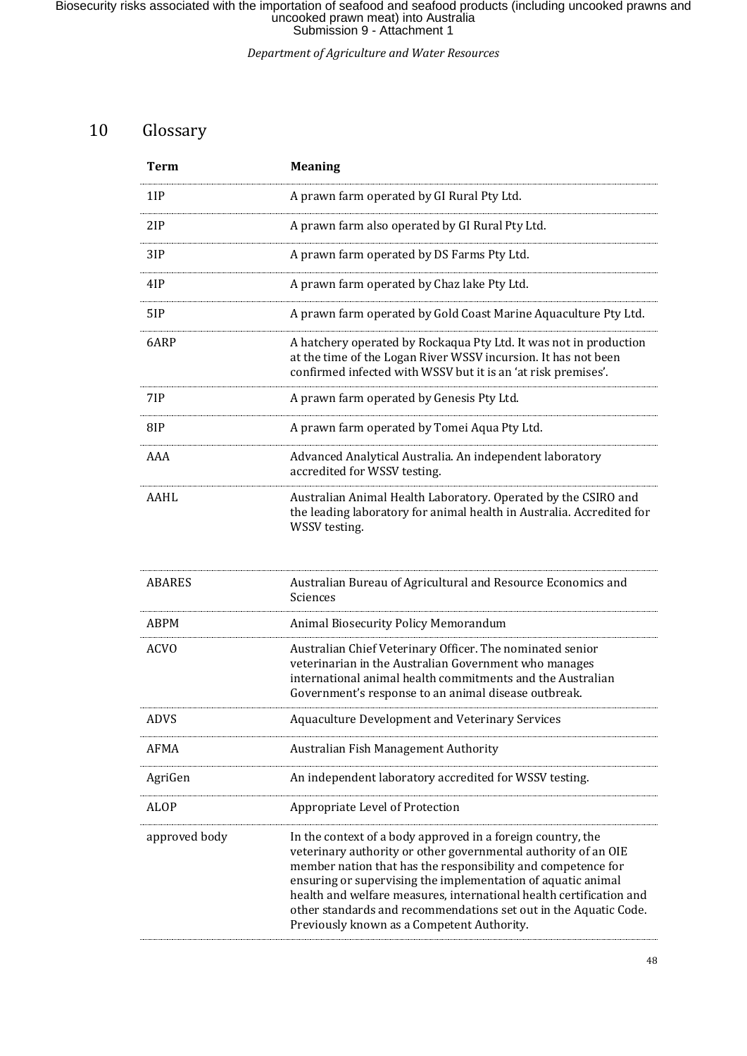# 10 Glossary

| Term | Meaning |
| --- | --- |
| 1IP | A prawn farm operated by GI Rural Pty Ltd. |
| 2IP | A prawn farm also operated by GI Rural Pty Ltd. |
| 3IP | A prawn farm operated by DS Farms Pty Ltd. |
| 4IP | A prawn farm operated by Chaz lake Pty Ltd. |
| 5IP | A prawn farm operated by Gold Coast Marine Aquaculture Pty Ltd. |
| 6ARP | A hatchery operated by Rockaqua Pty Ltd. It was not in production at the time of the Logan River WSSV incursion. It has not been confirmed infected with WSSV but it is an 'at risk premises'. |
| 7IP | A prawn farm operated by Genesis Pty Ltd. |
| 8IP | A prawn farm operated by Tomei Aqua Pty Ltd. |
| AAA | Advanced Analytical Australia. An independent laboratory accredited for WSSV testing. |
| AAHL | Australian Animal Health Laboratory. Operated by the CSIRO and the leading laboratory for animal health in Australia. Accredited for WSSV testing. |
| ABARES | Australian Bureau of Agricultural and Resource Economics and Sciences |
| ABPM | Animal Biosecurity Policy Memorandum |
| ACVO | Australian Chief Veterinary Officer. The nominated senior veterinarian in the Australian Government who manages international animal health commitments and the Australian Government's response to an animal disease outbreak. |
| ADVS | Aquaculture Development and Veterinary Services |
| AFMA | Australian Fish Management Authority |
| AgriGen | An independent laboratory accredited for WSSV testing. |
| ALOP | Appropriate Level of Protection |
| approved body | In the context of a body approved in a foreign country, the veterinary authority or other governmental authority of an OIE member nation that has the responsibility and competence for ensuring or supervising the implementation of aquatic animal health and welfare measures, international health certification and other standards and recommendations set out in the Aquatic Code. Previously known as a Competent Authority. |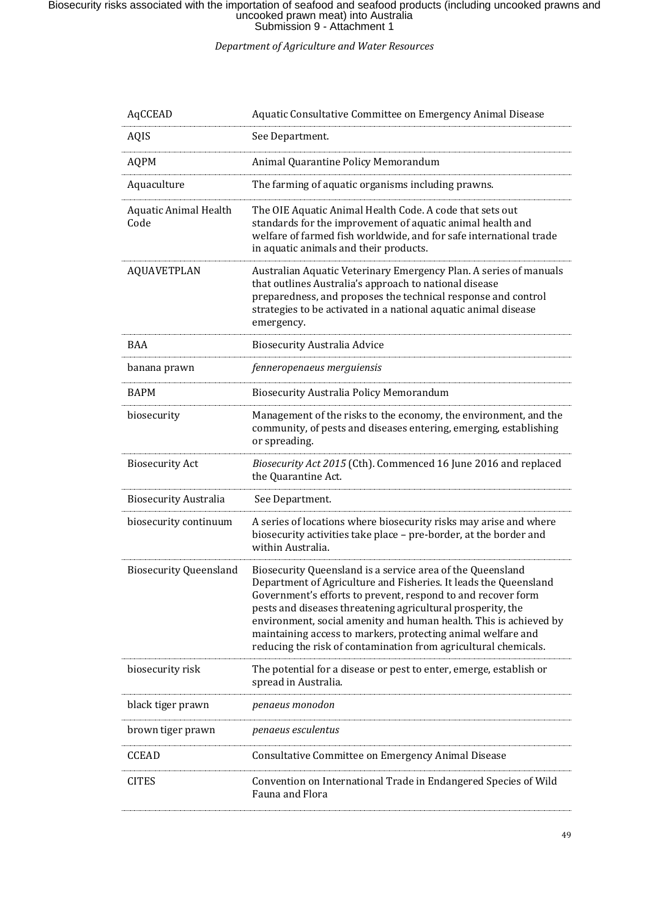| | |
|---|---|
| AqCCEAD | Aquatic Consultative Committee on Emergency Animal Disease |
| AQIS | See Department. |
| AQPM | Animal Quarantine Policy Memorandum |
| Aquaculture | The farming of aquatic organisms including prawns. |
| Aquatic Animal Health Code | The OIE Aquatic Animal Health Code. A code that sets out standards for the improvement of aquatic animal health and welfare of farmed fish worldwide, and for safe international trade in aquatic animals and their products. |
| AQUAVETPLAN | Australian Aquatic Veterinary Emergency Plan. A series of manuals that outlines Australia's approach to national disease preparedness, and proposes the technical response and control strategies to be activated in a national aquatic animal disease emergency. |
| BAA | Biosecurity Australia Advice |
| banana prawn | *fenneropenaeus merguiensis* |
| BAPM | Biosecurity Australia Policy Memorandum |
| biosecurity | Management of the risks to the economy, the environment, and the community, of pests and diseases entering, emerging, establishing or spreading. |
| Biosecurity Act | *Biosecurity Act 2015* (Cth). Commenced 16 June 2016 and replaced the Quarantine Act. |
| Biosecurity Australia | See Department. |
| biosecurity continuum | A series of locations where biosecurity risks may arise and where biosecurity activities take place – pre-border, at the border and within Australia. |
| Biosecurity Queensland | Biosecurity Queensland is a service area of the Queensland Department of Agriculture and Fisheries. It leads the Queensland Government's efforts to prevent, respond to and recover form pests and diseases threatening agricultural prosperity, the environment, social amenity and human health. This is achieved by maintaining access to markers, protecting animal welfare and reducing the risk of contamination from agricultural chemicals. |
| biosecurity risk | The potential for a disease or pest to enter, emerge, establish or spread in Australia. |
| black tiger prawn | *penaeus monodon* |
| brown tiger prawn | *penaeus esculentus* |
| CCEAD | Consultative Committee on Emergency Animal Disease |
| CITES | Convention on International Trade in Endangered Species of Wild Fauna and Flora |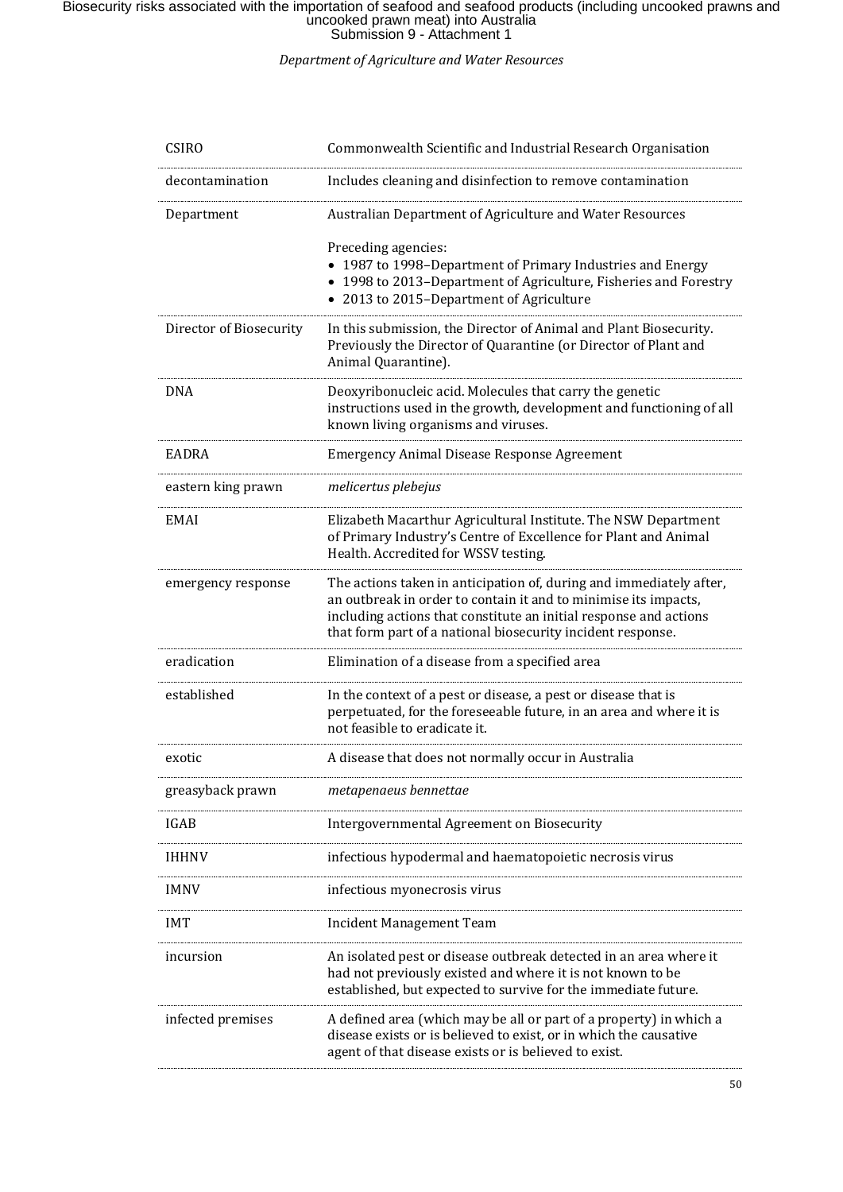| | |
|---|---|
| CSIRO | Commonwealth Scientific and Industrial Research Organisation |
| decontamination | Includes cleaning and disinfection to remove contamination |
| Department | Australian Department of Agriculture and Water Resources<br><br>Preceding agencies:<br>• 1987 to 1998–Department of Primary Industries and Energy<br>• 1998 to 2013–Department of Agriculture, Fisheries and Forestry<br>• 2013 to 2015–Department of Agriculture |
| Director of Biosecurity | In this submission, the Director of Animal and Plant Biosecurity. Previously the Director of Quarantine (or Director of Plant and Animal Quarantine). |
| DNA | Deoxyribonucleic acid. Molecules that carry the genetic instructions used in the growth, development and functioning of all known living organisms and viruses. |
| EADRA | Emergency Animal Disease Response Agreement |
| eastern king prawn | *melicertus plebejus* |
| EMAI | Elizabeth Macarthur Agricultural Institute. The NSW Department of Primary Industry's Centre of Excellence for Plant and Animal Health. Accredited for WSSV testing. |
| emergency response | The actions taken in anticipation of, during and immediately after, an outbreak in order to contain it and to minimise its impacts, including actions that constitute an initial response and actions that form part of a national biosecurity incident response. |
| eradication | Elimination of a disease from a specified area |
| established | In the context of a pest or disease, a pest or disease that is perpetuated, for the foreseeable future, in an area and where it is not feasible to eradicate it. |
| exotic | A disease that does not normally occur in Australia |
| greasyback prawn | *metapenaeus bennettae* |
| IGAB | Intergovernmental Agreement on Biosecurity |
| IHHNV | infectious hypodermal and haematopoietic necrosis virus |
| IMNV | infectious myonecrosis virus |
| IMT | Incident Management Team |
| incursion | An isolated pest or disease outbreak detected in an area where it had not previously existed and where it is not known to be established, but expected to survive for the immediate future. |
| infected premises | A defined area (which may be all or part of a property) in which a disease exists or is believed to exist, or in which the causative agent of that disease exists or is believed to exist. |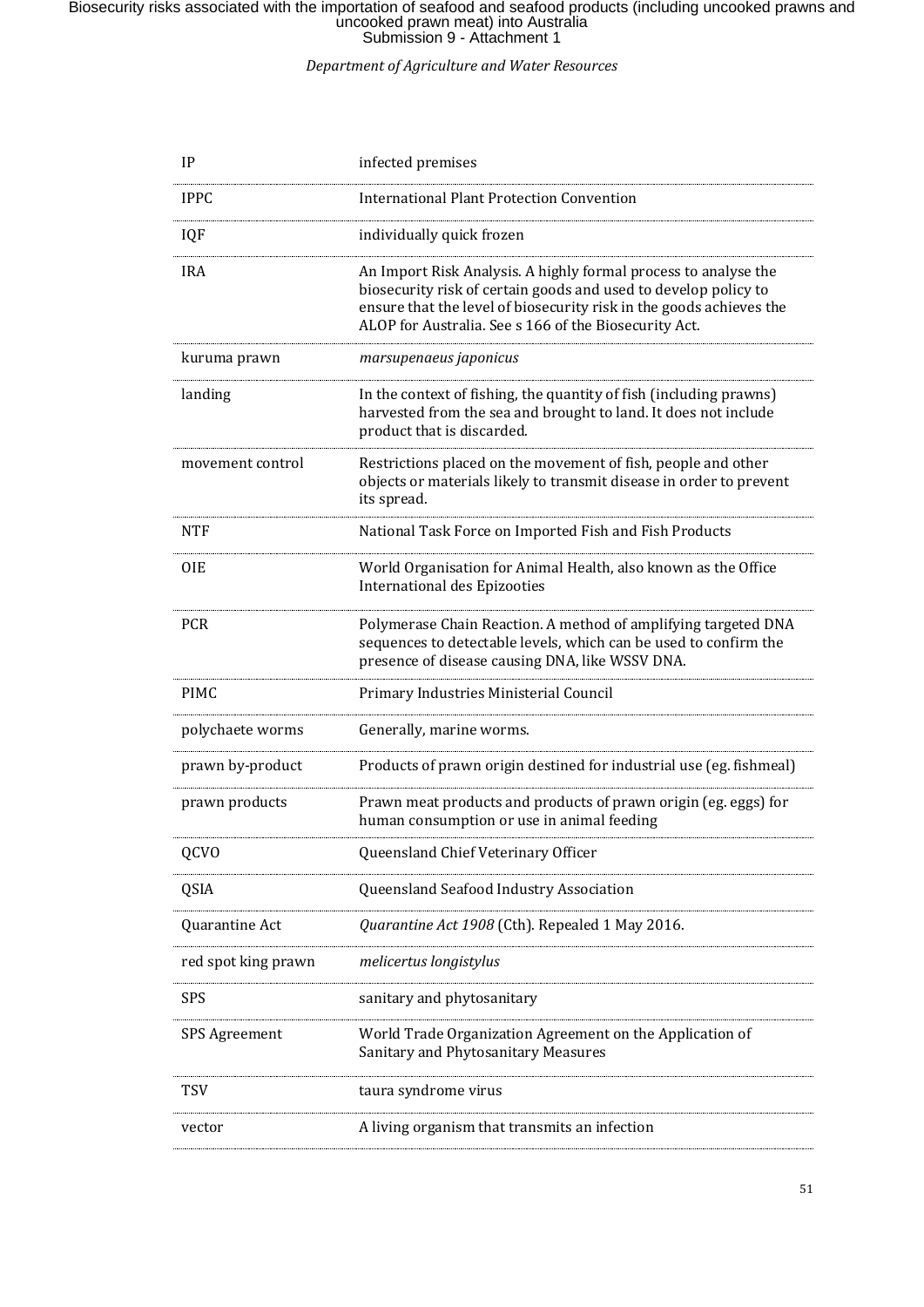| | |
|---|---|
| IP | infected premises |
| IPPC | International Plant Protection Convention |
| IQF | individually quick frozen |
| IRA | An Import Risk Analysis. A highly formal process to analyse the biosecurity risk of certain goods and used to develop policy to ensure that the level of biosecurity risk in the goods achieves the ALOP for Australia. See s 166 of the Biosecurity Act. |
| kuruma prawn | *marsupenaeus japonicus* |
| landing | In the context of fishing, the quantity of fish (including prawns) harvested from the sea and brought to land. It does not include product that is discarded. |
| movement control | Restrictions placed on the movement of fish, people and other objects or materials likely to transmit disease in order to prevent its spread. |
| NTF | National Task Force on Imported Fish and Fish Products |
| OIE | World Organisation for Animal Health, also known as the Office International des Epizooties |
| PCR | Polymerase Chain Reaction. A method of amplifying targeted DNA sequences to detectable levels, which can be used to confirm the presence of disease causing DNA, like WSSV DNA. |
| PIMC | Primary Industries Ministerial Council |
| polychaete worms | Generally, marine worms. |
| prawn by-product | Products of prawn origin destined for industrial use (eg. fishmeal) |
| prawn products | Prawn meat products and products of prawn origin (eg. eggs) for human consumption or use in animal feeding |
| QCVO | Queensland Chief Veterinary Officer |
| QSIA | Queensland Seafood Industry Association |
| Quarantine Act | *Quarantine Act 1908* (Cth). Repealed 1 May 2016. |
| red spot king prawn | *melicertus longistylus* |
| SPS | sanitary and phytosanitary |
| SPS Agreement | World Trade Organization Agreement on the Application of Sanitary and Phytosanitary Measures |
| TSV | taura syndrome virus |
| vector | A living organism that transmits an infection |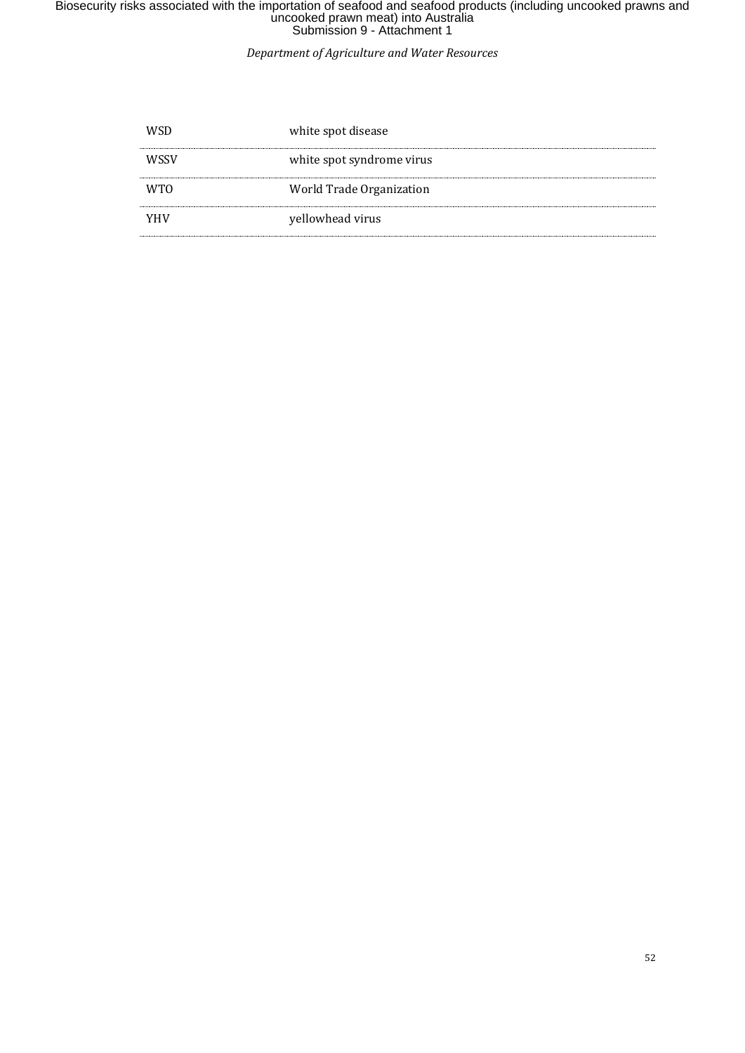| | |
|---|---|
| WSD | white spot disease |
| WSSV | white spot syndrome virus |
| WTO | World Trade Organization |
| YHV | yellowhead virus |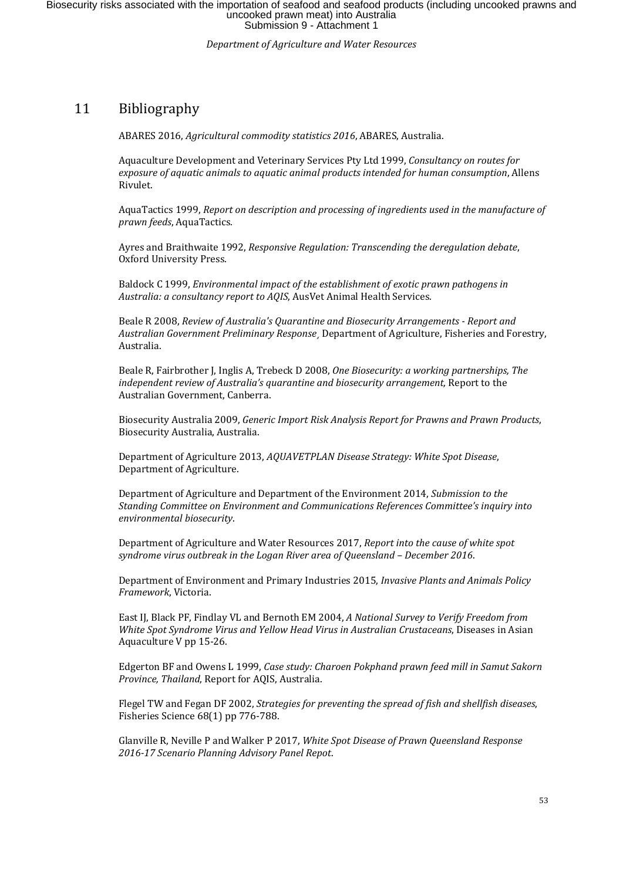# 11 Bibliography

ABARES 2016, *Agricultural commodity statistics 2016*, ABARES, Australia.

Aquaculture Development and Veterinary Services Pty Ltd 1999, *Consultancy on routes for exposure of aquatic animals to aquatic animal products intended for human consumption*, Allens Rivulet.

AquaTactics 1999, *Report on description and processing of ingredients used in the manufacture of prawn feeds*, AquaTactics.

Ayres and Braithwaite 1992, *Responsive Regulation: Transcending the deregulation debate*, Oxford University Press.

Baldock C 1999, *Environmental impact of the establishment of exotic prawn pathogens in Australia: a consultancy report to AQIS*, AusVet Animal Health Services.

Beale R 2008, *Review of Australia's Quarantine and Biosecurity Arrangements - Report and Australian Government Preliminary Response*, Department of Agriculture, Fisheries and Forestry, Australia.

Beale R, Fairbrother J, Inglis A, Trebeck D 2008, *One Biosecurity: a working partnerships, The independent review of Australia's quarantine and biosecurity arrangement*, Report to the Australian Government, Canberra.

Biosecurity Australia 2009, *Generic Import Risk Analysis Report for Prawns and Prawn Products*, Biosecurity Australia, Australia.

Department of Agriculture 2013, *AQUAVETPLAN Disease Strategy: White Spot Disease*, Department of Agriculture.

Department of Agriculture and Department of the Environment 2014, *Submission to the Standing Committee on Environment and Communications References Committee's inquiry into environmental biosecurity*.

Department of Agriculture and Water Resources 2017, *Report into the cause of white spot syndrome virus outbreak in the Logan River area of Queensland – December 2016*.

Department of Environment and Primary Industries 2015, *Invasive Plants and Animals Policy Framework*, Victoria.

East IJ, Black PF, Findlay VL and Bernoth EM 2004, *A National Survey to Verify Freedom from White Spot Syndrome Virus and Yellow Head Virus in Australian Crustaceans*, Diseases in Asian Aquaculture V pp 15-26.

Edgerton BF and Owens L 1999, *Case study: Charoen Pokphand prawn feed mill in Samut Sakorn Province, Thailand*, Report for AQIS, Australia.

Flegel TW and Fegan DF 2002, *Strategies for preventing the spread of fish and shellfish diseases*, Fisheries Science 68(1) pp 776-788.

Glanville R, Neville P and Walker P 2017, *White Spot Disease of Prawn Queensland Response 2016-17 Scenario Planning Advisory Panel Repot*.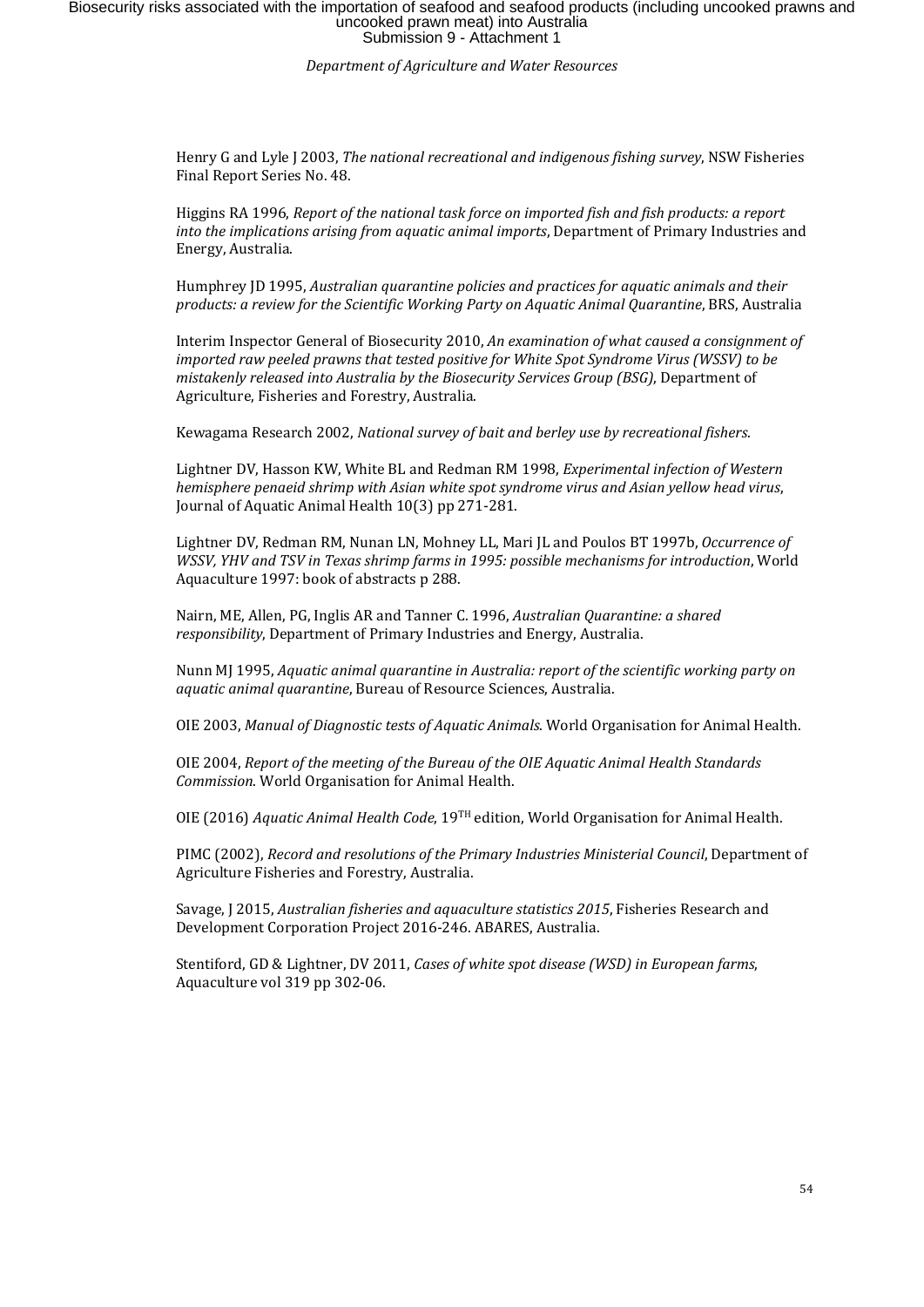Henry G and Lyle J 2003, *The national recreational and indigenous fishing survey*, NSW Fisheries Final Report Series No. 48.

Higgins RA 1996, *Report of the national task force on imported fish and fish products: a report into the implications arising from aquatic animal imports*, Department of Primary Industries and Energy, Australia.

Humphrey JD 1995, *Australian quarantine policies and practices for aquatic animals and their products: a review for the Scientific Working Party on Aquatic Animal Quarantine*, BRS, Australia

Interim Inspector General of Biosecurity 2010, *An examination of what caused a consignment of imported raw peeled prawns that tested positive for White Spot Syndrome Virus (WSSV) to be mistakenly released into Australia by the Biosecurity Services Group (BSG)*, Department of Agriculture, Fisheries and Forestry, Australia.

Kewagama Research 2002, *National survey of bait and berley use by recreational fishers*.

Lightner DV, Hasson KW, White BL and Redman RM 1998, *Experimental infection of Western hemisphere penaeid shrimp with Asian white spot syndrome virus and Asian yellow head virus*, Journal of Aquatic Animal Health 10(3) pp 271-281.

Lightner DV, Redman RM, Nunan LN, Mohney LL, Mari JL and Poulos BT 1997b, *Occurrence of WSSV, YHV and TSV in Texas shrimp farms in 1995: possible mechanisms for introduction*, World Aquaculture 1997: book of abstracts p 288.

Nairn, ME, Allen, PG, Inglis AR and Tanner C. 1996, *Australian Quarantine: a shared responsibility*, Department of Primary Industries and Energy, Australia.

Nunn MJ 1995, *Aquatic animal quarantine in Australia: report of the scientific working party on aquatic animal quarantine*, Bureau of Resource Sciences, Australia.

OIE 2003, *Manual of Diagnostic tests of Aquatic Animals*. World Organisation for Animal Health.

OIE 2004, *Report of the meeting of the Bureau of the OIE Aquatic Animal Health Standards Commission*. World Organisation for Animal Health.

OIE (2016) *Aquatic Animal Health Code*, 19TH edition, World Organisation for Animal Health.

PIMC (2002), *Record and resolutions of the Primary Industries Ministerial Council*, Department of Agriculture Fisheries and Forestry, Australia.

Savage, J 2015, *Australian fisheries and aquaculture statistics 2015*, Fisheries Research and Development Corporation Project 2016-246. ABARES, Australia.

Stentiford, GD & Lightner, DV 2011, *Cases of white spot disease (WSD) in European farms*, Aquaculture vol 319 pp 302-06.